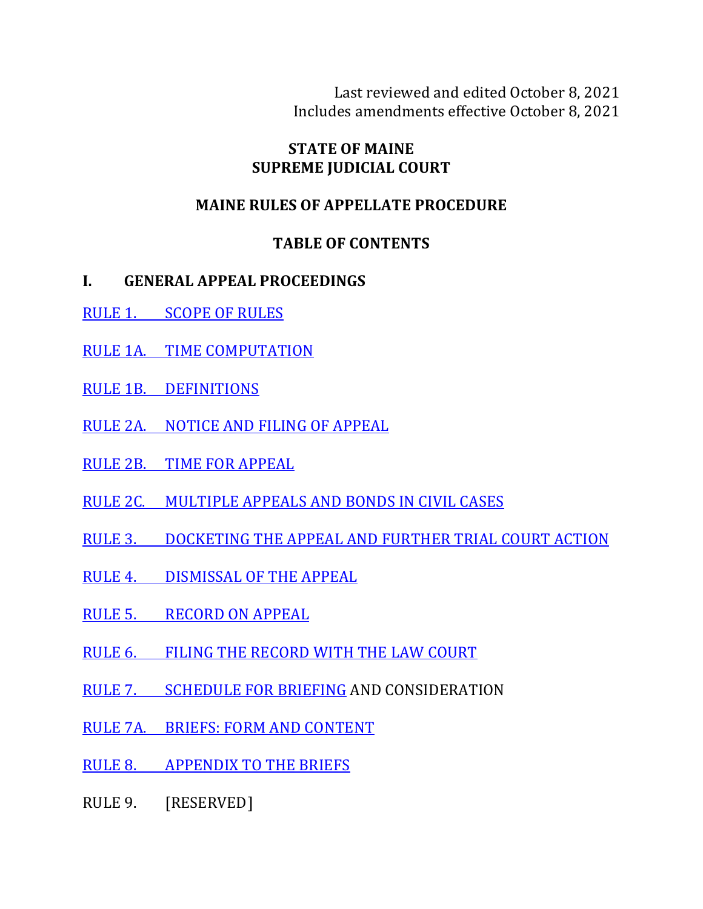Last reviewed and edited October 8, 2021
Includes amendments effective October 8, 2021

# STATE OF MAINE
# SUPREME JUDICIAL COURT

## MAINE RULES OF APPELLATE PROCEDURE

## TABLE OF CONTENTS

### I. GENERAL APPEAL PROCEEDINGS

RULE 1. SCOPE OF RULES

RULE 1A. TIME COMPUTATION

RULE 1B. DEFINITIONS

RULE 2A. NOTICE AND FILING OF APPEAL

RULE 2B. TIME FOR APPEAL

RULE 2C. MULTIPLE APPEALS AND BONDS IN CIVIL CASES

RULE 3. DOCKETING THE APPEAL AND FURTHER TRIAL COURT ACTION

RULE 4. DISMISSAL OF THE APPEAL

RULE 5. RECORD ON APPEAL

RULE 6. FILING THE RECORD WITH THE LAW COURT

RULE 7. SCHEDULE FOR BRIEFING AND CONSIDERATION

RULE 7A. BRIEFS: FORM AND CONTENT

RULE 8. APPENDIX TO THE BRIEFS

RULE 9. [RESERVED]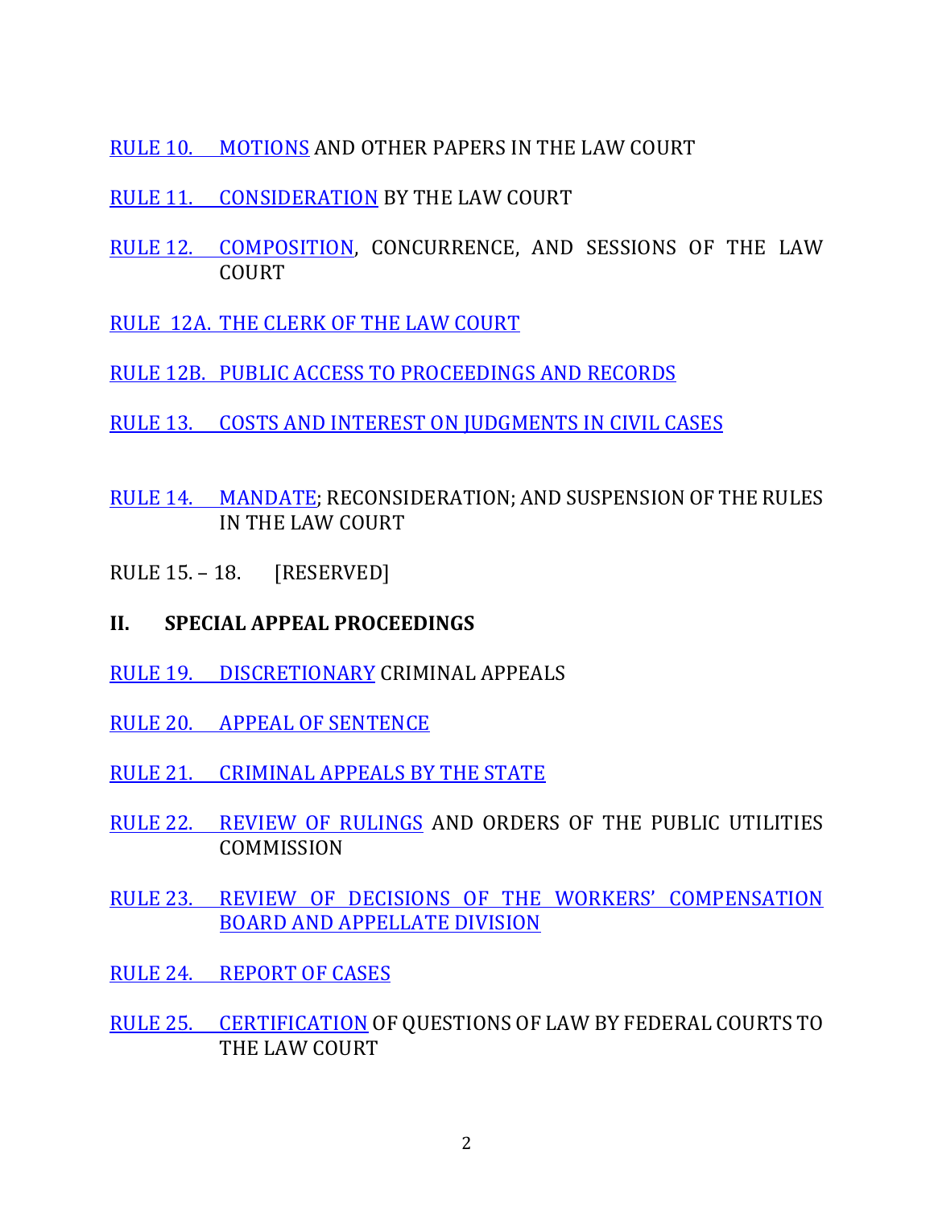RULE 10. MOTIONS AND OTHER PAPERS IN THE LAW COURT

RULE 11. CONSIDERATION BY THE LAW COURT

RULE 12. COMPOSITION, CONCURRENCE, AND SESSIONS OF THE LAW COURT

RULE 12A. THE CLERK OF THE LAW COURT

RULE 12B. PUBLIC ACCESS TO PROCEEDINGS AND RECORDS

RULE 13. COSTS AND INTEREST ON JUDGMENTS IN CIVIL CASES

RULE 14. MANDATE; RECONSIDERATION; AND SUSPENSION OF THE RULES IN THE LAW COURT

RULE 15. – 18. [RESERVED]

**II. SPECIAL APPEAL PROCEEDINGS**

RULE 19. DISCRETIONARY CRIMINAL APPEALS

RULE 20. APPEAL OF SENTENCE

RULE 21. CRIMINAL APPEALS BY THE STATE

RULE 22. REVIEW OF RULINGS AND ORDERS OF THE PUBLIC UTILITIES COMMISSION

RULE 23. REVIEW OF DECISIONS OF THE WORKERS' COMPENSATION BOARD AND APPELLATE DIVISION

RULE 24. REPORT OF CASES

RULE 25. CERTIFICATION OF QUESTIONS OF LAW BY FEDERAL COURTS TO THE LAW COURT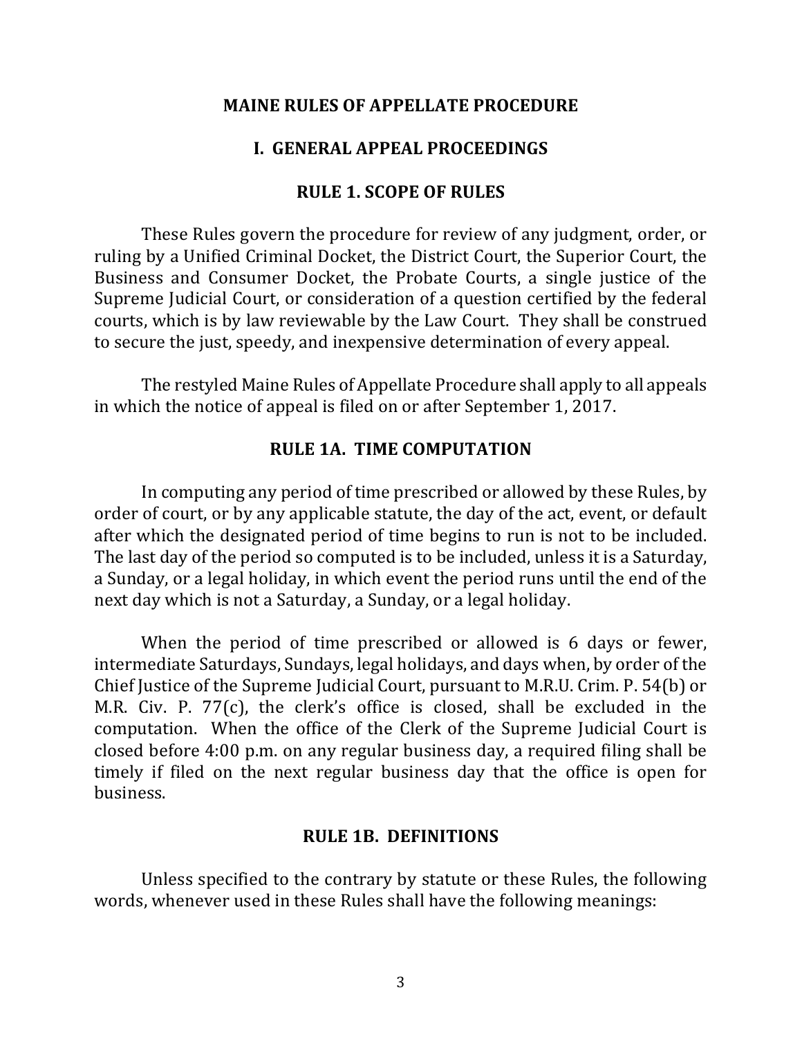# MAINE RULES OF APPELLATE PROCEDURE

## I. GENERAL APPEAL PROCEEDINGS

### RULE 1. SCOPE OF RULES

These Rules govern the procedure for review of any judgment, order, or ruling by a Unified Criminal Docket, the District Court, the Superior Court, the Business and Consumer Docket, the Probate Courts, a single justice of the Supreme Judicial Court, or consideration of a question certified by the federal courts, which is by law reviewable by the Law Court. They shall be construed to secure the just, speedy, and inexpensive determination of every appeal.

The restyled Maine Rules of Appellate Procedure shall apply to all appeals in which the notice of appeal is filed on or after September 1, 2017.

### RULE 1A. TIME COMPUTATION

In computing any period of time prescribed or allowed by these Rules, by order of court, or by any applicable statute, the day of the act, event, or default after which the designated period of time begins to run is not to be included. The last day of the period so computed is to be included, unless it is a Saturday, a Sunday, or a legal holiday, in which event the period runs until the end of the next day which is not a Saturday, a Sunday, or a legal holiday.

When the period of time prescribed or allowed is 6 days or fewer, intermediate Saturdays, Sundays, legal holidays, and days when, by order of the Chief Justice of the Supreme Judicial Court, pursuant to M.R.U. Crim. P. 54(b) or M.R. Civ. P. 77(c), the clerk's office is closed, shall be excluded in the computation. When the office of the Clerk of the Supreme Judicial Court is closed before 4:00 p.m. on any regular business day, a required filing shall be timely if filed on the next regular business day that the office is open for business.

### RULE 1B. DEFINITIONS

Unless specified to the contrary by statute or these Rules, the following words, whenever used in these Rules shall have the following meanings: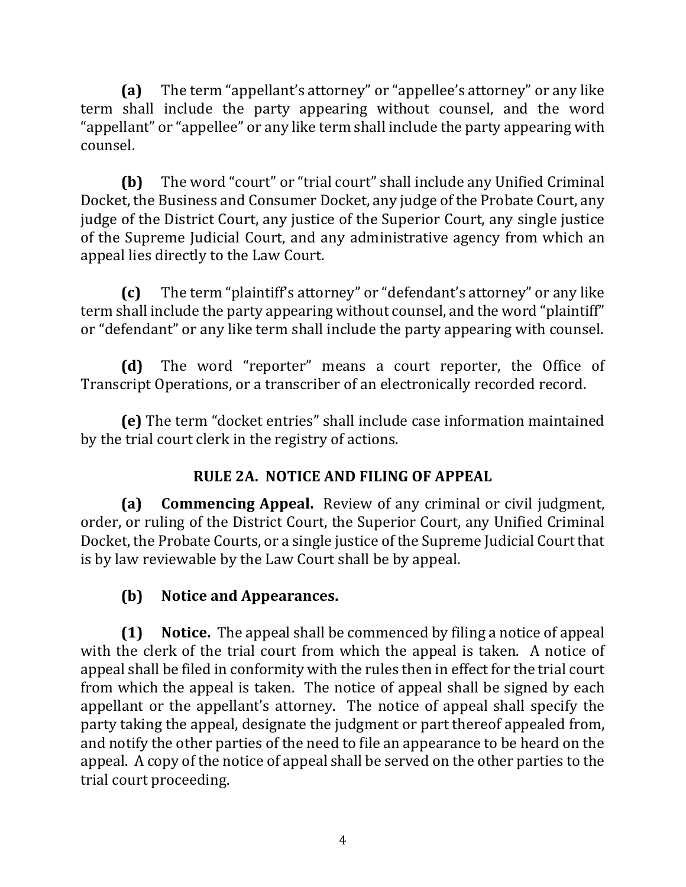**(a)** The term "appellant's attorney" or "appellee's attorney" or any like term shall include the party appearing without counsel, and the word "appellant" or "appellee" or any like term shall include the party appearing with counsel.

**(b)** The word "court" or "trial court" shall include any Unified Criminal Docket, the Business and Consumer Docket, any judge of the Probate Court, any judge of the District Court, any justice of the Superior Court, any single justice of the Supreme Judicial Court, and any administrative agency from which an appeal lies directly to the Law Court.

**(c)** The term "plaintiff's attorney" or "defendant's attorney" or any like term shall include the party appearing without counsel, and the word "plaintiff" or "defendant" or any like term shall include the party appearing with counsel.

**(d)** The word "reporter" means a court reporter, the Office of Transcript Operations, or a transcriber of an electronically recorded record.

**(e)** The term "docket entries" shall include case information maintained by the trial court clerk in the registry of actions.

## RULE 2A. NOTICE AND FILING OF APPEAL

**(a) Commencing Appeal.** Review of any criminal or civil judgment, order, or ruling of the District Court, the Superior Court, any Unified Criminal Docket, the Probate Courts, or a single justice of the Supreme Judicial Court that is by law reviewable by the Law Court shall be by appeal.

**(b) Notice and Appearances.**

**(1) Notice.** The appeal shall be commenced by filing a notice of appeal with the clerk of the trial court from which the appeal is taken. A notice of appeal shall be filed in conformity with the rules then in effect for the trial court from which the appeal is taken. The notice of appeal shall be signed by each appellant or the appellant's attorney. The notice of appeal shall specify the party taking the appeal, designate the judgment or part thereof appealed from, and notify the other parties of the need to file an appearance to be heard on the appeal. A copy of the notice of appeal shall be served on the other parties to the trial court proceeding.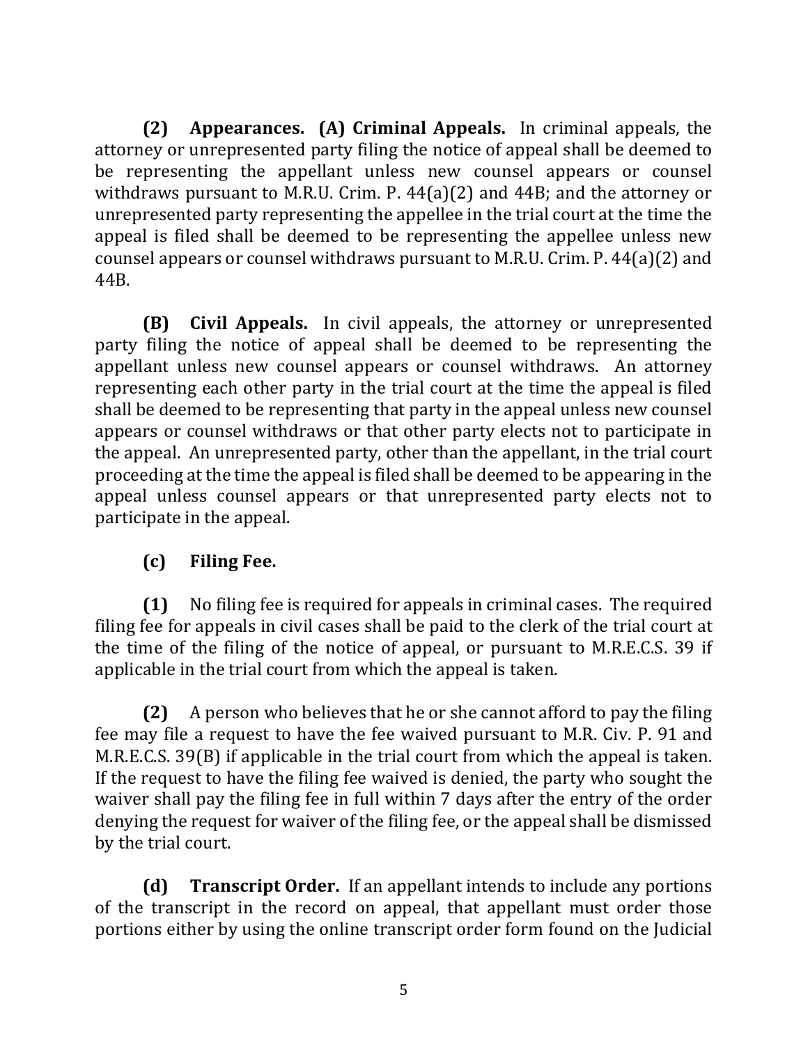**(2) Appearances. (A) Criminal Appeals.** In criminal appeals, the attorney or unrepresented party filing the notice of appeal shall be deemed to be representing the appellant unless new counsel appears or counsel withdraws pursuant to M.R.U. Crim. P. 44(a)(2) and 44B; and the attorney or unrepresented party representing the appellee in the trial court at the time the appeal is filed shall be deemed to be representing the appellee unless new counsel appears or counsel withdraws pursuant to M.R.U. Crim. P. 44(a)(2) and 44B.

**(B) Civil Appeals.** In civil appeals, the attorney or unrepresented party filing the notice of appeal shall be deemed to be representing the appellant unless new counsel appears or counsel withdraws. An attorney representing each other party in the trial court at the time the appeal is filed shall be deemed to be representing that party in the appeal unless new counsel appears or counsel withdraws or that other party elects not to participate in the appeal. An unrepresented party, other than the appellant, in the trial court proceeding at the time the appeal is filed shall be deemed to be appearing in the appeal unless counsel appears or that unrepresented party elects not to participate in the appeal.

**(c) Filing Fee.**

**(1)** No filing fee is required for appeals in criminal cases. The required filing fee for appeals in civil cases shall be paid to the clerk of the trial court at the time of the filing of the notice of appeal, or pursuant to M.R.E.C.S. 39 if applicable in the trial court from which the appeal is taken.

**(2)** A person who believes that he or she cannot afford to pay the filing fee may file a request to have the fee waived pursuant to M.R. Civ. P. 91 and M.R.E.C.S. 39(B) if applicable in the trial court from which the appeal is taken. If the request to have the filing fee waived is denied, the party who sought the waiver shall pay the filing fee in full within 7 days after the entry of the order denying the request for waiver of the filing fee, or the appeal shall be dismissed by the trial court.

**(d) Transcript Order.** If an appellant intends to include any portions of the transcript in the record on appeal, that appellant must order those portions either by using the online transcript order form found on the Judicial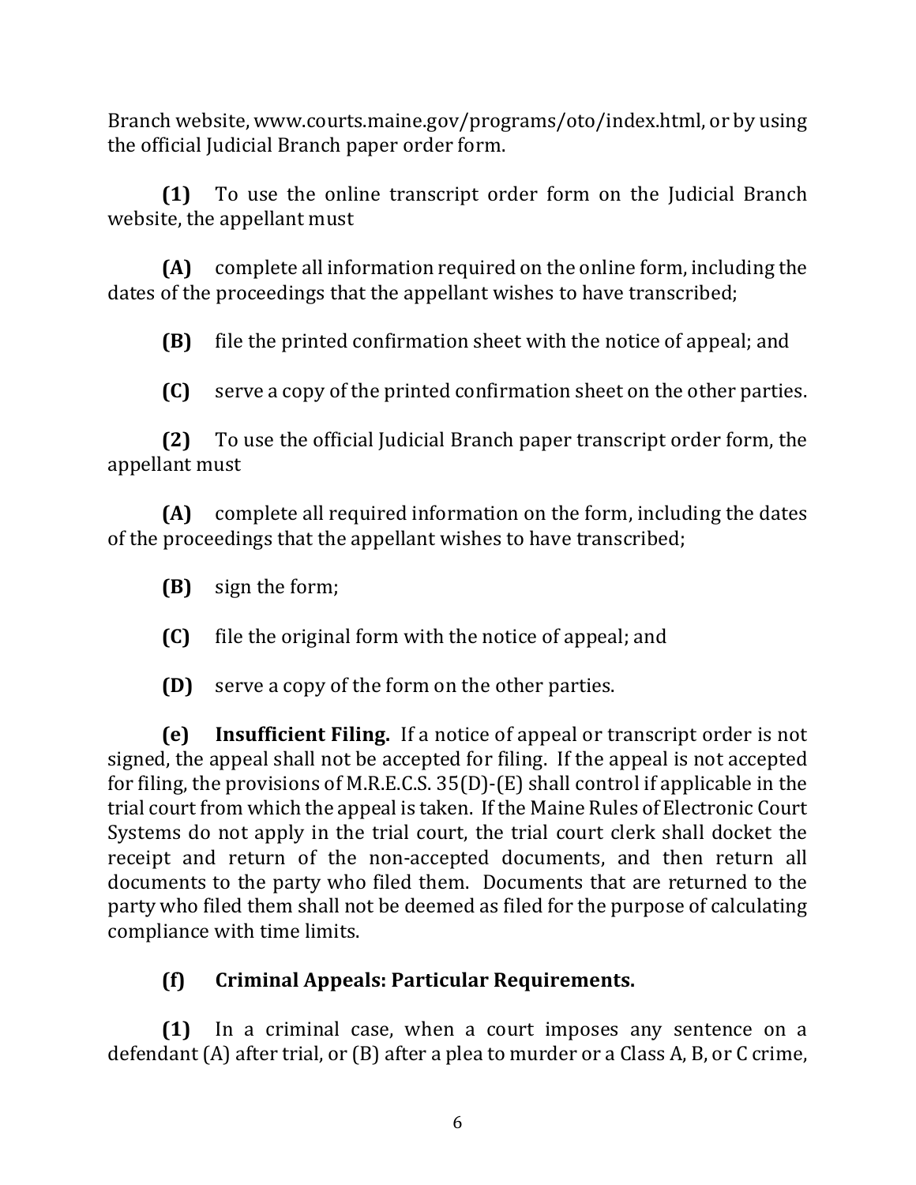Branch website, www.courts.maine.gov/programs/oto/index.html, or by using the official Judicial Branch paper order form.

**(1)** To use the online transcript order form on the Judicial Branch website, the appellant must

**(A)** complete all information required on the online form, including the dates of the proceedings that the appellant wishes to have transcribed;

**(B)** file the printed confirmation sheet with the notice of appeal; and

**(C)** serve a copy of the printed confirmation sheet on the other parties.

**(2)** To use the official Judicial Branch paper transcript order form, the appellant must

**(A)** complete all required information on the form, including the dates of the proceedings that the appellant wishes to have transcribed;

**(B)** sign the form;

**(C)** file the original form with the notice of appeal; and

**(D)** serve a copy of the form on the other parties.

**(e)** **Insufficient Filing.** If a notice of appeal or transcript order is not signed, the appeal shall not be accepted for filing. If the appeal is not accepted for filing, the provisions of M.R.E.C.S. 35(D)-(E) shall control if applicable in the trial court from which the appeal is taken. If the Maine Rules of Electronic Court Systems do not apply in the trial court, the trial court clerk shall docket the receipt and return of the non-accepted documents, and then return all documents to the party who filed them. Documents that are returned to the party who filed them shall not be deemed as filed for the purpose of calculating compliance with time limits.

**(f)** **Criminal Appeals: Particular Requirements.**

**(1)** In a criminal case, when a court imposes any sentence on a defendant (A) after trial, or (B) after a plea to murder or a Class A, B, or C crime,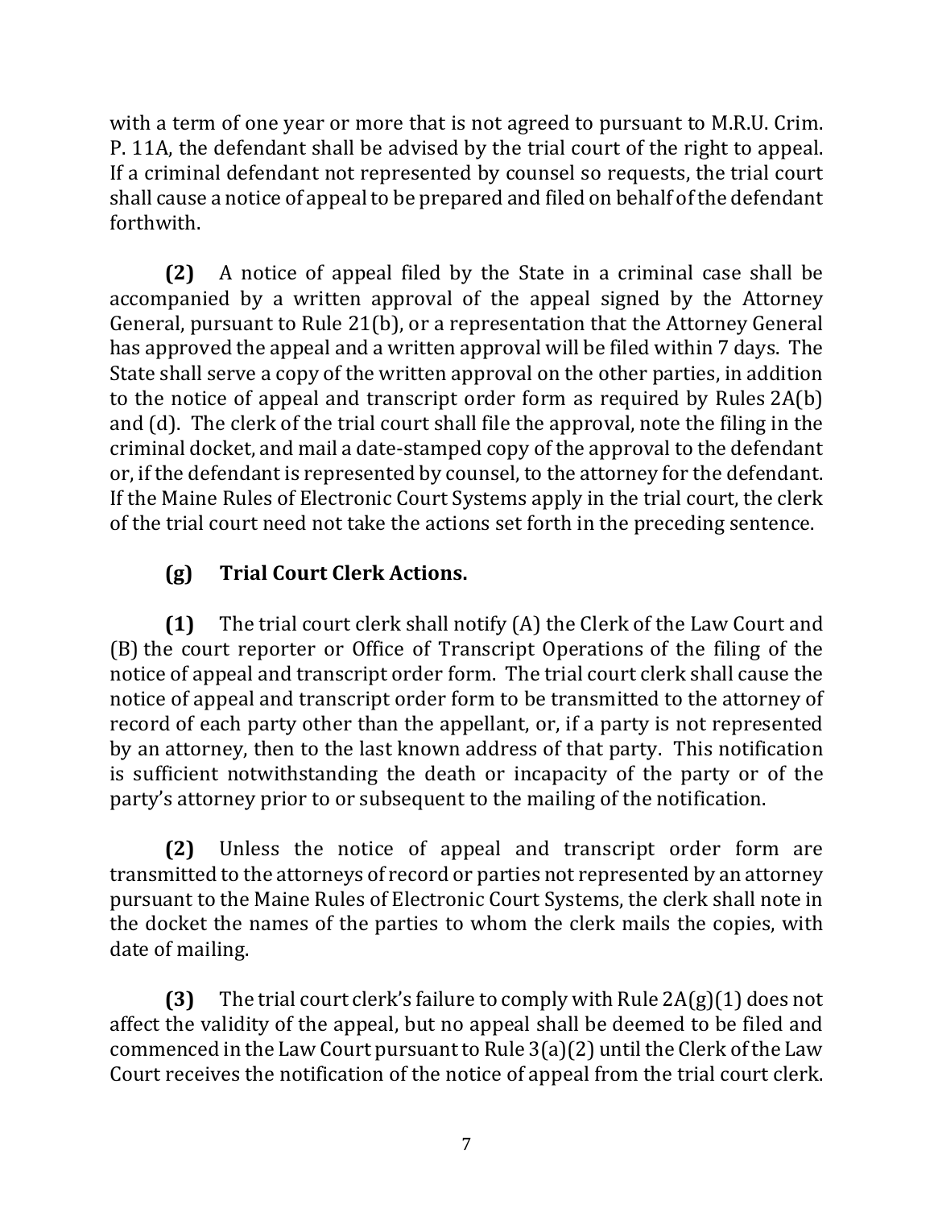with a term of one year or more that is not agreed to pursuant to M.R.U. Crim. P. 11A, the defendant shall be advised by the trial court of the right to appeal. If a criminal defendant not represented by counsel so requests, the trial court shall cause a notice of appeal to be prepared and filed on behalf of the defendant forthwith.

**(2)** A notice of appeal filed by the State in a criminal case shall be accompanied by a written approval of the appeal signed by the Attorney General, pursuant to Rule 21(b), or a representation that the Attorney General has approved the appeal and a written approval will be filed within 7 days. The State shall serve a copy of the written approval on the other parties, in addition to the notice of appeal and transcript order form as required by Rules 2A(b) and (d). The clerk of the trial court shall file the approval, note the filing in the criminal docket, and mail a date-stamped copy of the approval to the defendant or, if the defendant is represented by counsel, to the attorney for the defendant. If the Maine Rules of Electronic Court Systems apply in the trial court, the clerk of the trial court need not take the actions set forth in the preceding sentence.

**(g) Trial Court Clerk Actions.**

**(1)** The trial court clerk shall notify (A) the Clerk of the Law Court and (B) the court reporter or Office of Transcript Operations of the filing of the notice of appeal and transcript order form. The trial court clerk shall cause the notice of appeal and transcript order form to be transmitted to the attorney of record of each party other than the appellant, or, if a party is not represented by an attorney, then to the last known address of that party. This notification is sufficient notwithstanding the death or incapacity of the party or of the party's attorney prior to or subsequent to the mailing of the notification.

**(2)** Unless the notice of appeal and transcript order form are transmitted to the attorneys of record or parties not represented by an attorney pursuant to the Maine Rules of Electronic Court Systems, the clerk shall note in the docket the names of the parties to whom the clerk mails the copies, with date of mailing.

**(3)** The trial court clerk's failure to comply with Rule 2A(g)(1) does not affect the validity of the appeal, but no appeal shall be deemed to be filed and commenced in the Law Court pursuant to Rule 3(a)(2) until the Clerk of the Law Court receives the notification of the notice of appeal from the trial court clerk.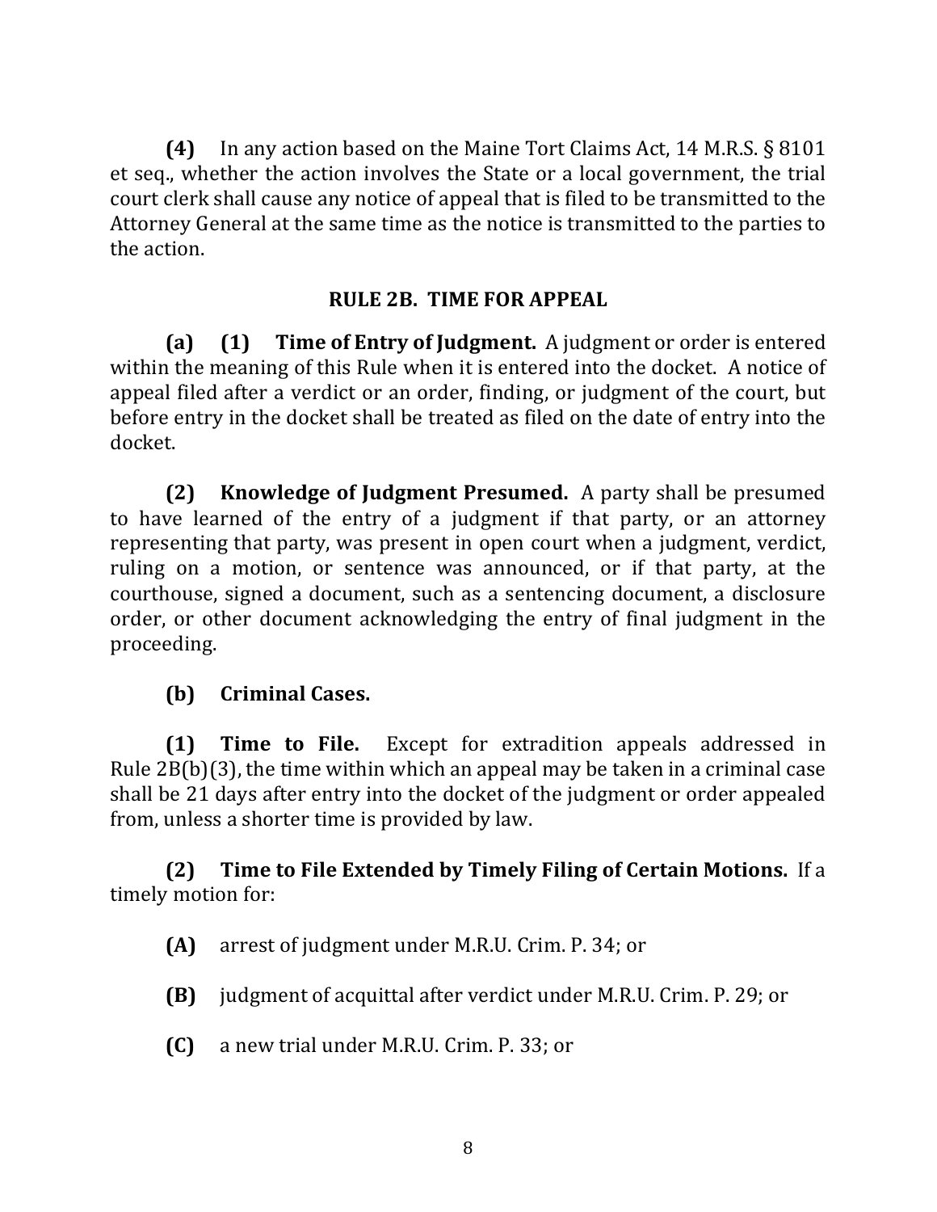**(4)** In any action based on the Maine Tort Claims Act, 14 M.R.S. § 8101 et seq., whether the action involves the State or a local government, the trial court clerk shall cause any notice of appeal that is filed to be transmitted to the Attorney General at the same time as the notice is transmitted to the parties to the action.

## RULE 2B. TIME FOR APPEAL

**(a) (1) Time of Entry of Judgment.** A judgment or order is entered within the meaning of this Rule when it is entered into the docket. A notice of appeal filed after a verdict or an order, finding, or judgment of the court, but before entry in the docket shall be treated as filed on the date of entry into the docket.

**(2) Knowledge of Judgment Presumed.** A party shall be presumed to have learned of the entry of a judgment if that party, or an attorney representing that party, was present in open court when a judgment, verdict, ruling on a motion, or sentence was announced, or if that party, at the courthouse, signed a document, such as a sentencing document, a disclosure order, or other document acknowledging the entry of final judgment in the proceeding.

**(b) Criminal Cases.**

**(1) Time to File.** Except for extradition appeals addressed in Rule 2B(b)(3), the time within which an appeal may be taken in a criminal case shall be 21 days after entry into the docket of the judgment or order appealed from, unless a shorter time is provided by law.

**(2) Time to File Extended by Timely Filing of Certain Motions.** If a timely motion for:

**(A)** arrest of judgment under M.R.U. Crim. P. 34; or

**(B)** judgment of acquittal after verdict under M.R.U. Crim. P. 29; or

**(C)** a new trial under M.R.U. Crim. P. 33; or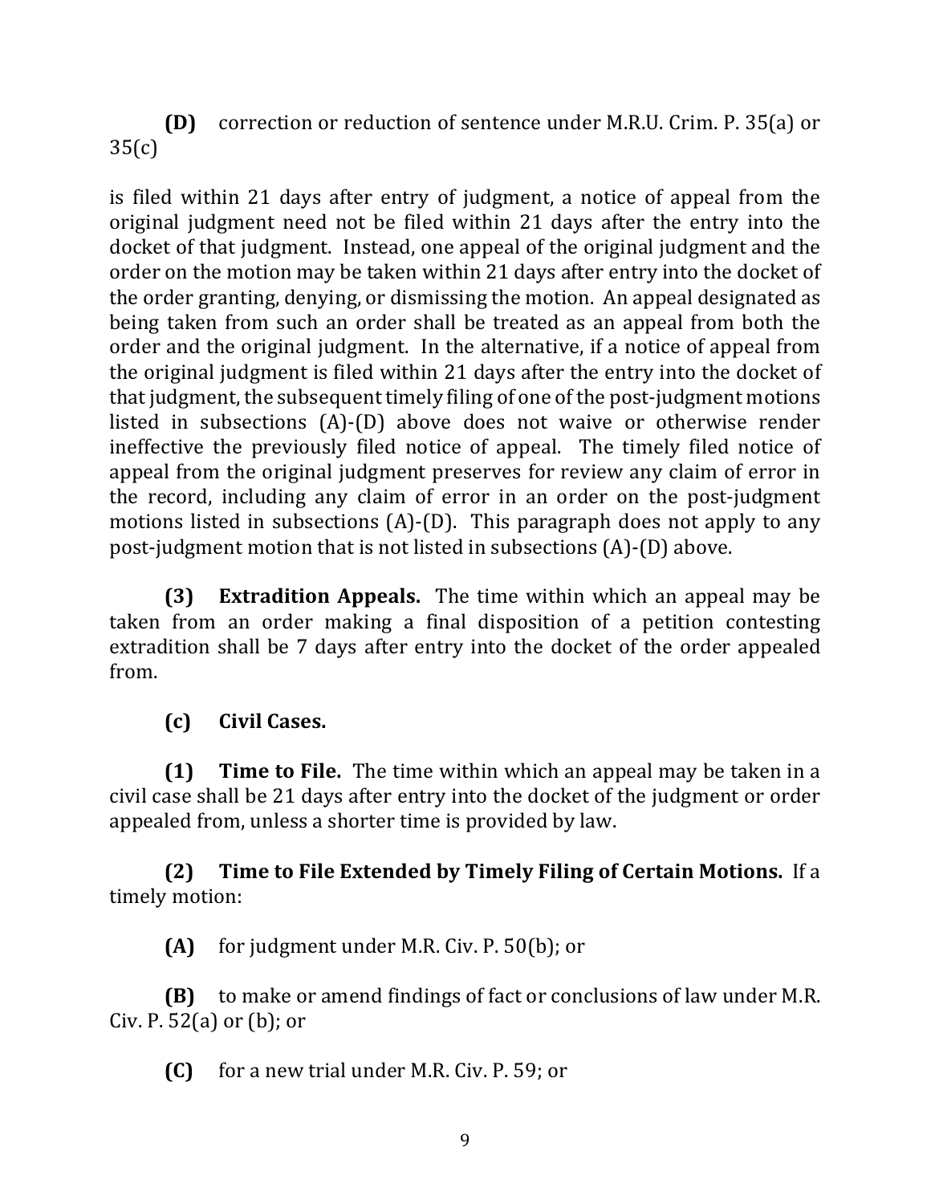**(D)** correction or reduction of sentence under M.R.U. Crim. P. 35(a) or 35(c)

is filed within 21 days after entry of judgment, a notice of appeal from the original judgment need not be filed within 21 days after the entry into the docket of that judgment. Instead, one appeal of the original judgment and the order on the motion may be taken within 21 days after entry into the docket of the order granting, denying, or dismissing the motion. An appeal designated as being taken from such an order shall be treated as an appeal from both the order and the original judgment. In the alternative, if a notice of appeal from the original judgment is filed within 21 days after the entry into the docket of that judgment, the subsequent timely filing of one of the post-judgment motions listed in subsections (A)-(D) above does not waive or otherwise render ineffective the previously filed notice of appeal. The timely filed notice of appeal from the original judgment preserves for review any claim of error in the record, including any claim of error in an order on the post-judgment motions listed in subsections (A)-(D). This paragraph does not apply to any post-judgment motion that is not listed in subsections (A)-(D) above.

**(3) Extradition Appeals.** The time within which an appeal may be taken from an order making a final disposition of a petition contesting extradition shall be 7 days after entry into the docket of the order appealed from.

**(c) Civil Cases.**

**(1) Time to File.** The time within which an appeal may be taken in a civil case shall be 21 days after entry into the docket of the judgment or order appealed from, unless a shorter time is provided by law.

**(2) Time to File Extended by Timely Filing of Certain Motions.** If a timely motion:

**(A)** for judgment under M.R. Civ. P. 50(b); or

**(B)** to make or amend findings of fact or conclusions of law under M.R. Civ. P. 52(a) or (b); or

**(C)** for a new trial under M.R. Civ. P. 59; or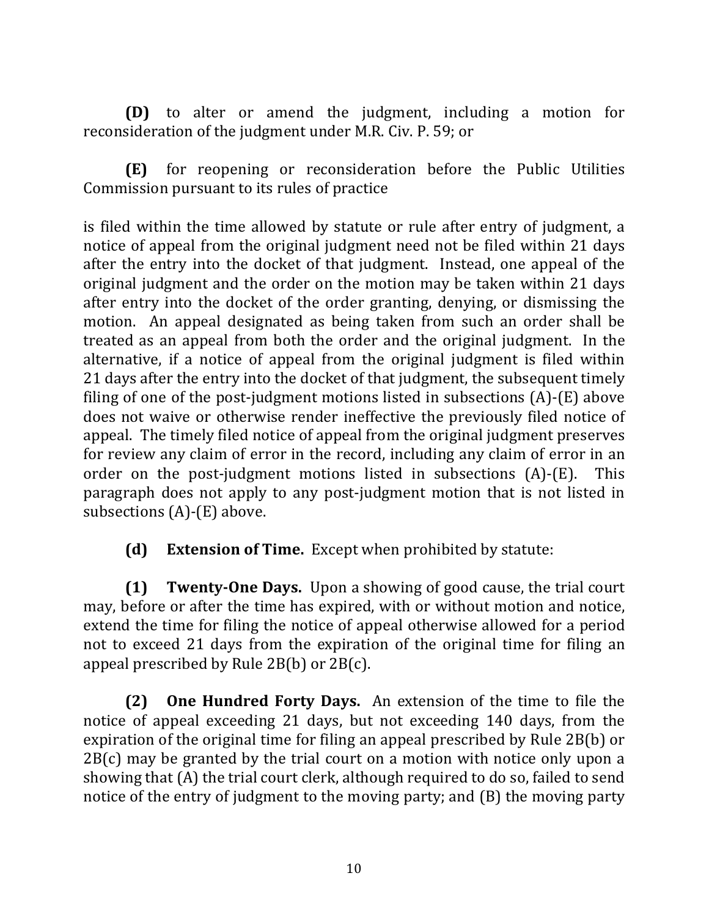**(D)** to alter or amend the judgment, including a motion for reconsideration of the judgment under M.R. Civ. P. 59; or

**(E)** for reopening or reconsideration before the Public Utilities Commission pursuant to its rules of practice

is filed within the time allowed by statute or rule after entry of judgment, a notice of appeal from the original judgment need not be filed within 21 days after the entry into the docket of that judgment. Instead, one appeal of the original judgment and the order on the motion may be taken within 21 days after entry into the docket of the order granting, denying, or dismissing the motion. An appeal designated as being taken from such an order shall be treated as an appeal from both the order and the original judgment. In the alternative, if a notice of appeal from the original judgment is filed within 21 days after the entry into the docket of that judgment, the subsequent timely filing of one of the post-judgment motions listed in subsections (A)-(E) above does not waive or otherwise render ineffective the previously filed notice of appeal. The timely filed notice of appeal from the original judgment preserves for review any claim of error in the record, including any claim of error in an order on the post-judgment motions listed in subsections (A)-(E). This paragraph does not apply to any post-judgment motion that is not listed in subsections (A)-(E) above.

**(d) Extension of Time.** Except when prohibited by statute:

**(1) Twenty-One Days.** Upon a showing of good cause, the trial court may, before or after the time has expired, with or without motion and notice, extend the time for filing the notice of appeal otherwise allowed for a period not to exceed 21 days from the expiration of the original time for filing an appeal prescribed by Rule 2B(b) or 2B(c).

**(2) One Hundred Forty Days.** An extension of the time to file the notice of appeal exceeding 21 days, but not exceeding 140 days, from the expiration of the original time for filing an appeal prescribed by Rule 2B(b) or 2B(c) may be granted by the trial court on a motion with notice only upon a showing that (A) the trial court clerk, although required to do so, failed to send notice of the entry of judgment to the moving party; and (B) the moving party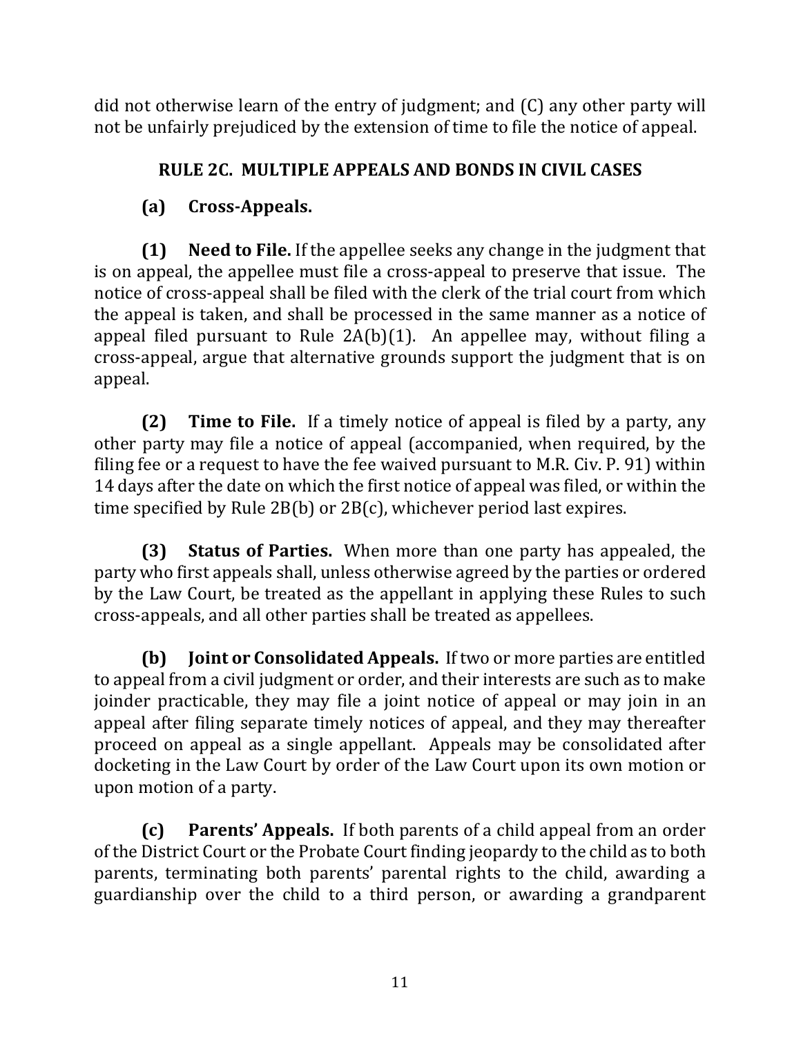did not otherwise learn of the entry of judgment; and (C) any other party will not be unfairly prejudiced by the extension of time to file the notice of appeal.

## RULE 2C. MULTIPLE APPEALS AND BONDS IN CIVIL CASES

### (a) Cross-Appeals.

**(1) Need to File.** If the appellee seeks any change in the judgment that is on appeal, the appellee must file a cross-appeal to preserve that issue. The notice of cross-appeal shall be filed with the clerk of the trial court from which the appeal is taken, and shall be processed in the same manner as a notice of appeal filed pursuant to Rule 2A(b)(1). An appellee may, without filing a cross-appeal, argue that alternative grounds support the judgment that is on appeal.

**(2) Time to File.** If a timely notice of appeal is filed by a party, any other party may file a notice of appeal (accompanied, when required, by the filing fee or a request to have the fee waived pursuant to M.R. Civ. P. 91) within 14 days after the date on which the first notice of appeal was filed, or within the time specified by Rule 2B(b) or 2B(c), whichever period last expires.

**(3) Status of Parties.** When more than one party has appealed, the party who first appeals shall, unless otherwise agreed by the parties or ordered by the Law Court, be treated as the appellant in applying these Rules to such cross-appeals, and all other parties shall be treated as appellees.

**(b) Joint or Consolidated Appeals.** If two or more parties are entitled to appeal from a civil judgment or order, and their interests are such as to make joinder practicable, they may file a joint notice of appeal or may join in an appeal after filing separate timely notices of appeal, and they may thereafter proceed on appeal as a single appellant. Appeals may be consolidated after docketing in the Law Court by order of the Law Court upon its own motion or upon motion of a party.

**(c) Parents' Appeals.** If both parents of a child appeal from an order of the District Court or the Probate Court finding jeopardy to the child as to both parents, terminating both parents' parental rights to the child, awarding a guardianship over the child to a third person, or awarding a grandparent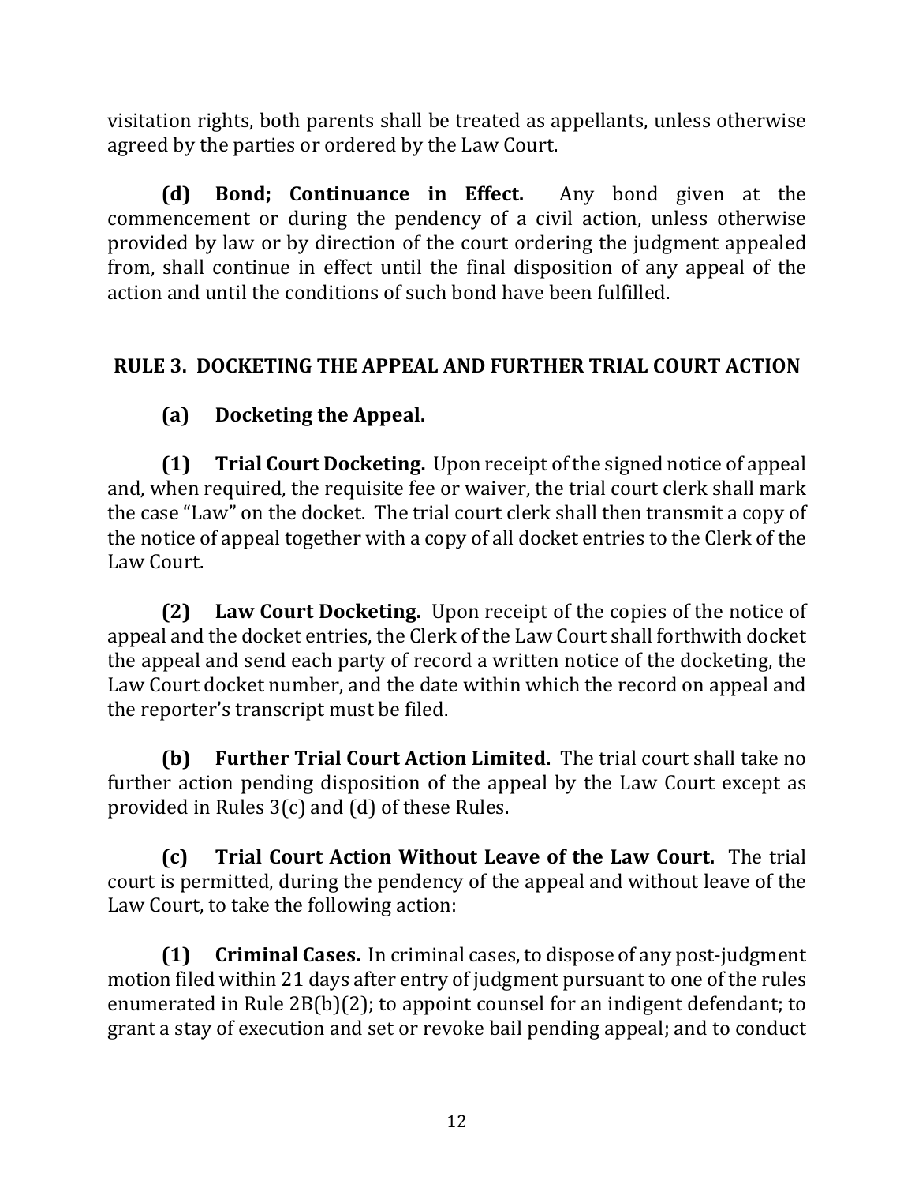visitation rights, both parents shall be treated as appellants, unless otherwise agreed by the parties or ordered by the Law Court.

**(d) Bond; Continuance in Effect.** Any bond given at the commencement or during the pendency of a civil action, unless otherwise provided by law or by direction of the court ordering the judgment appealed from, shall continue in effect until the final disposition of any appeal of the action and until the conditions of such bond have been fulfilled.

## RULE 3. DOCKETING THE APPEAL AND FURTHER TRIAL COURT ACTION

### (a) Docketing the Appeal.

**(1) Trial Court Docketing.** Upon receipt of the signed notice of appeal and, when required, the requisite fee or waiver, the trial court clerk shall mark the case "Law" on the docket. The trial court clerk shall then transmit a copy of the notice of appeal together with a copy of all docket entries to the Clerk of the Law Court.

**(2) Law Court Docketing.** Upon receipt of the copies of the notice of appeal and the docket entries, the Clerk of the Law Court shall forthwith docket the appeal and send each party of record a written notice of the docketing, the Law Court docket number, and the date within which the record on appeal and the reporter's transcript must be filed.

**(b) Further Trial Court Action Limited.** The trial court shall take no further action pending disposition of the appeal by the Law Court except as provided in Rules 3(c) and (d) of these Rules.

**(c) Trial Court Action Without Leave of the Law Court.** The trial court is permitted, during the pendency of the appeal and without leave of the Law Court, to take the following action:

**(1) Criminal Cases.** In criminal cases, to dispose of any post-judgment motion filed within 21 days after entry of judgment pursuant to one of the rules enumerated in Rule 2B(b)(2); to appoint counsel for an indigent defendant; to grant a stay of execution and set or revoke bail pending appeal; and to conduct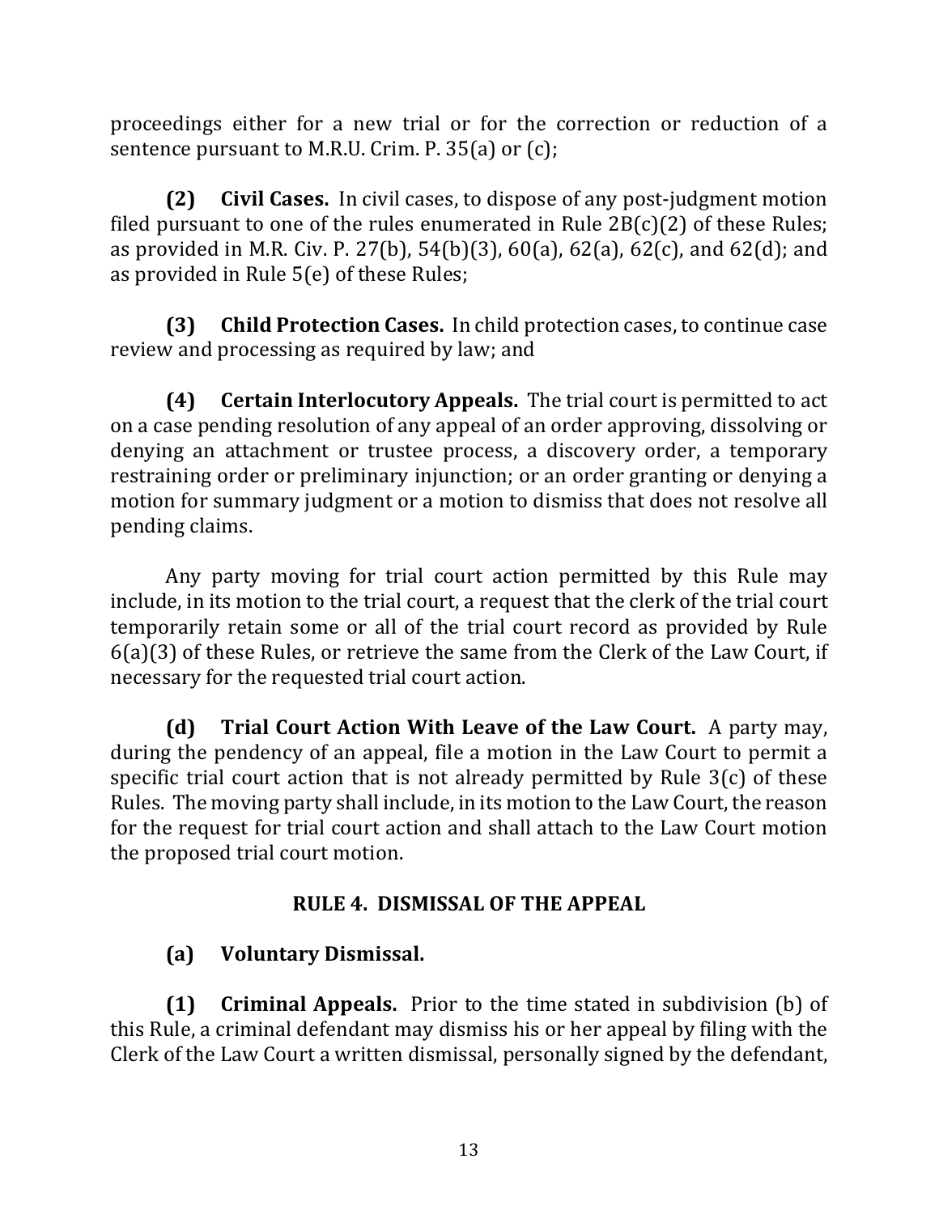proceedings either for a new trial or for the correction or reduction of a sentence pursuant to M.R.U. Crim. P. 35(a) or (c);

**(2) Civil Cases.** In civil cases, to dispose of any post-judgment motion filed pursuant to one of the rules enumerated in Rule 2B(c)(2) of these Rules; as provided in M.R. Civ. P. 27(b), 54(b)(3), 60(a), 62(a), 62(c), and 62(d); and as provided in Rule 5(e) of these Rules;

**(3) Child Protection Cases.** In child protection cases, to continue case review and processing as required by law; and

**(4) Certain Interlocutory Appeals.** The trial court is permitted to act on a case pending resolution of any appeal of an order approving, dissolving or denying an attachment or trustee process, a discovery order, a temporary restraining order or preliminary injunction; or an order granting or denying a motion for summary judgment or a motion to dismiss that does not resolve all pending claims.

Any party moving for trial court action permitted by this Rule may include, in its motion to the trial court, a request that the clerk of the trial court temporarily retain some or all of the trial court record as provided by Rule 6(a)(3) of these Rules, or retrieve the same from the Clerk of the Law Court, if necessary for the requested trial court action.

**(d) Trial Court Action With Leave of the Law Court.** A party may, during the pendency of an appeal, file a motion in the Law Court to permit a specific trial court action that is not already permitted by Rule 3(c) of these Rules. The moving party shall include, in its motion to the Law Court, the reason for the request for trial court action and shall attach to the Law Court motion the proposed trial court motion.

## RULE 4. DISMISSAL OF THE APPEAL

**(a) Voluntary Dismissal.**

**(1) Criminal Appeals.** Prior to the time stated in subdivision (b) of this Rule, a criminal defendant may dismiss his or her appeal by filing with the Clerk of the Law Court a written dismissal, personally signed by the defendant,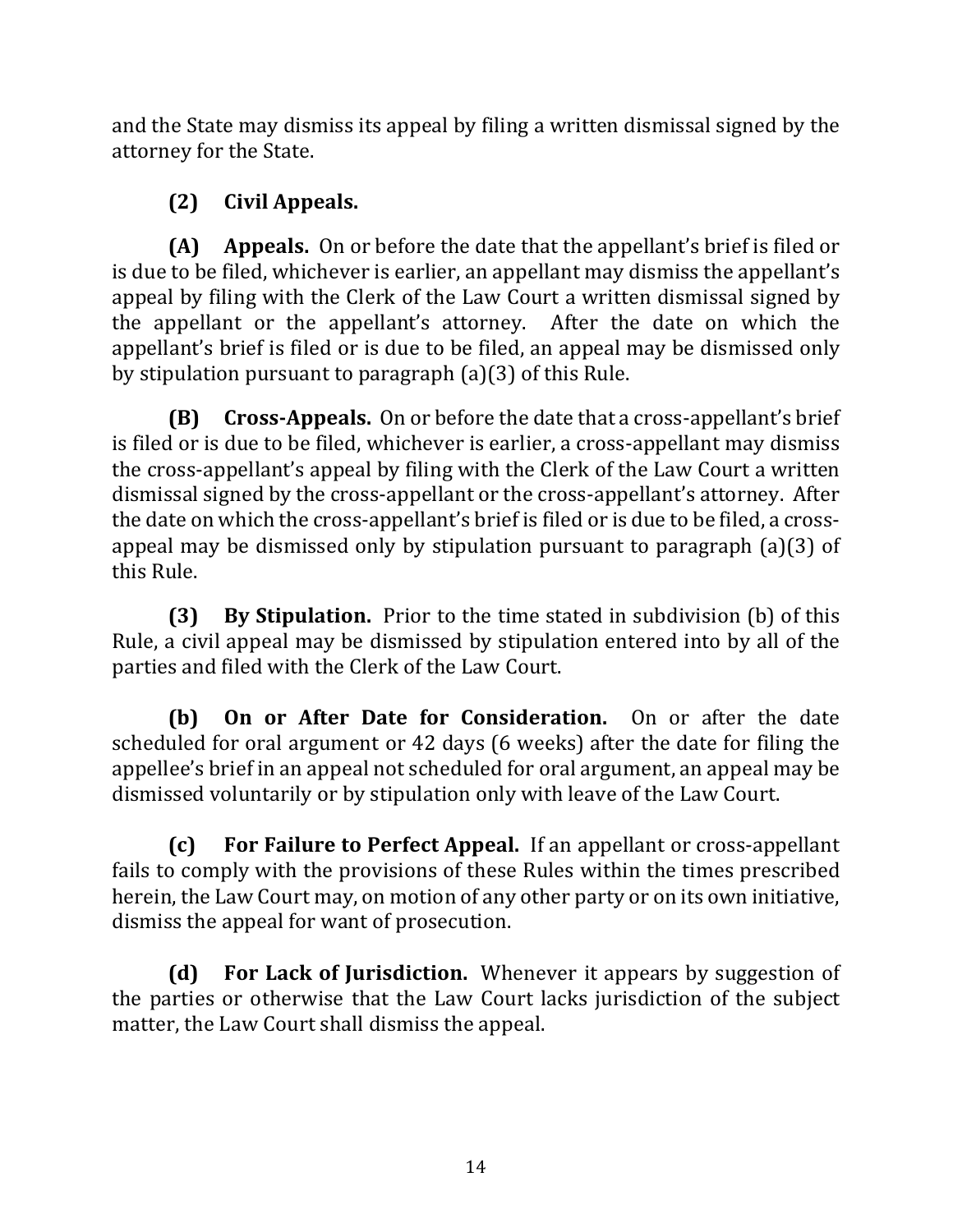and the State may dismiss its appeal by filing a written dismissal signed by the attorney for the State.

**(2) Civil Appeals.**

**(A) Appeals.** On or before the date that the appellant's brief is filed or is due to be filed, whichever is earlier, an appellant may dismiss the appellant's appeal by filing with the Clerk of the Law Court a written dismissal signed by the appellant or the appellant's attorney. After the date on which the appellant's brief is filed or is due to be filed, an appeal may be dismissed only by stipulation pursuant to paragraph (a)(3) of this Rule.

**(B) Cross-Appeals.** On or before the date that a cross-appellant's brief is filed or is due to be filed, whichever is earlier, a cross-appellant may dismiss the cross-appellant's appeal by filing with the Clerk of the Law Court a written dismissal signed by the cross-appellant or the cross-appellant's attorney. After the date on which the cross-appellant's brief is filed or is due to be filed, a cross-appeal may be dismissed only by stipulation pursuant to paragraph (a)(3) of this Rule.

**(3) By Stipulation.** Prior to the time stated in subdivision (b) of this Rule, a civil appeal may be dismissed by stipulation entered into by all of the parties and filed with the Clerk of the Law Court.

**(b) On or After Date for Consideration.** On or after the date scheduled for oral argument or 42 days (6 weeks) after the date for filing the appellee's brief in an appeal not scheduled for oral argument, an appeal may be dismissed voluntarily or by stipulation only with leave of the Law Court.

**(c) For Failure to Perfect Appeal.** If an appellant or cross-appellant fails to comply with the provisions of these Rules within the times prescribed herein, the Law Court may, on motion of any other party or on its own initiative, dismiss the appeal for want of prosecution.

**(d) For Lack of Jurisdiction.** Whenever it appears by suggestion of the parties or otherwise that the Law Court lacks jurisdiction of the subject matter, the Law Court shall dismiss the appeal.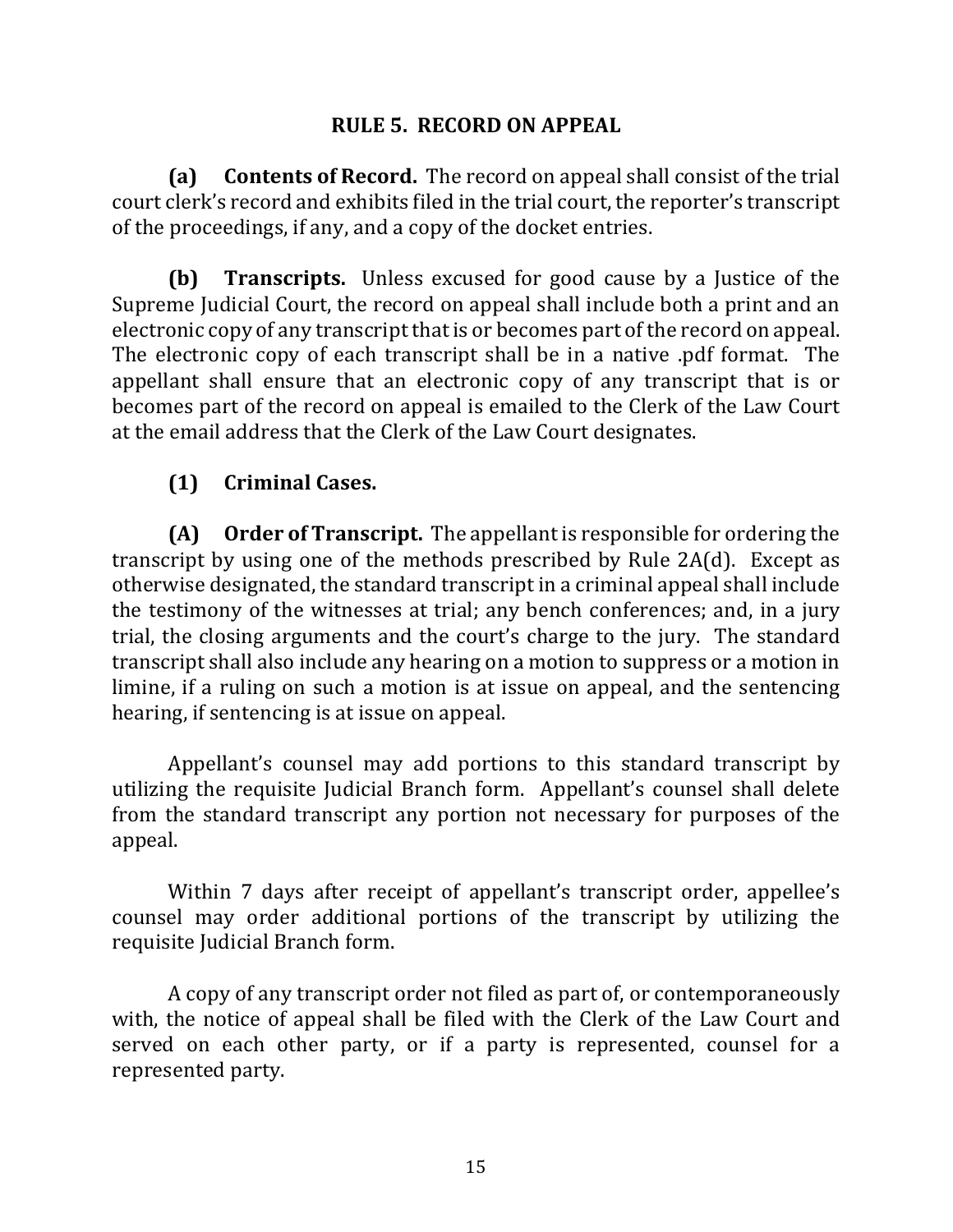## RULE 5. RECORD ON APPEAL

**(a) Contents of Record.** The record on appeal shall consist of the trial court clerk's record and exhibits filed in the trial court, the reporter's transcript of the proceedings, if any, and a copy of the docket entries.

**(b) Transcripts.** Unless excused for good cause by a Justice of the Supreme Judicial Court, the record on appeal shall include both a print and an electronic copy of any transcript that is or becomes part of the record on appeal. The electronic copy of each transcript shall be in a native .pdf format. The appellant shall ensure that an electronic copy of any transcript that is or becomes part of the record on appeal is emailed to the Clerk of the Law Court at the email address that the Clerk of the Law Court designates.

**(1) Criminal Cases.**

**(A) Order of Transcript.** The appellant is responsible for ordering the transcript by using one of the methods prescribed by Rule 2A(d). Except as otherwise designated, the standard transcript in a criminal appeal shall include the testimony of the witnesses at trial; any bench conferences; and, in a jury trial, the closing arguments and the court's charge to the jury. The standard transcript shall also include any hearing on a motion to suppress or a motion in limine, if a ruling on such a motion is at issue on appeal, and the sentencing hearing, if sentencing is at issue on appeal.

Appellant's counsel may add portions to this standard transcript by utilizing the requisite Judicial Branch form. Appellant's counsel shall delete from the standard transcript any portion not necessary for purposes of the appeal.

Within 7 days after receipt of appellant's transcript order, appellee's counsel may order additional portions of the transcript by utilizing the requisite Judicial Branch form.

A copy of any transcript order not filed as part of, or contemporaneously with, the notice of appeal shall be filed with the Clerk of the Law Court and served on each other party, or if a party is represented, counsel for a represented party.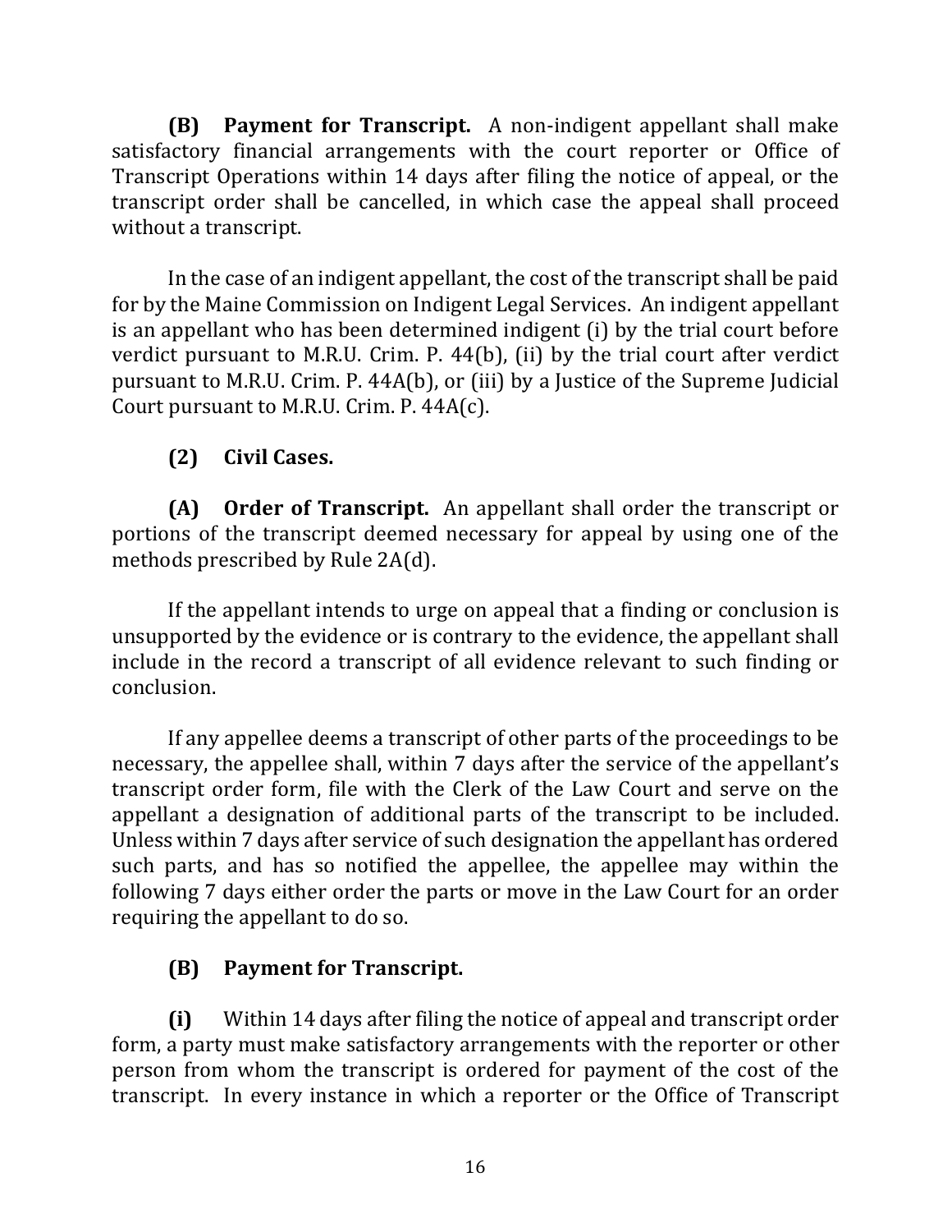**(B) Payment for Transcript.** A non-indigent appellant shall make satisfactory financial arrangements with the court reporter or Office of Transcript Operations within 14 days after filing the notice of appeal, or the transcript order shall be cancelled, in which case the appeal shall proceed without a transcript.

In the case of an indigent appellant, the cost of the transcript shall be paid for by the Maine Commission on Indigent Legal Services. An indigent appellant is an appellant who has been determined indigent (i) by the trial court before verdict pursuant to M.R.U. Crim. P. 44(b), (ii) by the trial court after verdict pursuant to M.R.U. Crim. P. 44A(b), or (iii) by a Justice of the Supreme Judicial Court pursuant to M.R.U. Crim. P. 44A(c).

**(2) Civil Cases.**

**(A) Order of Transcript.** An appellant shall order the transcript or portions of the transcript deemed necessary for appeal by using one of the methods prescribed by Rule 2A(d).

If the appellant intends to urge on appeal that a finding or conclusion is unsupported by the evidence or is contrary to the evidence, the appellant shall include in the record a transcript of all evidence relevant to such finding or conclusion.

If any appellee deems a transcript of other parts of the proceedings to be necessary, the appellee shall, within 7 days after the service of the appellant's transcript order form, file with the Clerk of the Law Court and serve on the appellant a designation of additional parts of the transcript to be included. Unless within 7 days after service of such designation the appellant has ordered such parts, and has so notified the appellee, the appellee may within the following 7 days either order the parts or move in the Law Court for an order requiring the appellant to do so.

**(B) Payment for Transcript.**

**(i)** Within 14 days after filing the notice of appeal and transcript order form, a party must make satisfactory arrangements with the reporter or other person from whom the transcript is ordered for payment of the cost of the transcript. In every instance in which a reporter or the Office of Transcript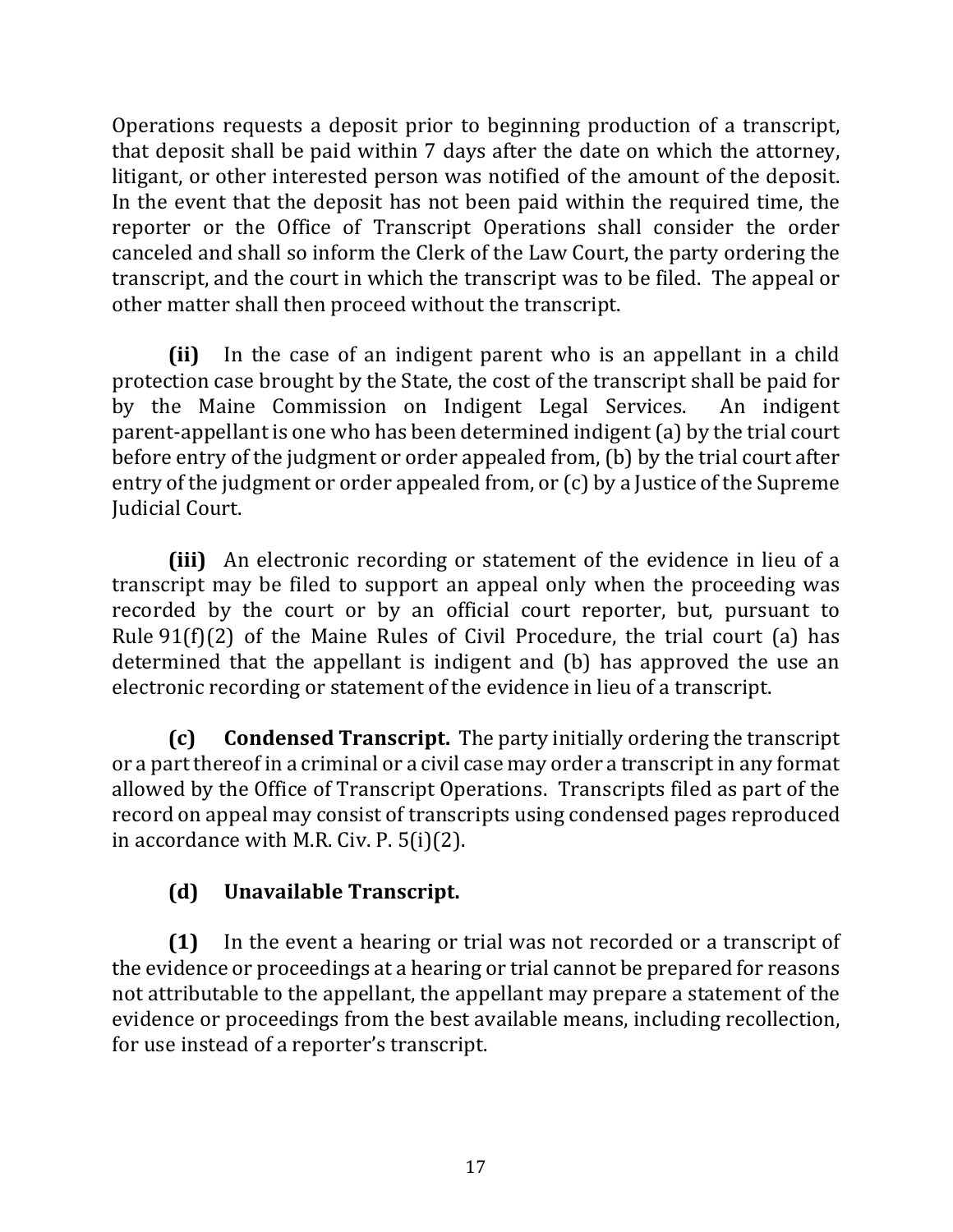Operations requests a deposit prior to beginning production of a transcript, that deposit shall be paid within 7 days after the date on which the attorney, litigant, or other interested person was notified of the amount of the deposit. In the event that the deposit has not been paid within the required time, the reporter or the Office of Transcript Operations shall consider the order canceled and shall so inform the Clerk of the Law Court, the party ordering the transcript, and the court in which the transcript was to be filed. The appeal or other matter shall then proceed without the transcript.

**(ii)** In the case of an indigent parent who is an appellant in a child protection case brought by the State, the cost of the transcript shall be paid for by the Maine Commission on Indigent Legal Services. An indigent parent-appellant is one who has been determined indigent (a) by the trial court before entry of the judgment or order appealed from, (b) by the trial court after entry of the judgment or order appealed from, or (c) by a Justice of the Supreme Judicial Court.

**(iii)** An electronic recording or statement of the evidence in lieu of a transcript may be filed to support an appeal only when the proceeding was recorded by the court or by an official court reporter, but, pursuant to Rule 91(f)(2) of the Maine Rules of Civil Procedure, the trial court (a) has determined that the appellant is indigent and (b) has approved the use an electronic recording or statement of the evidence in lieu of a transcript.

**(c) Condensed Transcript.** The party initially ordering the transcript or a part thereof in a criminal or a civil case may order a transcript in any format allowed by the Office of Transcript Operations. Transcripts filed as part of the record on appeal may consist of transcripts using condensed pages reproduced in accordance with M.R. Civ. P. 5(i)(2).

**(d) Unavailable Transcript.**

**(1)** In the event a hearing or trial was not recorded or a transcript of the evidence or proceedings at a hearing or trial cannot be prepared for reasons not attributable to the appellant, the appellant may prepare a statement of the evidence or proceedings from the best available means, including recollection, for use instead of a reporter's transcript.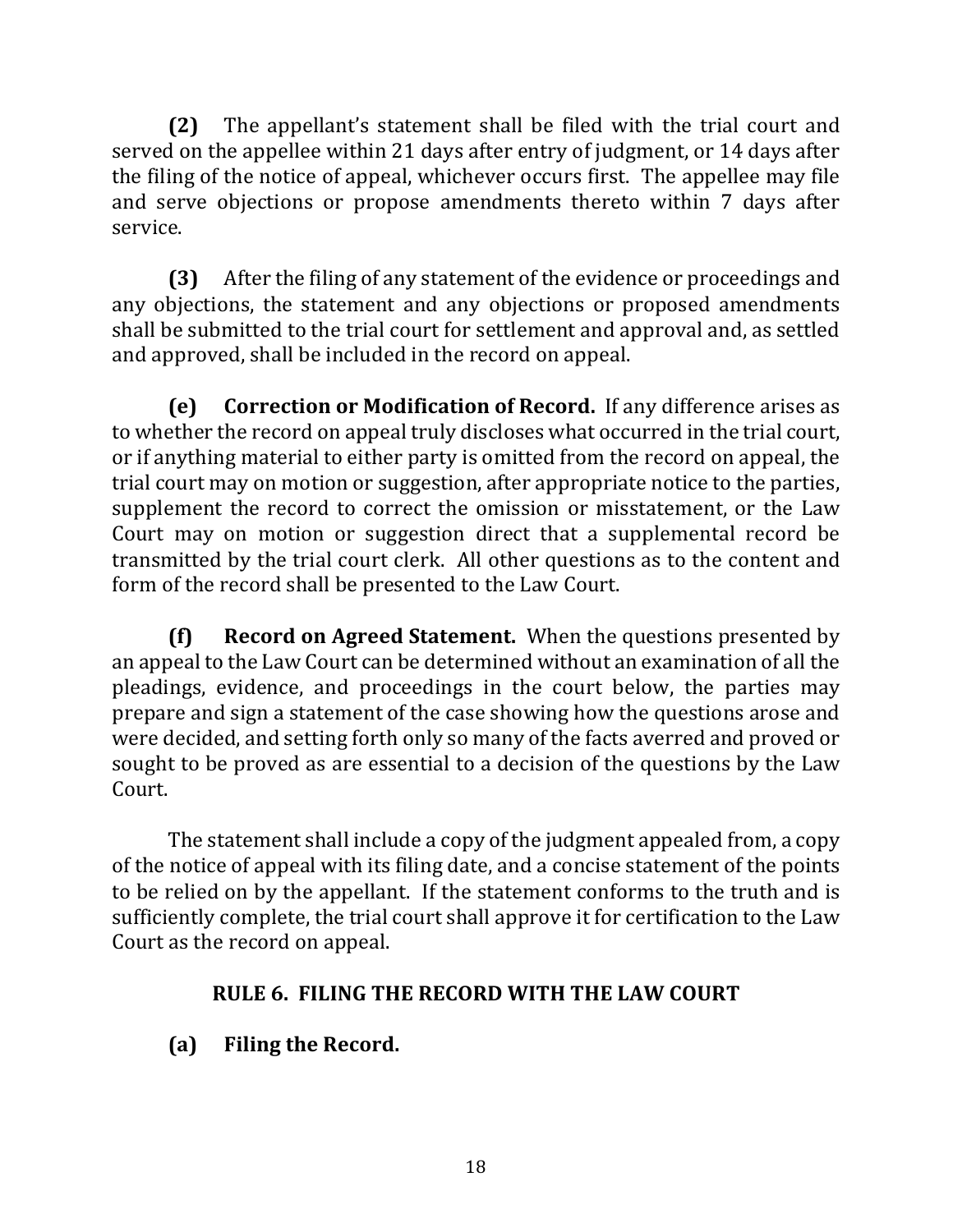**(2)** The appellant's statement shall be filed with the trial court and served on the appellee within 21 days after entry of judgment, or 14 days after the filing of the notice of appeal, whichever occurs first. The appellee may file and serve objections or propose amendments thereto within 7 days after service.

**(3)** After the filing of any statement of the evidence or proceedings and any objections, the statement and any objections or proposed amendments shall be submitted to the trial court for settlement and approval and, as settled and approved, shall be included in the record on appeal.

**(e) Correction or Modification of Record.** If any difference arises as to whether the record on appeal truly discloses what occurred in the trial court, or if anything material to either party is omitted from the record on appeal, the trial court may on motion or suggestion, after appropriate notice to the parties, supplement the record to correct the omission or misstatement, or the Law Court may on motion or suggestion direct that a supplemental record be transmitted by the trial court clerk. All other questions as to the content and form of the record shall be presented to the Law Court.

**(f) Record on Agreed Statement.** When the questions presented by an appeal to the Law Court can be determined without an examination of all the pleadings, evidence, and proceedings in the court below, the parties may prepare and sign a statement of the case showing how the questions arose and were decided, and setting forth only so many of the facts averred and proved or sought to be proved as are essential to a decision of the questions by the Law Court.

The statement shall include a copy of the judgment appealed from, a copy of the notice of appeal with its filing date, and a concise statement of the points to be relied on by the appellant. If the statement conforms to the truth and is sufficiently complete, the trial court shall approve it for certification to the Law Court as the record on appeal.

## RULE 6. FILING THE RECORD WITH THE LAW COURT

**(a) Filing the Record.**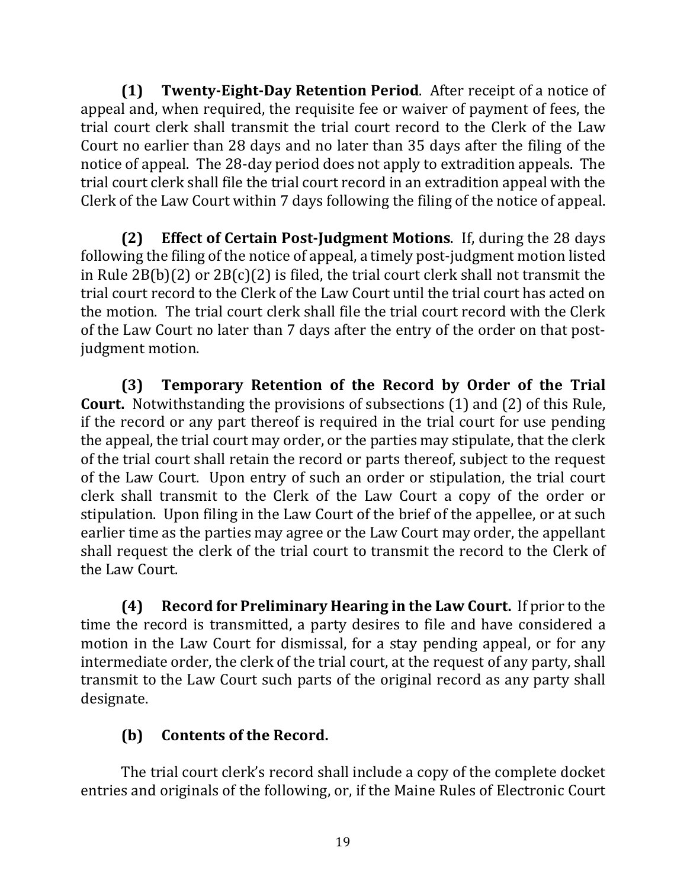**(1) Twenty-Eight-Day Retention Period**. After receipt of a notice of appeal and, when required, the requisite fee or waiver of payment of fees, the trial court clerk shall transmit the trial court record to the Clerk of the Law Court no earlier than 28 days and no later than 35 days after the filing of the notice of appeal. The 28-day period does not apply to extradition appeals. The trial court clerk shall file the trial court record in an extradition appeal with the Clerk of the Law Court within 7 days following the filing of the notice of appeal.

**(2) Effect of Certain Post-Judgment Motions**. If, during the 28 days following the filing of the notice of appeal, a timely post-judgment motion listed in Rule 2B(b)(2) or 2B(c)(2) is filed, the trial court clerk shall not transmit the trial court record to the Clerk of the Law Court until the trial court has acted on the motion. The trial court clerk shall file the trial court record with the Clerk of the Law Court no later than 7 days after the entry of the order on that post-judgment motion.

**(3) Temporary Retention of the Record by Order of the Trial Court.** Notwithstanding the provisions of subsections (1) and (2) of this Rule, if the record or any part thereof is required in the trial court for use pending the appeal, the trial court may order, or the parties may stipulate, that the clerk of the trial court shall retain the record or parts thereof, subject to the request of the Law Court. Upon entry of such an order or stipulation, the trial court clerk shall transmit to the Clerk of the Law Court a copy of the order or stipulation. Upon filing in the Law Court of the brief of the appellee, or at such earlier time as the parties may agree or the Law Court may order, the appellant shall request the clerk of the trial court to transmit the record to the Clerk of the Law Court.

**(4) Record for Preliminary Hearing in the Law Court.** If prior to the time the record is transmitted, a party desires to file and have considered a motion in the Law Court for dismissal, for a stay pending appeal, or for any intermediate order, the clerk of the trial court, at the request of any party, shall transmit to the Law Court such parts of the original record as any party shall designate.

**(b) Contents of the Record.**

The trial court clerk's record shall include a copy of the complete docket entries and originals of the following, or, if the Maine Rules of Electronic Court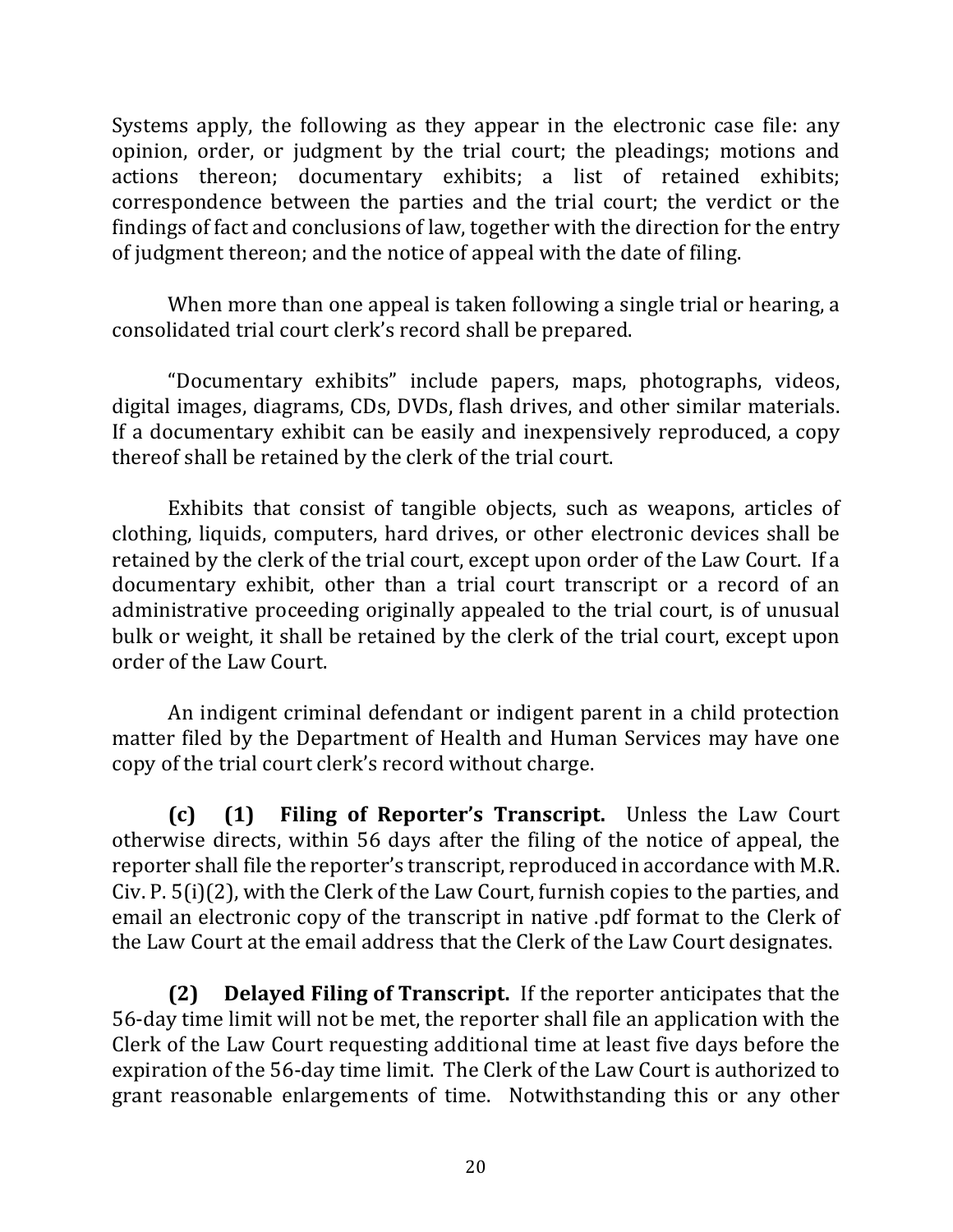Systems apply, the following as they appear in the electronic case file: any opinion, order, or judgment by the trial court; the pleadings; motions and actions thereon; documentary exhibits; a list of retained exhibits; correspondence between the parties and the trial court; the verdict or the findings of fact and conclusions of law, together with the direction for the entry of judgment thereon; and the notice of appeal with the date of filing.

When more than one appeal is taken following a single trial or hearing, a consolidated trial court clerk's record shall be prepared.

"Documentary exhibits" include papers, maps, photographs, videos, digital images, diagrams, CDs, DVDs, flash drives, and other similar materials. If a documentary exhibit can be easily and inexpensively reproduced, a copy thereof shall be retained by the clerk of the trial court.

Exhibits that consist of tangible objects, such as weapons, articles of clothing, liquids, computers, hard drives, or other electronic devices shall be retained by the clerk of the trial court, except upon order of the Law Court. If a documentary exhibit, other than a trial court transcript or a record of an administrative proceeding originally appealed to the trial court, is of unusual bulk or weight, it shall be retained by the clerk of the trial court, except upon order of the Law Court.

An indigent criminal defendant or indigent parent in a child protection matter filed by the Department of Health and Human Services may have one copy of the trial court clerk's record without charge.

**(c) (1) Filing of Reporter's Transcript.** Unless the Law Court otherwise directs, within 56 days after the filing of the notice of appeal, the reporter shall file the reporter's transcript, reproduced in accordance with M.R. Civ. P. 5(i)(2), with the Clerk of the Law Court, furnish copies to the parties, and email an electronic copy of the transcript in native .pdf format to the Clerk of the Law Court at the email address that the Clerk of the Law Court designates.

**(2) Delayed Filing of Transcript.** If the reporter anticipates that the 56-day time limit will not be met, the reporter shall file an application with the Clerk of the Law Court requesting additional time at least five days before the expiration of the 56-day time limit. The Clerk of the Law Court is authorized to grant reasonable enlargements of time. Notwithstanding this or any other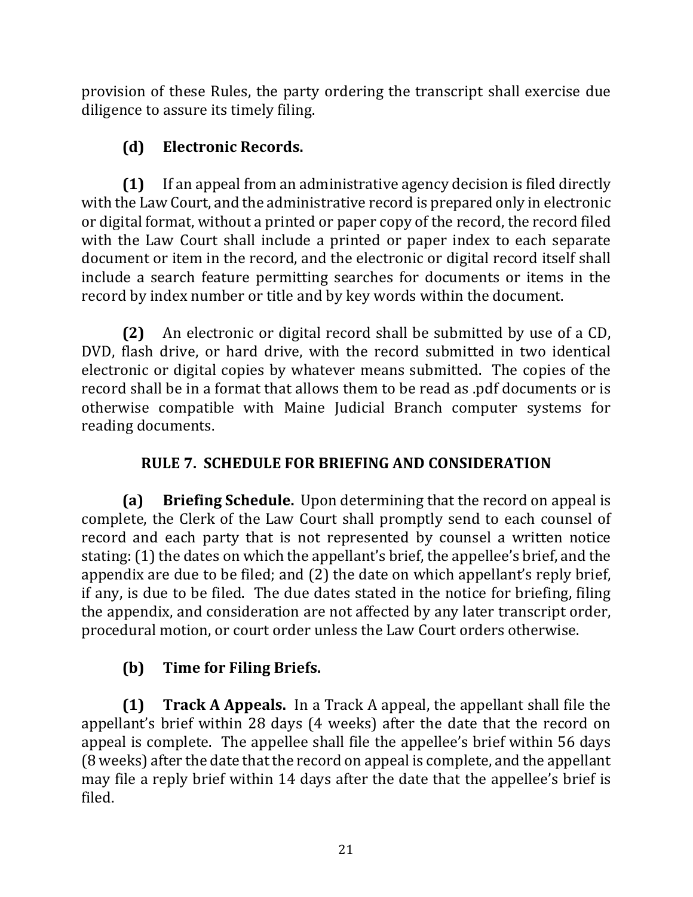provision of these Rules, the party ordering the transcript shall exercise due diligence to assure its timely filing.

**(d) Electronic Records.**

**(1)** If an appeal from an administrative agency decision is filed directly with the Law Court, and the administrative record is prepared only in electronic or digital format, without a printed or paper copy of the record, the record filed with the Law Court shall include a printed or paper index to each separate document or item in the record, and the electronic or digital record itself shall include a search feature permitting searches for documents or items in the record by index number or title and by key words within the document.

**(2)** An electronic or digital record shall be submitted by use of a CD, DVD, flash drive, or hard drive, with the record submitted in two identical electronic or digital copies by whatever means submitted. The copies of the record shall be in a format that allows them to be read as .pdf documents or is otherwise compatible with Maine Judicial Branch computer systems for reading documents.

## RULE 7. SCHEDULE FOR BRIEFING AND CONSIDERATION

**(a) Briefing Schedule.** Upon determining that the record on appeal is complete, the Clerk of the Law Court shall promptly send to each counsel of record and each party that is not represented by counsel a written notice stating: (1) the dates on which the appellant's brief, the appellee's brief, and the appendix are due to be filed; and (2) the date on which appellant's reply brief, if any, is due to be filed. The due dates stated in the notice for briefing, filing the appendix, and consideration are not affected by any later transcript order, procedural motion, or court order unless the Law Court orders otherwise.

**(b) Time for Filing Briefs.**

**(1) Track A Appeals.** In a Track A appeal, the appellant shall file the appellant's brief within 28 days (4 weeks) after the date that the record on appeal is complete. The appellee shall file the appellee's brief within 56 days (8 weeks) after the date that the record on appeal is complete, and the appellant may file a reply brief within 14 days after the date that the appellee's brief is filed.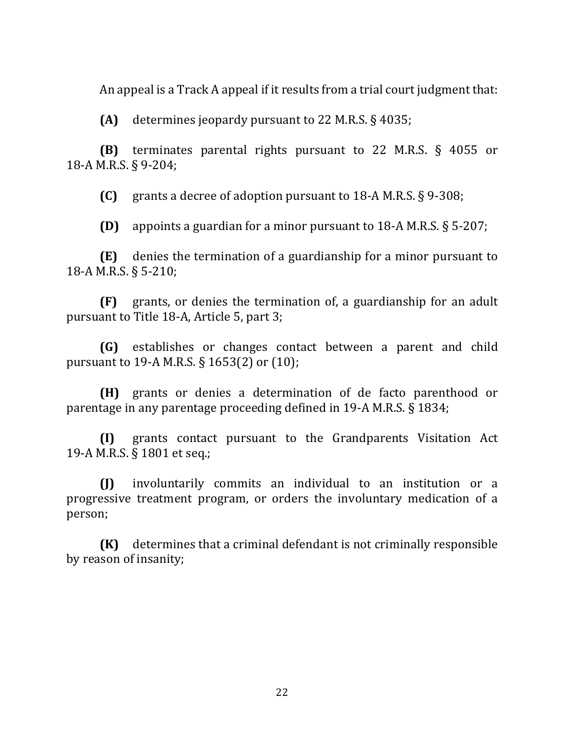An appeal is a Track A appeal if it results from a trial court judgment that:

**(A)** determines jeopardy pursuant to 22 M.R.S. § 4035;

**(B)** terminates parental rights pursuant to 22 M.R.S. § 4055 or 18-A M.R.S. § 9-204;

**(C)** grants a decree of adoption pursuant to 18-A M.R.S. § 9-308;

**(D)** appoints a guardian for a minor pursuant to 18-A M.R.S. § 5-207;

**(E)** denies the termination of a guardianship for a minor pursuant to 18-A M.R.S. § 5-210;

**(F)** grants, or denies the termination of, a guardianship for an adult pursuant to Title 18-A, Article 5, part 3;

**(G)** establishes or changes contact between a parent and child pursuant to 19-A M.R.S. § 1653(2) or (10);

**(H)** grants or denies a determination of de facto parenthood or parentage in any parentage proceeding defined in 19-A M.R.S. § 1834;

**(I)** grants contact pursuant to the Grandparents Visitation Act 19-A M.R.S. § 1801 et seq.;

**(J)** involuntarily commits an individual to an institution or a progressive treatment program, or orders the involuntary medication of a person;

**(K)** determines that a criminal defendant is not criminally responsible by reason of insanity;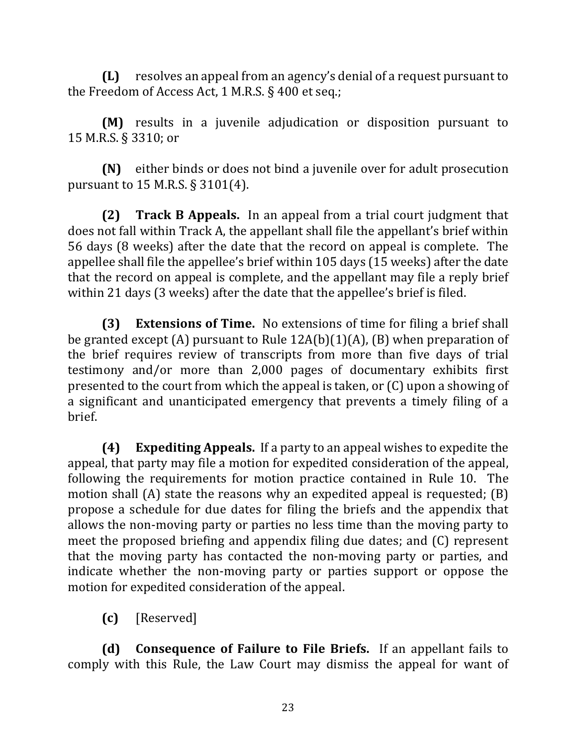**(L)** resolves an appeal from an agency's denial of a request pursuant to the Freedom of Access Act, 1 M.R.S. § 400 et seq.;

**(M)** results in a juvenile adjudication or disposition pursuant to 15 M.R.S. § 3310; or

**(N)** either binds or does not bind a juvenile over for adult prosecution pursuant to 15 M.R.S. § 3101(4).

**(2) Track B Appeals.** In an appeal from a trial court judgment that does not fall within Track A, the appellant shall file the appellant's brief within 56 days (8 weeks) after the date that the record on appeal is complete. The appellee shall file the appellee's brief within 105 days (15 weeks) after the date that the record on appeal is complete, and the appellant may file a reply brief within 21 days (3 weeks) after the date that the appellee's brief is filed.

**(3) Extensions of Time.** No extensions of time for filing a brief shall be granted except (A) pursuant to Rule 12A(b)(1)(A), (B) when preparation of the brief requires review of transcripts from more than five days of trial testimony and/or more than 2,000 pages of documentary exhibits first presented to the court from which the appeal is taken, or (C) upon a showing of a significant and unanticipated emergency that prevents a timely filing of a brief.

**(4) Expediting Appeals.** If a party to an appeal wishes to expedite the appeal, that party may file a motion for expedited consideration of the appeal, following the requirements for motion practice contained in Rule 10. The motion shall (A) state the reasons why an expedited appeal is requested; (B) propose a schedule for due dates for filing the briefs and the appendix that allows the non-moving party or parties no less time than the moving party to meet the proposed briefing and appendix filing due dates; and (C) represent that the moving party has contacted the non-moving party or parties, and indicate whether the non-moving party or parties support or oppose the motion for expedited consideration of the appeal.

**(c)** [Reserved]

**(d) Consequence of Failure to File Briefs.** If an appellant fails to comply with this Rule, the Law Court may dismiss the appeal for want of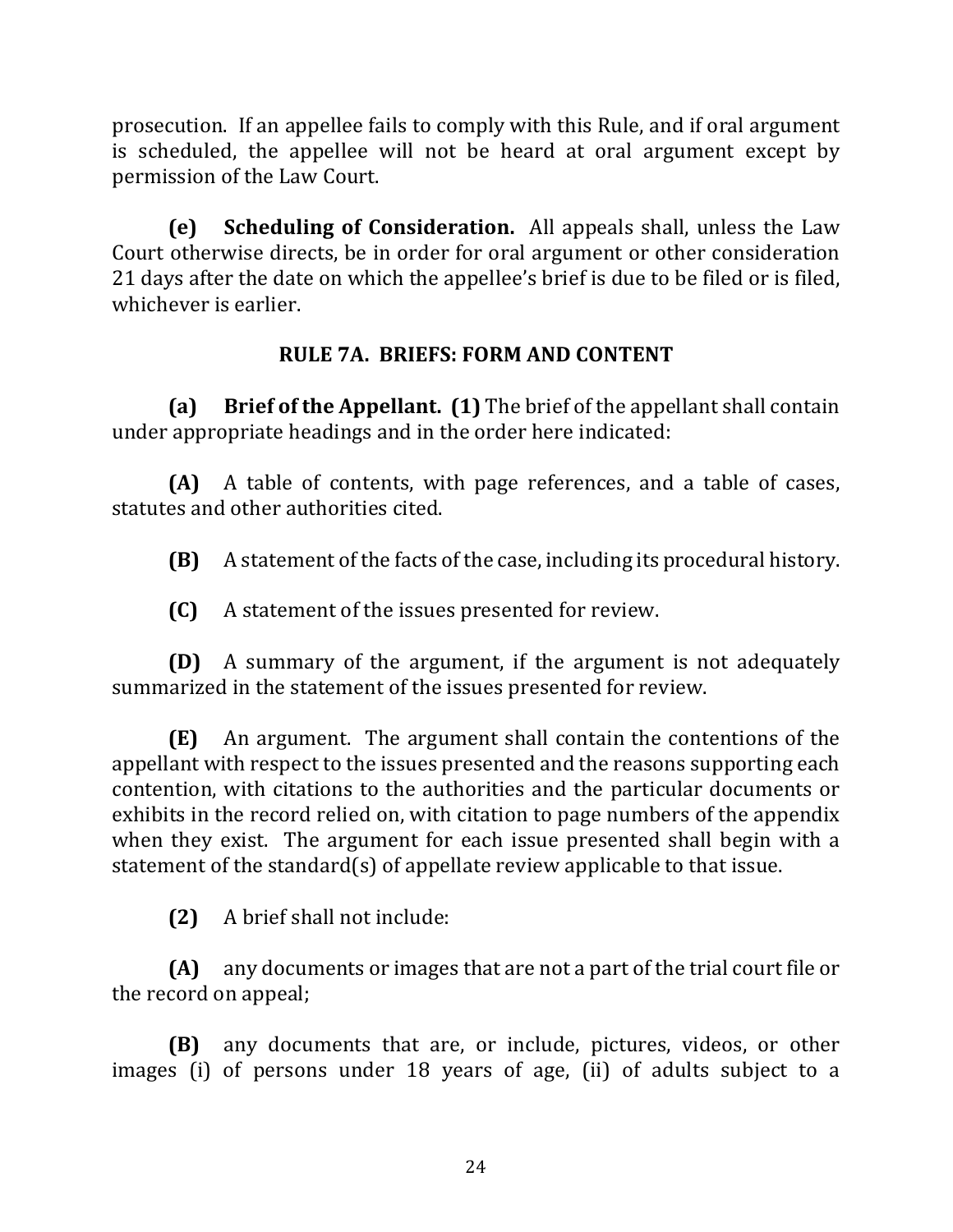prosecution. If an appellee fails to comply with this Rule, and if oral argument is scheduled, the appellee will not be heard at oral argument except by permission of the Law Court.

**(e) Scheduling of Consideration.** All appeals shall, unless the Law Court otherwise directs, be in order for oral argument or other consideration 21 days after the date on which the appellee's brief is due to be filed or is filed, whichever is earlier.

## RULE 7A. BRIEFS: FORM AND CONTENT

**(a) Brief of the Appellant. (1)** The brief of the appellant shall contain under appropriate headings and in the order here indicated:

**(A)** A table of contents, with page references, and a table of cases, statutes and other authorities cited.

**(B)** A statement of the facts of the case, including its procedural history.

**(C)** A statement of the issues presented for review.

**(D)** A summary of the argument, if the argument is not adequately summarized in the statement of the issues presented for review.

**(E)** An argument. The argument shall contain the contentions of the appellant with respect to the issues presented and the reasons supporting each contention, with citations to the authorities and the particular documents or exhibits in the record relied on, with citation to page numbers of the appendix when they exist. The argument for each issue presented shall begin with a statement of the standard(s) of appellate review applicable to that issue.

**(2)** A brief shall not include:

**(A)** any documents or images that are not a part of the trial court file or the record on appeal;

**(B)** any documents that are, or include, pictures, videos, or other images (i) of persons under 18 years of age, (ii) of adults subject to a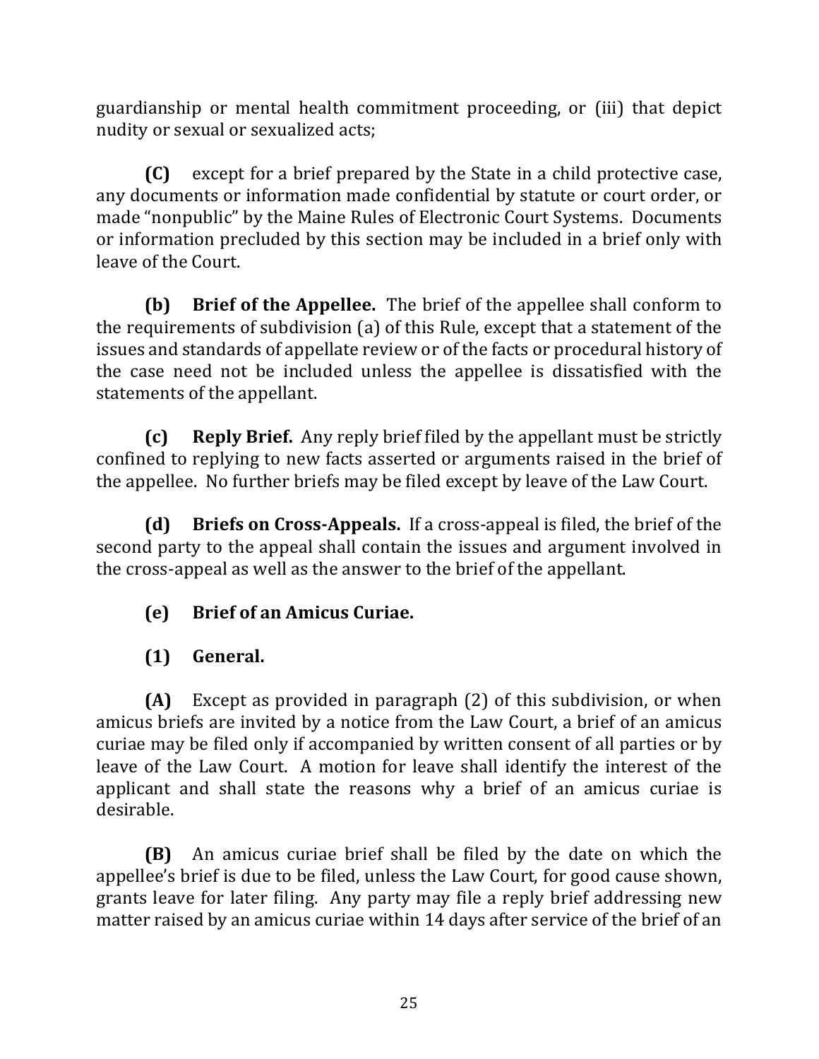guardianship or mental health commitment proceeding, or (iii) that depict nudity or sexual or sexualized acts;

**(C)** except for a brief prepared by the State in a child protective case, any documents or information made confidential by statute or court order, or made "nonpublic" by the Maine Rules of Electronic Court Systems. Documents or information precluded by this section may be included in a brief only with leave of the Court.

**(b) Brief of the Appellee.** The brief of the appellee shall conform to the requirements of subdivision (a) of this Rule, except that a statement of the issues and standards of appellate review or of the facts or procedural history of the case need not be included unless the appellee is dissatisfied with the statements of the appellant.

**(c) Reply Brief.** Any reply brief filed by the appellant must be strictly confined to replying to new facts asserted or arguments raised in the brief of the appellee. No further briefs may be filed except by leave of the Law Court.

**(d) Briefs on Cross-Appeals.** If a cross-appeal is filed, the brief of the second party to the appeal shall contain the issues and argument involved in the cross-appeal as well as the answer to the brief of the appellant.

**(e) Brief of an Amicus Curiae.**

**(1) General.**

**(A)** Except as provided in paragraph (2) of this subdivision, or when amicus briefs are invited by a notice from the Law Court, a brief of an amicus curiae may be filed only if accompanied by written consent of all parties or by leave of the Law Court. A motion for leave shall identify the interest of the applicant and shall state the reasons why a brief of an amicus curiae is desirable.

**(B)** An amicus curiae brief shall be filed by the date on which the appellee's brief is due to be filed, unless the Law Court, for good cause shown, grants leave for later filing. Any party may file a reply brief addressing new matter raised by an amicus curiae within 14 days after service of the brief of an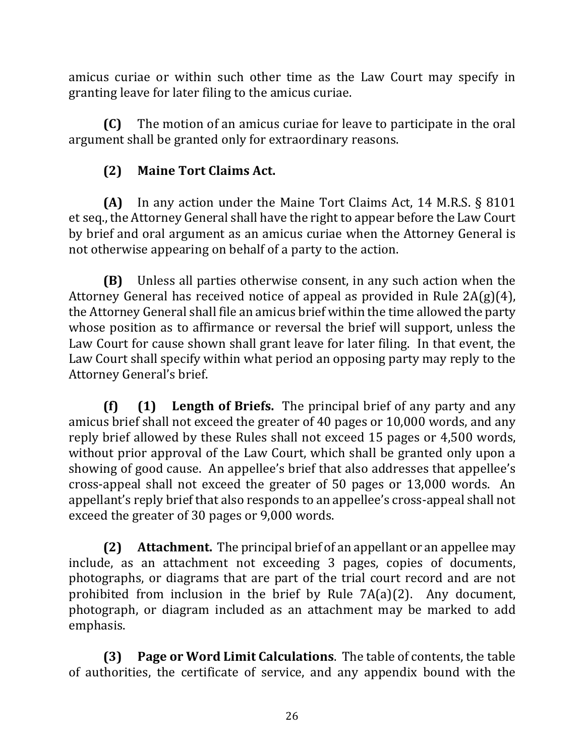amicus curiae or within such other time as the Law Court may specify in granting leave for later filing to the amicus curiae.

**(C)** The motion of an amicus curiae for leave to participate in the oral argument shall be granted only for extraordinary reasons.

**(2) Maine Tort Claims Act.**

**(A)** In any action under the Maine Tort Claims Act, 14 M.R.S. § 8101 et seq., the Attorney General shall have the right to appear before the Law Court by brief and oral argument as an amicus curiae when the Attorney General is not otherwise appearing on behalf of a party to the action.

**(B)** Unless all parties otherwise consent, in any such action when the Attorney General has received notice of appeal as provided in Rule 2A(g)(4), the Attorney General shall file an amicus brief within the time allowed the party whose position as to affirmance or reversal the brief will support, unless the Law Court for cause shown shall grant leave for later filing. In that event, the Law Court shall specify within what period an opposing party may reply to the Attorney General's brief.

**(f) (1) Length of Briefs.** The principal brief of any party and any amicus brief shall not exceed the greater of 40 pages or 10,000 words, and any reply brief allowed by these Rules shall not exceed 15 pages or 4,500 words, without prior approval of the Law Court, which shall be granted only upon a showing of good cause. An appellee's brief that also addresses that appellee's cross-appeal shall not exceed the greater of 50 pages or 13,000 words. An appellant's reply brief that also responds to an appellee's cross-appeal shall not exceed the greater of 30 pages or 9,000 words.

**(2) Attachment.** The principal brief of an appellant or an appellee may include, as an attachment not exceeding 3 pages, copies of documents, photographs, or diagrams that are part of the trial court record and are not prohibited from inclusion in the brief by Rule 7A(a)(2). Any document, photograph, or diagram included as an attachment may be marked to add emphasis.

**(3) Page or Word Limit Calculations**. The table of contents, the table of authorities, the certificate of service, and any appendix bound with the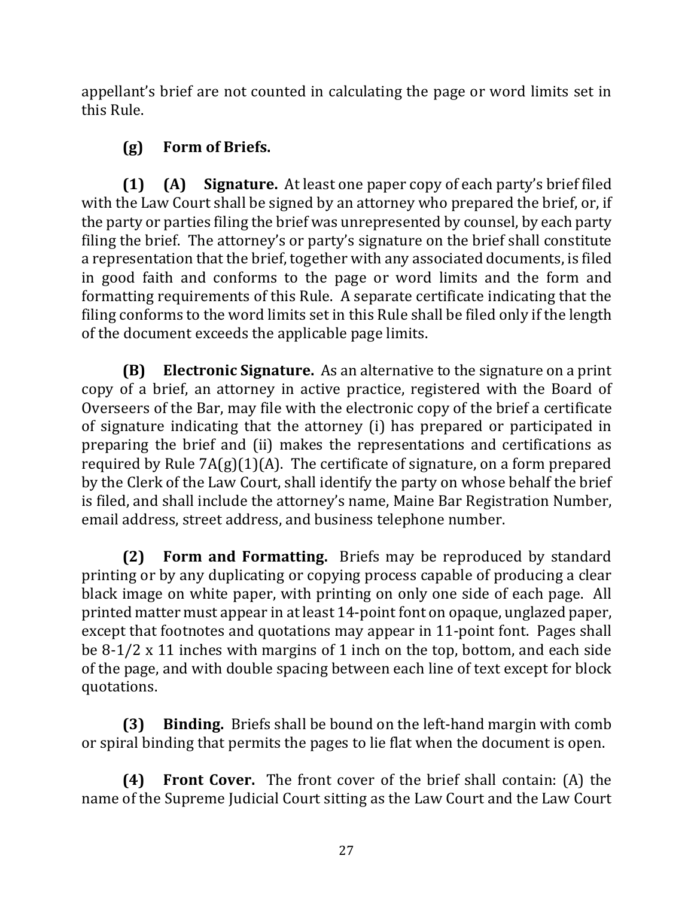appellant's brief are not counted in calculating the page or word limits set in this Rule.

**(g) Form of Briefs.**

**(1) (A) Signature.** At least one paper copy of each party's brief filed with the Law Court shall be signed by an attorney who prepared the brief, or, if the party or parties filing the brief was unrepresented by counsel, by each party filing the brief. The attorney's or party's signature on the brief shall constitute a representation that the brief, together with any associated documents, is filed in good faith and conforms to the page or word limits and the form and formatting requirements of this Rule. A separate certificate indicating that the filing conforms to the word limits set in this Rule shall be filed only if the length of the document exceeds the applicable page limits.

**(B) Electronic Signature.** As an alternative to the signature on a print copy of a brief, an attorney in active practice, registered with the Board of Overseers of the Bar, may file with the electronic copy of the brief a certificate of signature indicating that the attorney (i) has prepared or participated in preparing the brief and (ii) makes the representations and certifications as required by Rule 7A(g)(1)(A). The certificate of signature, on a form prepared by the Clerk of the Law Court, shall identify the party on whose behalf the brief is filed, and shall include the attorney's name, Maine Bar Registration Number, email address, street address, and business telephone number.

**(2) Form and Formatting.** Briefs may be reproduced by standard printing or by any duplicating or copying process capable of producing a clear black image on white paper, with printing on only one side of each page. All printed matter must appear in at least 14-point font on opaque, unglazed paper, except that footnotes and quotations may appear in 11-point font. Pages shall be 8-1/2 x 11 inches with margins of 1 inch on the top, bottom, and each side of the page, and with double spacing between each line of text except for block quotations.

**(3) Binding.** Briefs shall be bound on the left-hand margin with comb or spiral binding that permits the pages to lie flat when the document is open.

**(4) Front Cover.** The front cover of the brief shall contain: (A) the name of the Supreme Judicial Court sitting as the Law Court and the Law Court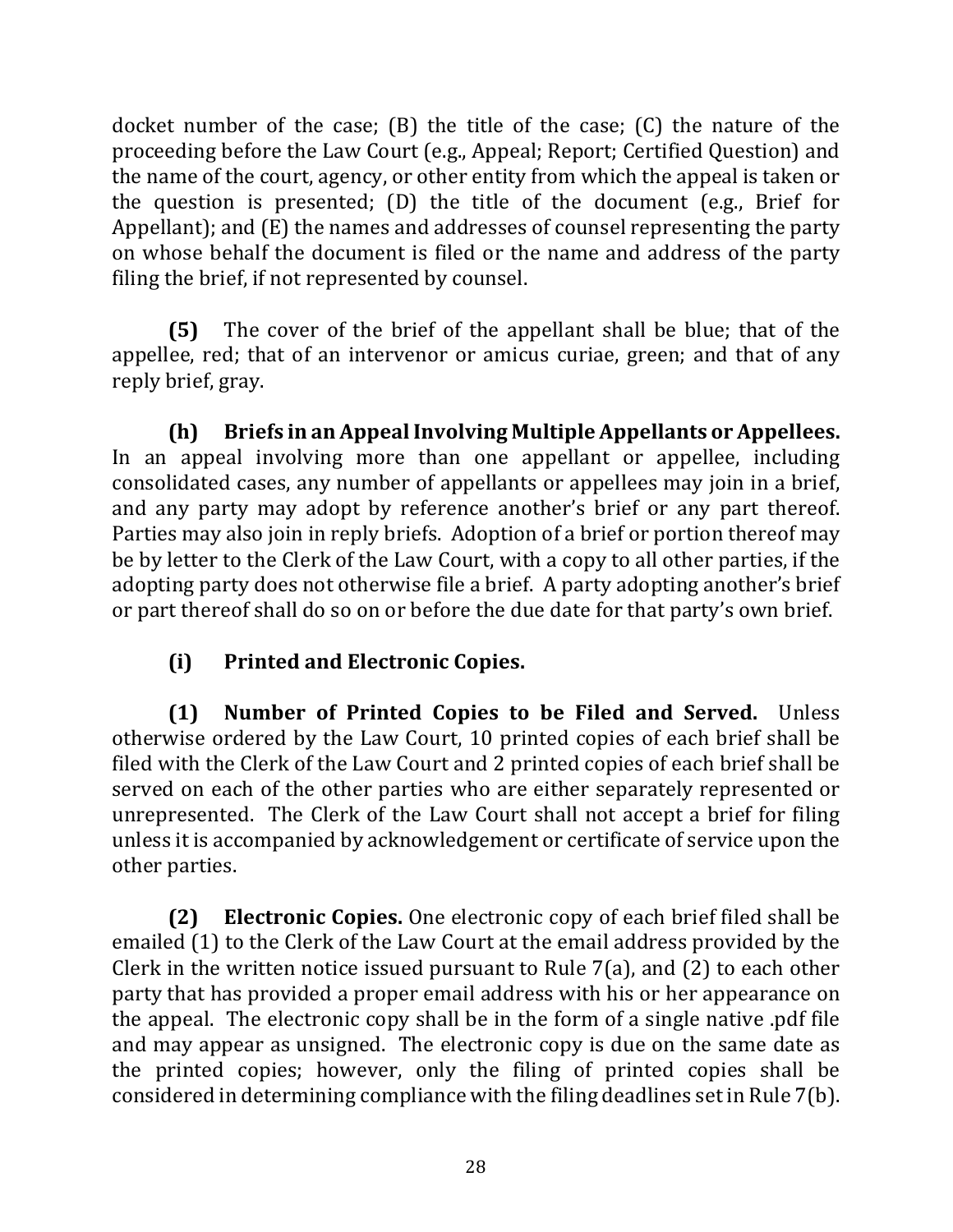docket number of the case; (B) the title of the case; (C) the nature of the proceeding before the Law Court (e.g., Appeal; Report; Certified Question) and the name of the court, agency, or other entity from which the appeal is taken or the question is presented; (D) the title of the document (e.g., Brief for Appellant); and (E) the names and addresses of counsel representing the party on whose behalf the document is filed or the name and address of the party filing the brief, if not represented by counsel.

**(5)** The cover of the brief of the appellant shall be blue; that of the appellee, red; that of an intervenor or amicus curiae, green; and that of any reply brief, gray.

**(h) Briefs in an Appeal Involving Multiple Appellants or Appellees.** In an appeal involving more than one appellant or appellee, including consolidated cases, any number of appellants or appellees may join in a brief, and any party may adopt by reference another's brief or any part thereof. Parties may also join in reply briefs. Adoption of a brief or portion thereof may be by letter to the Clerk of the Law Court, with a copy to all other parties, if the adopting party does not otherwise file a brief. A party adopting another's brief or part thereof shall do so on or before the due date for that party's own brief.

**(i) Printed and Electronic Copies.**

**(1) Number of Printed Copies to be Filed and Served.** Unless otherwise ordered by the Law Court, 10 printed copies of each brief shall be filed with the Clerk of the Law Court and 2 printed copies of each brief shall be served on each of the other parties who are either separately represented or unrepresented. The Clerk of the Law Court shall not accept a brief for filing unless it is accompanied by acknowledgement or certificate of service upon the other parties.

**(2) Electronic Copies.** One electronic copy of each brief filed shall be emailed (1) to the Clerk of the Law Court at the email address provided by the Clerk in the written notice issued pursuant to Rule 7(a), and (2) to each other party that has provided a proper email address with his or her appearance on the appeal. The electronic copy shall be in the form of a single native .pdf file and may appear as unsigned. The electronic copy is due on the same date as the printed copies; however, only the filing of printed copies shall be considered in determining compliance with the filing deadlines set in Rule 7(b).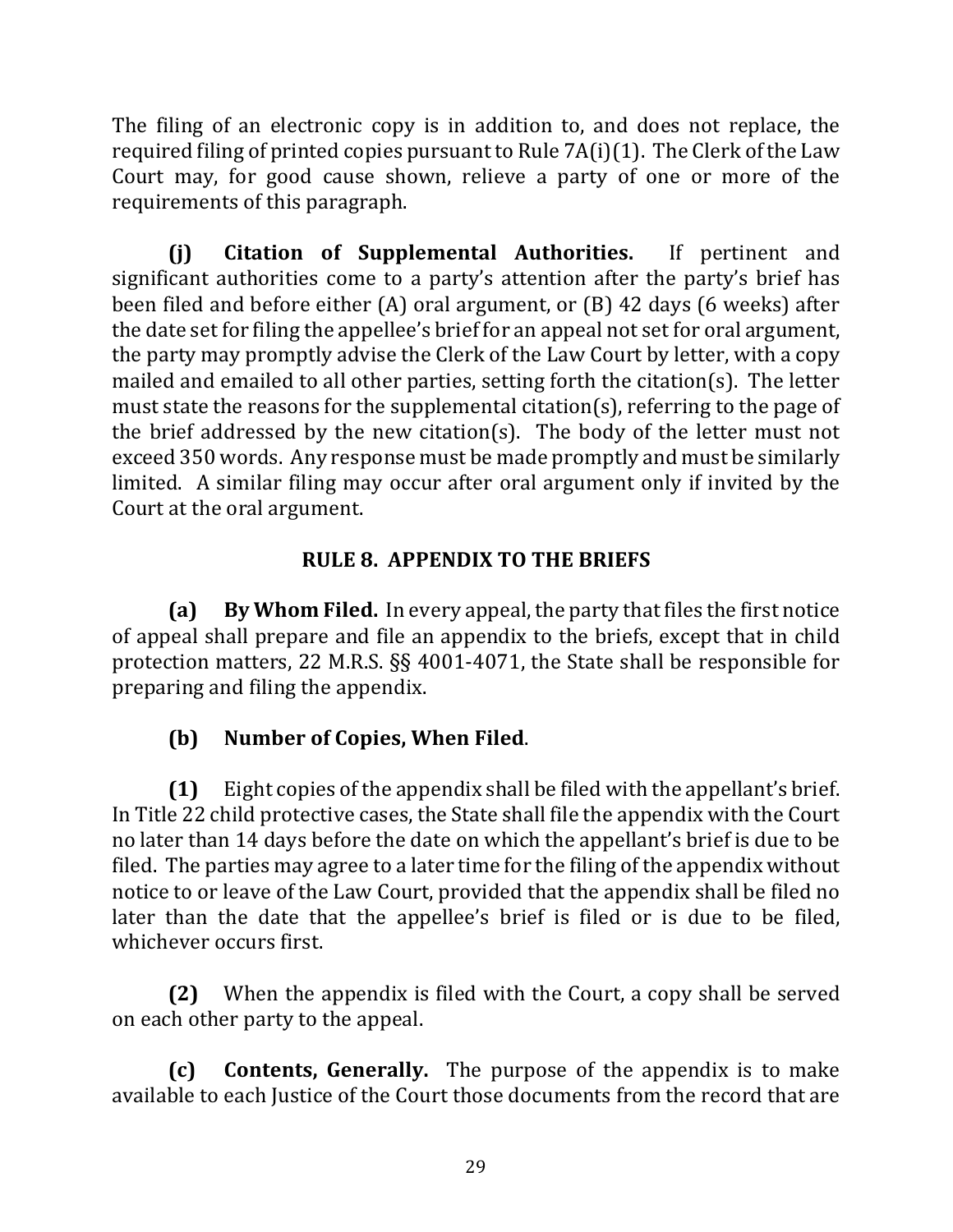The filing of an electronic copy is in addition to, and does not replace, the required filing of printed copies pursuant to Rule 7A(i)(1). The Clerk of the Law Court may, for good cause shown, relieve a party of one or more of the requirements of this paragraph.

**(j) Citation of Supplemental Authorities.** If pertinent and significant authorities come to a party's attention after the party's brief has been filed and before either (A) oral argument, or (B) 42 days (6 weeks) after the date set for filing the appellee's brief for an appeal not set for oral argument, the party may promptly advise the Clerk of the Law Court by letter, with a copy mailed and emailed to all other parties, setting forth the citation(s). The letter must state the reasons for the supplemental citation(s), referring to the page of the brief addressed by the new citation(s). The body of the letter must not exceed 350 words. Any response must be made promptly and must be similarly limited. A similar filing may occur after oral argument only if invited by the Court at the oral argument.

## RULE 8. APPENDIX TO THE BRIEFS

**(a) By Whom Filed.** In every appeal, the party that files the first notice of appeal shall prepare and file an appendix to the briefs, except that in child protection matters, 22 M.R.S. §§ 4001-4071, the State shall be responsible for preparing and filing the appendix.

**(b) Number of Copies, When Filed**.

**(1)** Eight copies of the appendix shall be filed with the appellant's brief. In Title 22 child protective cases, the State shall file the appendix with the Court no later than 14 days before the date on which the appellant's brief is due to be filed. The parties may agree to a later time for the filing of the appendix without notice to or leave of the Law Court, provided that the appendix shall be filed no later than the date that the appellee's brief is filed or is due to be filed, whichever occurs first.

**(2)** When the appendix is filed with the Court, a copy shall be served on each other party to the appeal.

**(c) Contents, Generally.** The purpose of the appendix is to make available to each Justice of the Court those documents from the record that are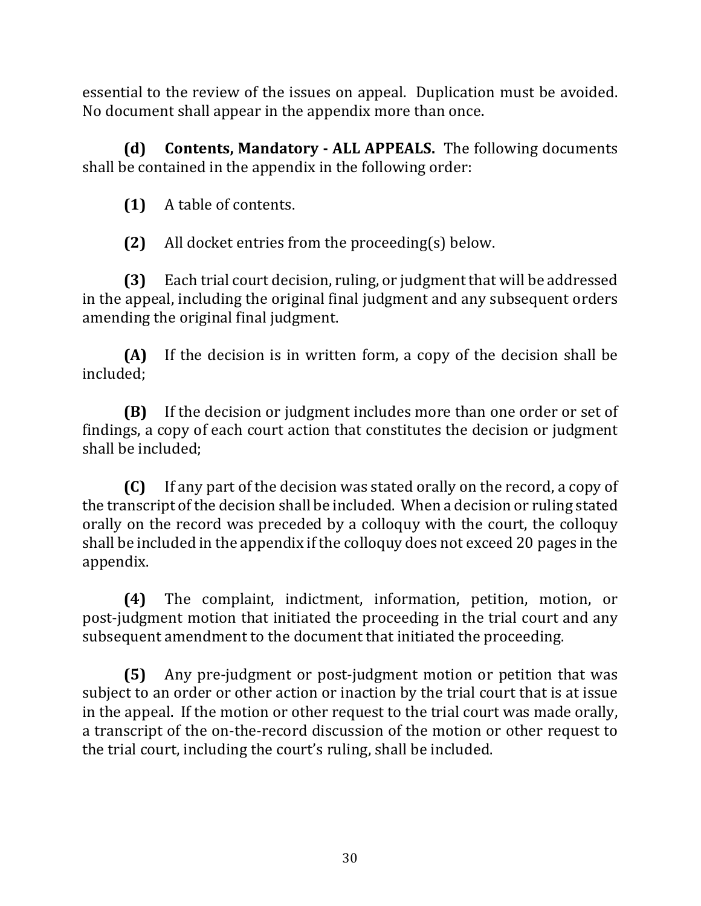essential to the review of the issues on appeal. Duplication must be avoided. No document shall appear in the appendix more than once.

**(d) Contents, Mandatory - ALL APPEALS.** The following documents shall be contained in the appendix in the following order:

**(1)** A table of contents.

**(2)** All docket entries from the proceeding(s) below.

**(3)** Each trial court decision, ruling, or judgment that will be addressed in the appeal, including the original final judgment and any subsequent orders amending the original final judgment.

**(A)** If the decision is in written form, a copy of the decision shall be included;

**(B)** If the decision or judgment includes more than one order or set of findings, a copy of each court action that constitutes the decision or judgment shall be included;

**(C)** If any part of the decision was stated orally on the record, a copy of the transcript of the decision shall be included. When a decision or ruling stated orally on the record was preceded by a colloquy with the court, the colloquy shall be included in the appendix if the colloquy does not exceed 20 pages in the appendix.

**(4)** The complaint, indictment, information, petition, motion, or post-judgment motion that initiated the proceeding in the trial court and any subsequent amendment to the document that initiated the proceeding.

**(5)** Any pre-judgment or post-judgment motion or petition that was subject to an order or other action or inaction by the trial court that is at issue in the appeal. If the motion or other request to the trial court was made orally, a transcript of the on-the-record discussion of the motion or other request to the trial court, including the court's ruling, shall be included.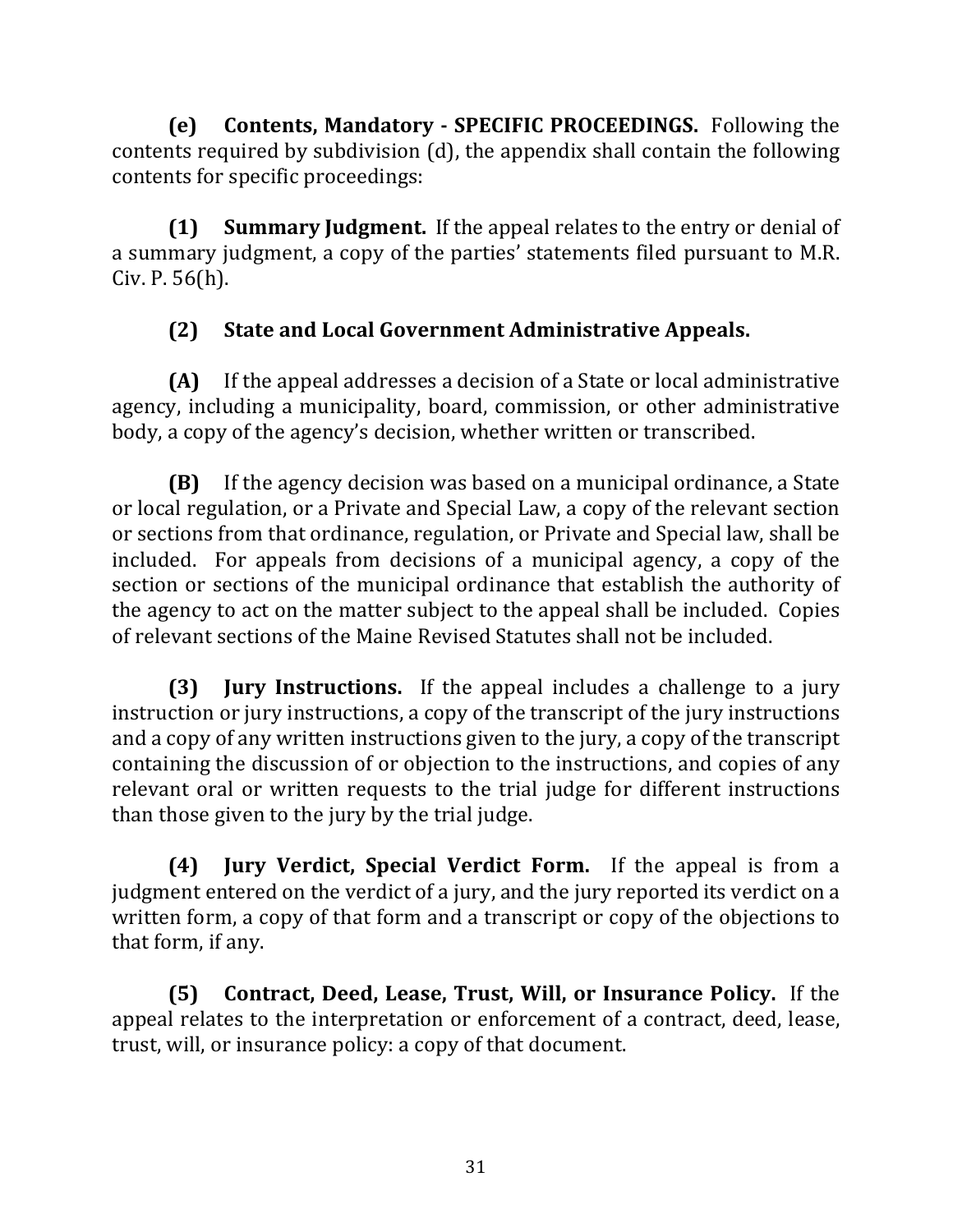**(e) Contents, Mandatory - SPECIFIC PROCEEDINGS.** Following the contents required by subdivision (d), the appendix shall contain the following contents for specific proceedings:

**(1) Summary Judgment.** If the appeal relates to the entry or denial of a summary judgment, a copy of the parties' statements filed pursuant to M.R. Civ. P. 56(h).

**(2) State and Local Government Administrative Appeals.**

**(A)** If the appeal addresses a decision of a State or local administrative agency, including a municipality, board, commission, or other administrative body, a copy of the agency's decision, whether written or transcribed.

**(B)** If the agency decision was based on a municipal ordinance, a State or local regulation, or a Private and Special Law, a copy of the relevant section or sections from that ordinance, regulation, or Private and Special law, shall be included. For appeals from decisions of a municipal agency, a copy of the section or sections of the municipal ordinance that establish the authority of the agency to act on the matter subject to the appeal shall be included. Copies of relevant sections of the Maine Revised Statutes shall not be included.

**(3) Jury Instructions.** If the appeal includes a challenge to a jury instruction or jury instructions, a copy of the transcript of the jury instructions and a copy of any written instructions given to the jury, a copy of the transcript containing the discussion of or objection to the instructions, and copies of any relevant oral or written requests to the trial judge for different instructions than those given to the jury by the trial judge.

**(4) Jury Verdict, Special Verdict Form.** If the appeal is from a judgment entered on the verdict of a jury, and the jury reported its verdict on a written form, a copy of that form and a transcript or copy of the objections to that form, if any.

**(5) Contract, Deed, Lease, Trust, Will, or Insurance Policy.** If the appeal relates to the interpretation or enforcement of a contract, deed, lease, trust, will, or insurance policy: a copy of that document.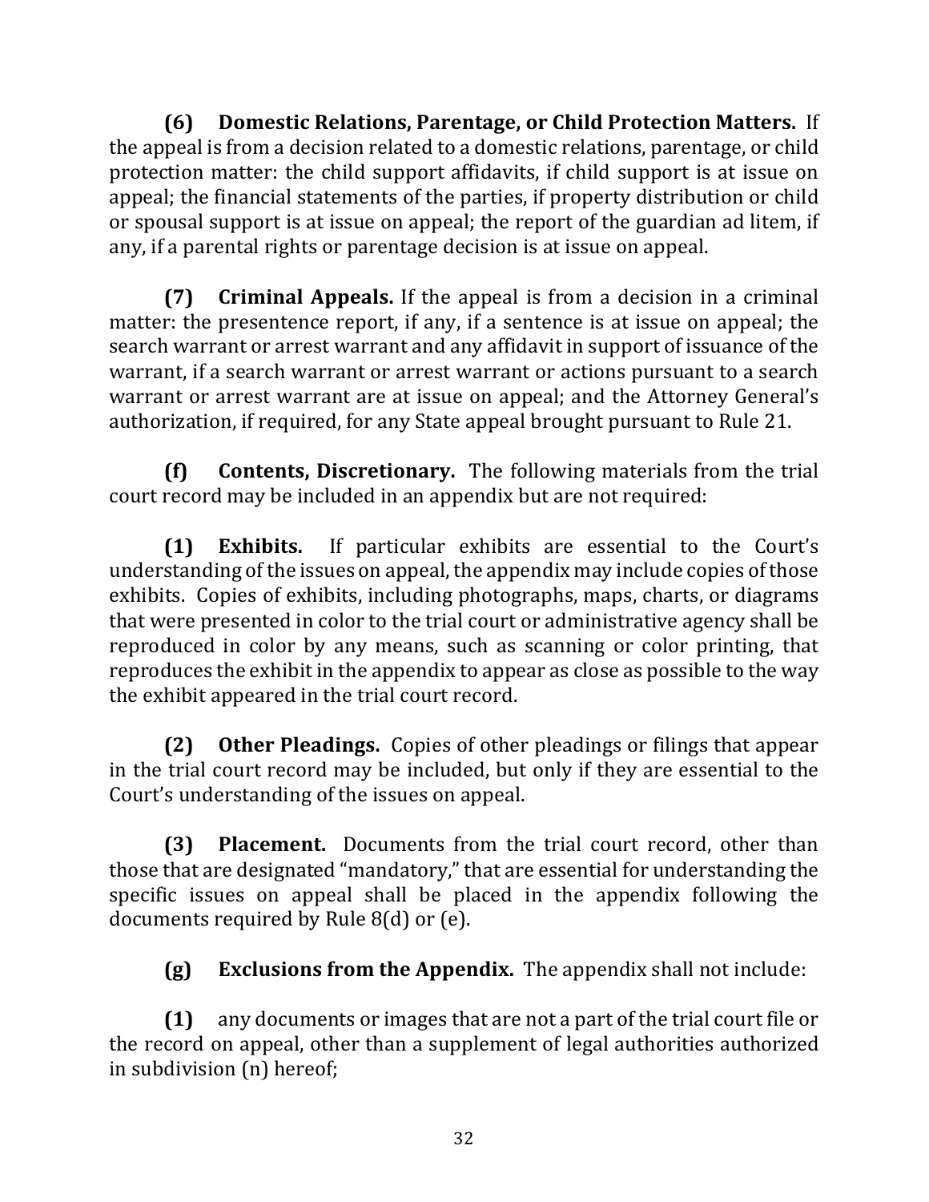**(6) Domestic Relations, Parentage, or Child Protection Matters.** If the appeal is from a decision related to a domestic relations, parentage, or child protection matter: the child support affidavits, if child support is at issue on appeal; the financial statements of the parties, if property distribution or child or spousal support is at issue on appeal; the report of the guardian ad litem, if any, if a parental rights or parentage decision is at issue on appeal.

**(7) Criminal Appeals.** If the appeal is from a decision in a criminal matter: the presentence report, if any, if a sentence is at issue on appeal; the search warrant or arrest warrant and any affidavit in support of issuance of the warrant, if a search warrant or arrest warrant or actions pursuant to a search warrant or arrest warrant are at issue on appeal; and the Attorney General's authorization, if required, for any State appeal brought pursuant to Rule 21.

**(f) Contents, Discretionary.** The following materials from the trial court record may be included in an appendix but are not required:

**(1) Exhibits.** If particular exhibits are essential to the Court's understanding of the issues on appeal, the appendix may include copies of those exhibits. Copies of exhibits, including photographs, maps, charts, or diagrams that were presented in color to the trial court or administrative agency shall be reproduced in color by any means, such as scanning or color printing, that reproduces the exhibit in the appendix to appear as close as possible to the way the exhibit appeared in the trial court record.

**(2) Other Pleadings.** Copies of other pleadings or filings that appear in the trial court record may be included, but only if they are essential to the Court's understanding of the issues on appeal.

**(3) Placement.** Documents from the trial court record, other than those that are designated "mandatory," that are essential for understanding the specific issues on appeal shall be placed in the appendix following the documents required by Rule 8(d) or (e).

**(g) Exclusions from the Appendix.** The appendix shall not include:

**(1)** any documents or images that are not a part of the trial court file or the record on appeal, other than a supplement of legal authorities authorized in subdivision (n) hereof;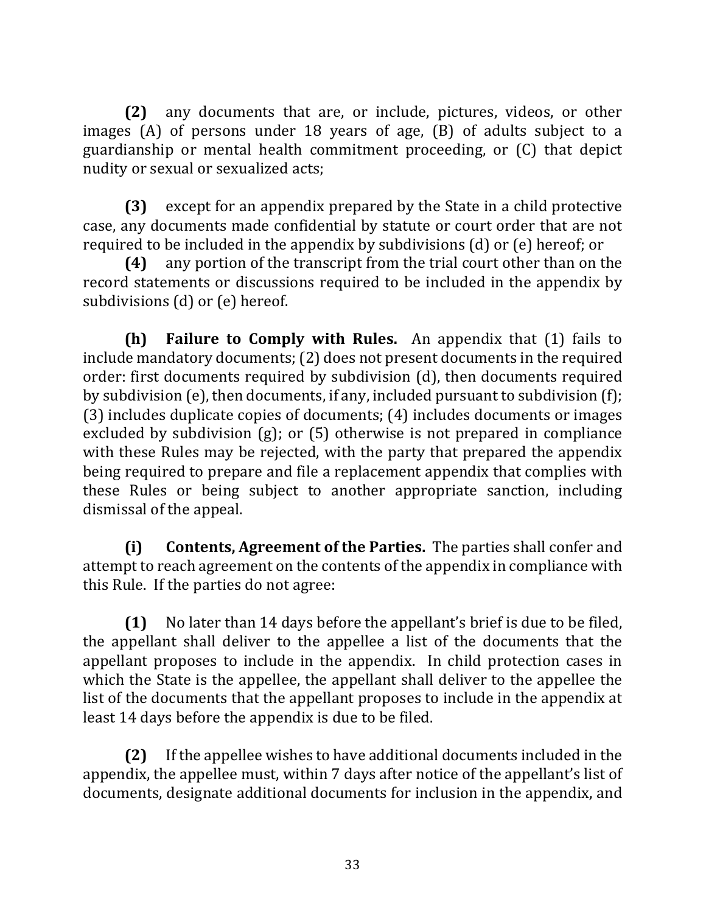**(2)** any documents that are, or include, pictures, videos, or other images (A) of persons under 18 years of age, (B) of adults subject to a guardianship or mental health commitment proceeding, or (C) that depict nudity or sexual or sexualized acts;

**(3)** except for an appendix prepared by the State in a child protective case, any documents made confidential by statute or court order that are not required to be included in the appendix by subdivisions (d) or (e) hereof; or

**(4)** any portion of the transcript from the trial court other than on the record statements or discussions required to be included in the appendix by subdivisions (d) or (e) hereof.

**(h) Failure to Comply with Rules.** An appendix that (1) fails to include mandatory documents; (2) does not present documents in the required order: first documents required by subdivision (d), then documents required by subdivision (e), then documents, if any, included pursuant to subdivision (f); (3) includes duplicate copies of documents; (4) includes documents or images excluded by subdivision (g); or (5) otherwise is not prepared in compliance with these Rules may be rejected, with the party that prepared the appendix being required to prepare and file a replacement appendix that complies with these Rules or being subject to another appropriate sanction, including dismissal of the appeal.

**(i) Contents, Agreement of the Parties.** The parties shall confer and attempt to reach agreement on the contents of the appendix in compliance with this Rule. If the parties do not agree:

**(1)** No later than 14 days before the appellant's brief is due to be filed, the appellant shall deliver to the appellee a list of the documents that the appellant proposes to include in the appendix. In child protection cases in which the State is the appellee, the appellant shall deliver to the appellee the list of the documents that the appellant proposes to include in the appendix at least 14 days before the appendix is due to be filed.

**(2)** If the appellee wishes to have additional documents included in the appendix, the appellee must, within 7 days after notice of the appellant's list of documents, designate additional documents for inclusion in the appendix, and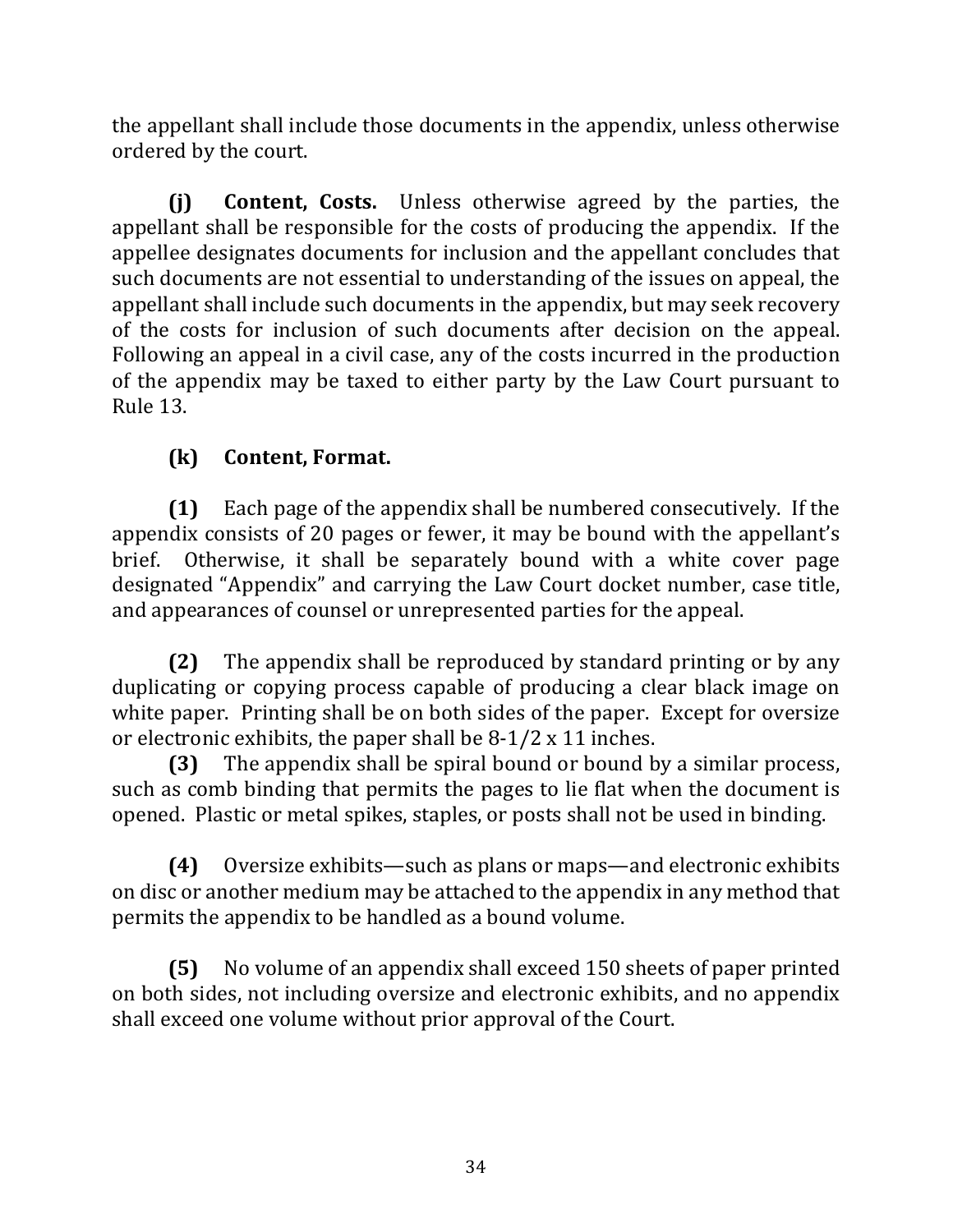the appellant shall include those documents in the appendix, unless otherwise ordered by the court.

**(j) Content, Costs.** Unless otherwise agreed by the parties, the appellant shall be responsible for the costs of producing the appendix. If the appellee designates documents for inclusion and the appellant concludes that such documents are not essential to understanding of the issues on appeal, the appellant shall include such documents in the appendix, but may seek recovery of the costs for inclusion of such documents after decision on the appeal. Following an appeal in a civil case, any of the costs incurred in the production of the appendix may be taxed to either party by the Law Court pursuant to Rule 13.

**(k) Content, Format.**

**(1)** Each page of the appendix shall be numbered consecutively. If the appendix consists of 20 pages or fewer, it may be bound with the appellant's brief. Otherwise, it shall be separately bound with a white cover page designated "Appendix" and carrying the Law Court docket number, case title, and appearances of counsel or unrepresented parties for the appeal.

**(2)** The appendix shall be reproduced by standard printing or by any duplicating or copying process capable of producing a clear black image on white paper. Printing shall be on both sides of the paper. Except for oversize or electronic exhibits, the paper shall be 8-1/2 x 11 inches.

**(3)** The appendix shall be spiral bound or bound by a similar process, such as comb binding that permits the pages to lie flat when the document is opened. Plastic or metal spikes, staples, or posts shall not be used in binding.

**(4)** Oversize exhibits—such as plans or maps—and electronic exhibits on disc or another medium may be attached to the appendix in any method that permits the appendix to be handled as a bound volume.

**(5)** No volume of an appendix shall exceed 150 sheets of paper printed on both sides, not including oversize and electronic exhibits, and no appendix shall exceed one volume without prior approval of the Court.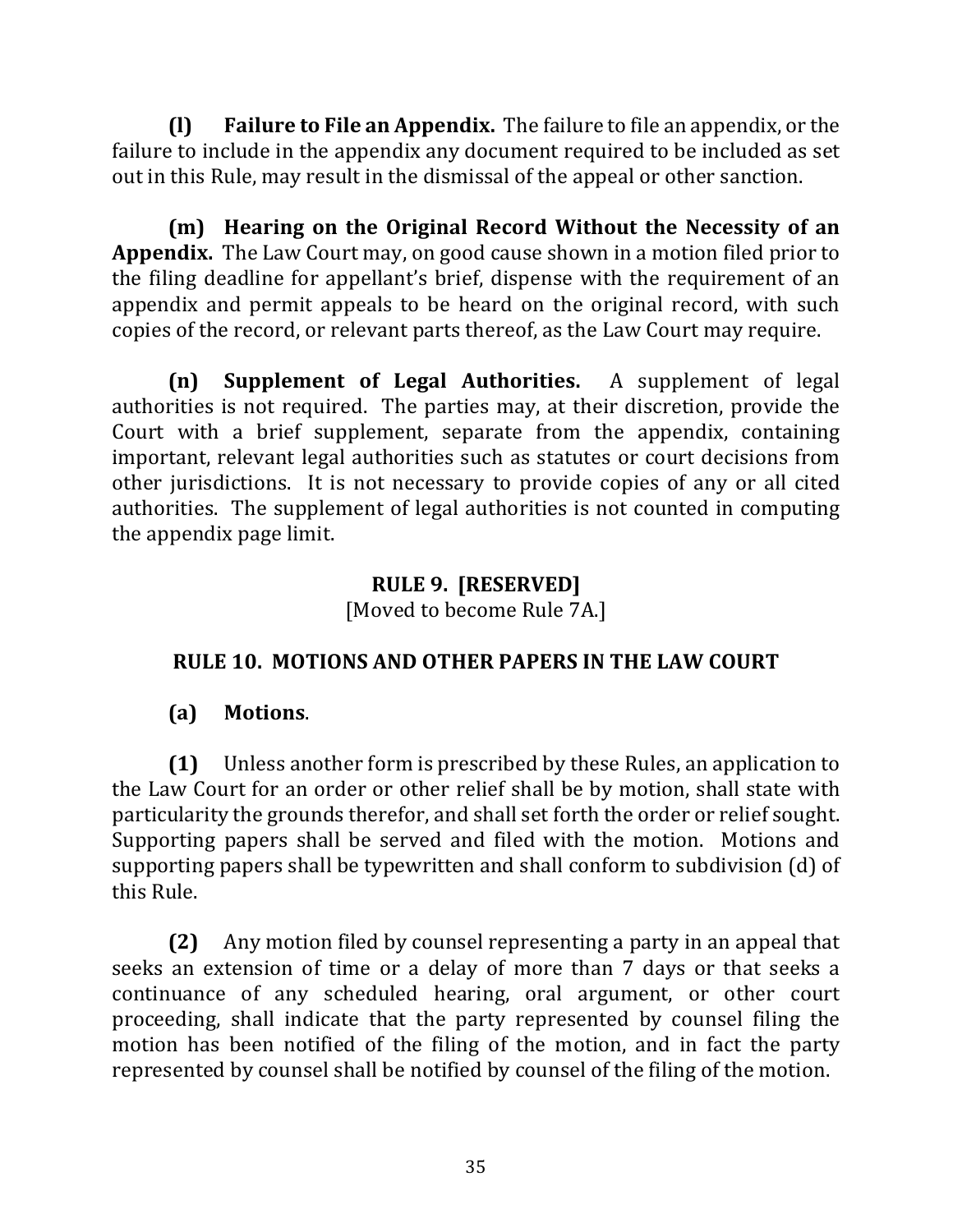**(l) Failure to File an Appendix.** The failure to file an appendix, or the failure to include in the appendix any document required to be included as set out in this Rule, may result in the dismissal of the appeal or other sanction.

**(m) Hearing on the Original Record Without the Necessity of an Appendix.** The Law Court may, on good cause shown in a motion filed prior to the filing deadline for appellant's brief, dispense with the requirement of an appendix and permit appeals to be heard on the original record, with such copies of the record, or relevant parts thereof, as the Law Court may require.

**(n) Supplement of Legal Authorities.** A supplement of legal authorities is not required. The parties may, at their discretion, provide the Court with a brief supplement, separate from the appendix, containing important, relevant legal authorities such as statutes or court decisions from other jurisdictions. It is not necessary to provide copies of any or all cited authorities. The supplement of legal authorities is not counted in computing the appendix page limit.

## RULE 9. [RESERVED]

[Moved to become Rule 7A.]

## RULE 10. MOTIONS AND OTHER PAPERS IN THE LAW COURT

**(a) Motions**.

**(1)** Unless another form is prescribed by these Rules, an application to the Law Court for an order or other relief shall be by motion, shall state with particularity the grounds therefor, and shall set forth the order or relief sought. Supporting papers shall be served and filed with the motion. Motions and supporting papers shall be typewritten and shall conform to subdivision (d) of this Rule.

**(2)** Any motion filed by counsel representing a party in an appeal that seeks an extension of time or a delay of more than 7 days or that seeks a continuance of any scheduled hearing, oral argument, or other court proceeding, shall indicate that the party represented by counsel filing the motion has been notified of the filing of the motion, and in fact the party represented by counsel shall be notified by counsel of the filing of the motion.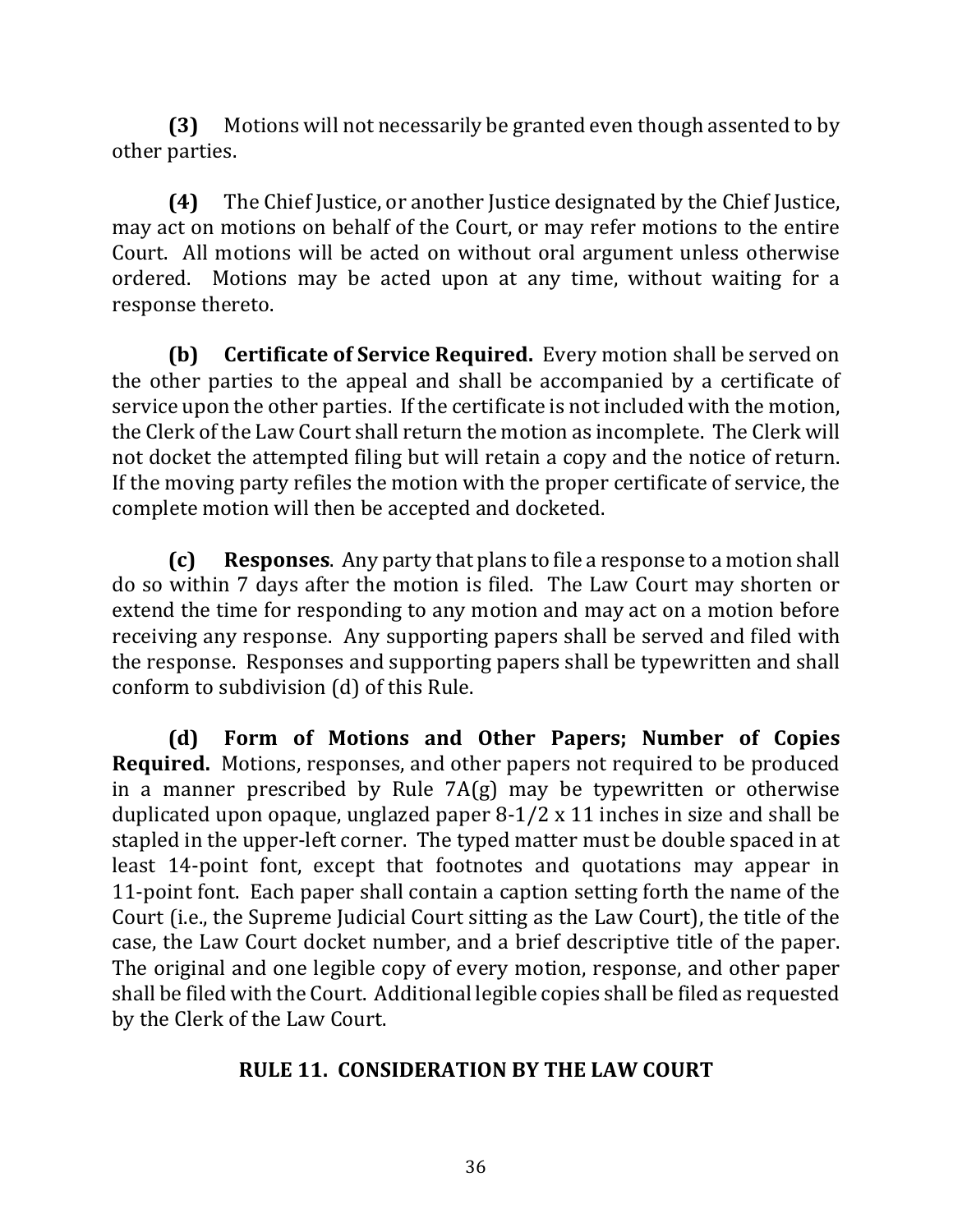**(3)** Motions will not necessarily be granted even though assented to by other parties.

**(4)** The Chief Justice, or another Justice designated by the Chief Justice, may act on motions on behalf of the Court, or may refer motions to the entire Court. All motions will be acted on without oral argument unless otherwise ordered. Motions may be acted upon at any time, without waiting for a response thereto.

**(b) Certificate of Service Required.** Every motion shall be served on the other parties to the appeal and shall be accompanied by a certificate of service upon the other parties. If the certificate is not included with the motion, the Clerk of the Law Court shall return the motion as incomplete. The Clerk will not docket the attempted filing but will retain a copy and the notice of return. If the moving party refiles the motion with the proper certificate of service, the complete motion will then be accepted and docketed.

**(c) Responses**. Any party that plans to file a response to a motion shall do so within 7 days after the motion is filed. The Law Court may shorten or extend the time for responding to any motion and may act on a motion before receiving any response. Any supporting papers shall be served and filed with the response. Responses and supporting papers shall be typewritten and shall conform to subdivision (d) of this Rule.

**(d) Form of Motions and Other Papers; Number of Copies Required.** Motions, responses, and other papers not required to be produced in a manner prescribed by Rule 7A(g) may be typewritten or otherwise duplicated upon opaque, unglazed paper 8-1/2 x 11 inches in size and shall be stapled in the upper-left corner. The typed matter must be double spaced in at least 14-point font, except that footnotes and quotations may appear in 11-point font. Each paper shall contain a caption setting forth the name of the Court (i.e., the Supreme Judicial Court sitting as the Law Court), the title of the case, the Law Court docket number, and a brief descriptive title of the paper. The original and one legible copy of every motion, response, and other paper shall be filed with the Court. Additional legible copies shall be filed as requested by the Clerk of the Law Court.

## RULE 11. CONSIDERATION BY THE LAW COURT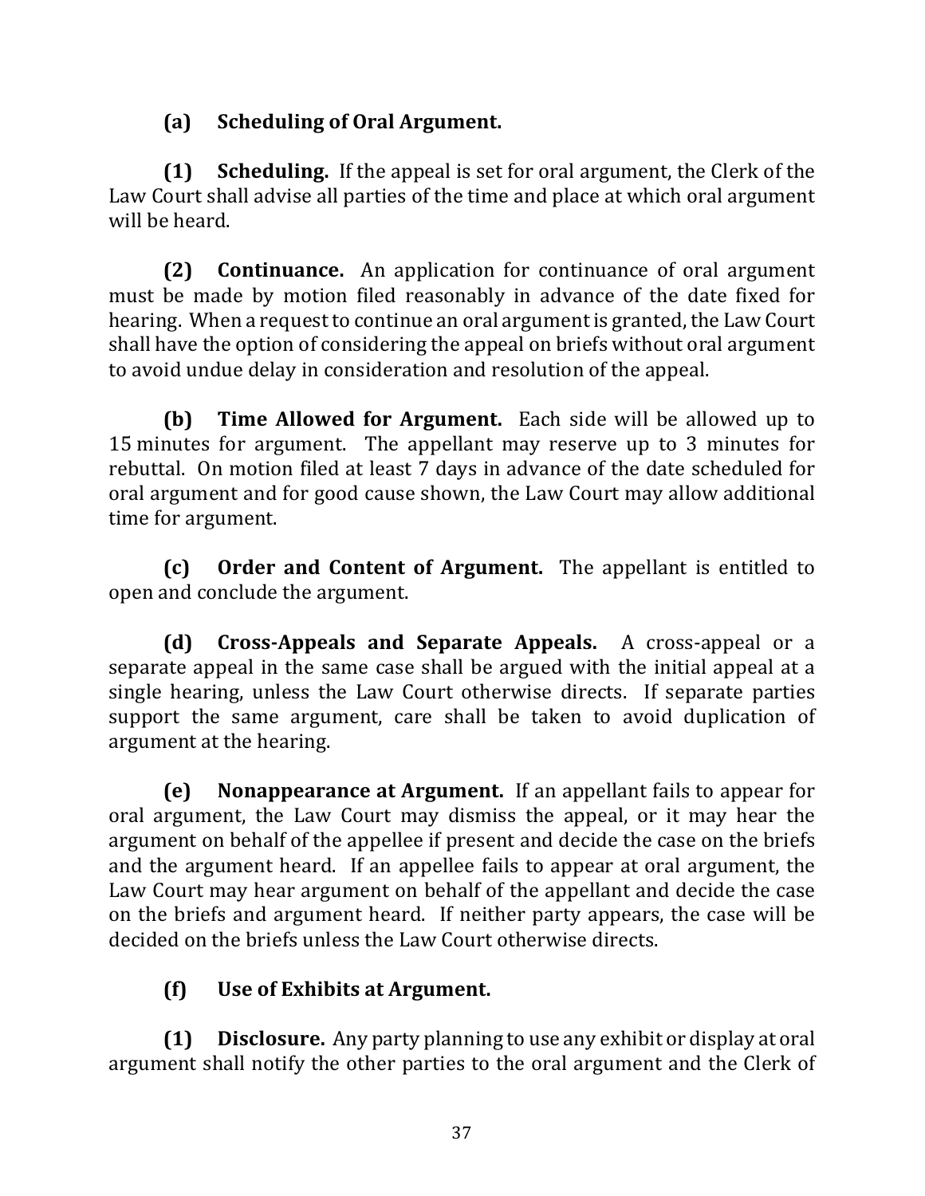**(a) Scheduling of Oral Argument.**

**(1) Scheduling.** If the appeal is set for oral argument, the Clerk of the Law Court shall advise all parties of the time and place at which oral argument will be heard.

**(2) Continuance.** An application for continuance of oral argument must be made by motion filed reasonably in advance of the date fixed for hearing. When a request to continue an oral argument is granted, the Law Court shall have the option of considering the appeal on briefs without oral argument to avoid undue delay in consideration and resolution of the appeal.

**(b) Time Allowed for Argument.** Each side will be allowed up to 15 minutes for argument. The appellant may reserve up to 3 minutes for rebuttal. On motion filed at least 7 days in advance of the date scheduled for oral argument and for good cause shown, the Law Court may allow additional time for argument.

**(c) Order and Content of Argument.** The appellant is entitled to open and conclude the argument.

**(d) Cross-Appeals and Separate Appeals.** A cross-appeal or a separate appeal in the same case shall be argued with the initial appeal at a single hearing, unless the Law Court otherwise directs. If separate parties support the same argument, care shall be taken to avoid duplication of argument at the hearing.

**(e) Nonappearance at Argument.** If an appellant fails to appear for oral argument, the Law Court may dismiss the appeal, or it may hear the argument on behalf of the appellee if present and decide the case on the briefs and the argument heard. If an appellee fails to appear at oral argument, the Law Court may hear argument on behalf of the appellant and decide the case on the briefs and argument heard. If neither party appears, the case will be decided on the briefs unless the Law Court otherwise directs.

**(f) Use of Exhibits at Argument.**

**(1) Disclosure.** Any party planning to use any exhibit or display at oral argument shall notify the other parties to the oral argument and the Clerk of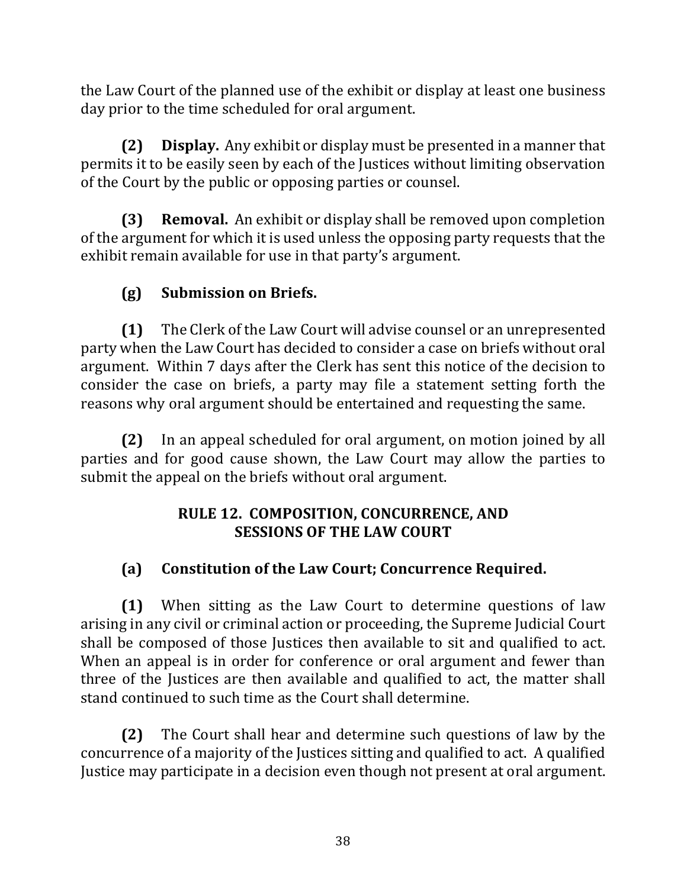the Law Court of the planned use of the exhibit or display at least one business day prior to the time scheduled for oral argument.

**(2) Display.** Any exhibit or display must be presented in a manner that permits it to be easily seen by each of the Justices without limiting observation of the Court by the public or opposing parties or counsel.

**(3) Removal.** An exhibit or display shall be removed upon completion of the argument for which it is used unless the opposing party requests that the exhibit remain available for use in that party's argument.

**(g) Submission on Briefs.**

**(1)** The Clerk of the Law Court will advise counsel or an unrepresented party when the Law Court has decided to consider a case on briefs without oral argument. Within 7 days after the Clerk has sent this notice of the decision to consider the case on briefs, a party may file a statement setting forth the reasons why oral argument should be entertained and requesting the same.

**(2)** In an appeal scheduled for oral argument, on motion joined by all parties and for good cause shown, the Law Court may allow the parties to submit the appeal on the briefs without oral argument.

## RULE 12. COMPOSITION, CONCURRENCE, AND SESSIONS OF THE LAW COURT

**(a) Constitution of the Law Court; Concurrence Required.**

**(1)** When sitting as the Law Court to determine questions of law arising in any civil or criminal action or proceeding, the Supreme Judicial Court shall be composed of those Justices then available to sit and qualified to act. When an appeal is in order for conference or oral argument and fewer than three of the Justices are then available and qualified to act, the matter shall stand continued to such time as the Court shall determine.

**(2)** The Court shall hear and determine such questions of law by the concurrence of a majority of the Justices sitting and qualified to act. A qualified Justice may participate in a decision even though not present at oral argument.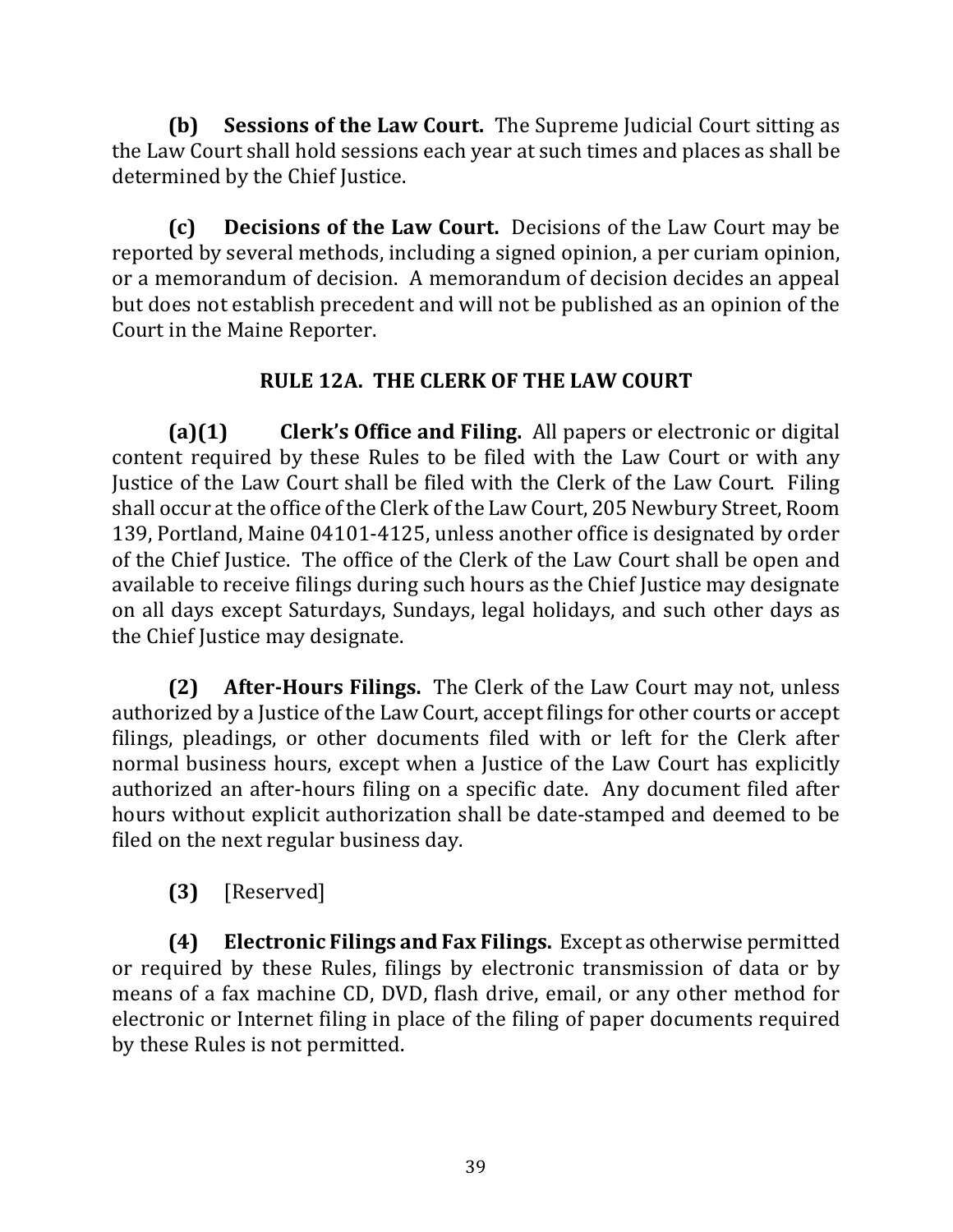**(b) Sessions of the Law Court.** The Supreme Judicial Court sitting as the Law Court shall hold sessions each year at such times and places as shall be determined by the Chief Justice.

**(c) Decisions of the Law Court.** Decisions of the Law Court may be reported by several methods, including a signed opinion, a per curiam opinion, or a memorandum of decision. A memorandum of decision decides an appeal but does not establish precedent and will not be published as an opinion of the Court in the Maine Reporter.

## RULE 12A. THE CLERK OF THE LAW COURT

**(a)(1) Clerk's Office and Filing.** All papers or electronic or digital content required by these Rules to be filed with the Law Court or with any Justice of the Law Court shall be filed with the Clerk of the Law Court. Filing shall occur at the office of the Clerk of the Law Court, 205 Newbury Street, Room 139, Portland, Maine 04101-4125, unless another office is designated by order of the Chief Justice. The office of the Clerk of the Law Court shall be open and available to receive filings during such hours as the Chief Justice may designate on all days except Saturdays, Sundays, legal holidays, and such other days as the Chief Justice may designate.

**(2) After-Hours Filings.** The Clerk of the Law Court may not, unless authorized by a Justice of the Law Court, accept filings for other courts or accept filings, pleadings, or other documents filed with or left for the Clerk after normal business hours, except when a Justice of the Law Court has explicitly authorized an after-hours filing on a specific date. Any document filed after hours without explicit authorization shall be date-stamped and deemed to be filed on the next regular business day.

**(3)** [Reserved]

**(4) Electronic Filings and Fax Filings.** Except as otherwise permitted or required by these Rules, filings by electronic transmission of data or by means of a fax machine CD, DVD, flash drive, email, or any other method for electronic or Internet filing in place of the filing of paper documents required by these Rules is not permitted.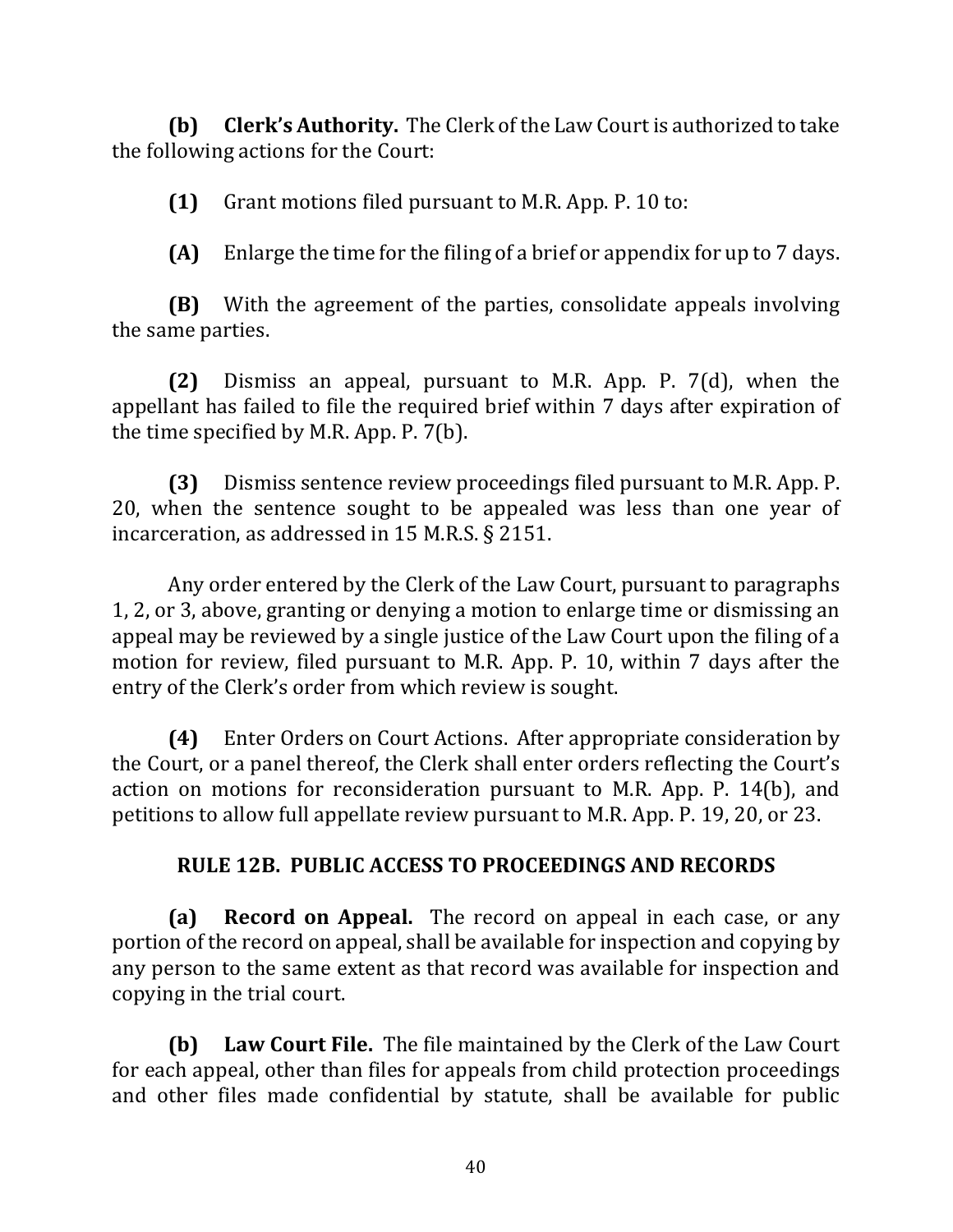**(b) Clerk's Authority.** The Clerk of the Law Court is authorized to take the following actions for the Court:

**(1)** Grant motions filed pursuant to M.R. App. P. 10 to:

**(A)** Enlarge the time for the filing of a brief or appendix for up to 7 days.

**(B)** With the agreement of the parties, consolidate appeals involving the same parties.

**(2)** Dismiss an appeal, pursuant to M.R. App. P. 7(d), when the appellant has failed to file the required brief within 7 days after expiration of the time specified by M.R. App. P. 7(b).

**(3)** Dismiss sentence review proceedings filed pursuant to M.R. App. P. 20, when the sentence sought to be appealed was less than one year of incarceration, as addressed in 15 M.R.S. § 2151.

Any order entered by the Clerk of the Law Court, pursuant to paragraphs 1, 2, or 3, above, granting or denying a motion to enlarge time or dismissing an appeal may be reviewed by a single justice of the Law Court upon the filing of a motion for review, filed pursuant to M.R. App. P. 10, within 7 days after the entry of the Clerk's order from which review is sought.

**(4)** Enter Orders on Court Actions. After appropriate consideration by the Court, or a panel thereof, the Clerk shall enter orders reflecting the Court's action on motions for reconsideration pursuant to M.R. App. P. 14(b), and petitions to allow full appellate review pursuant to M.R. App. P. 19, 20, or 23.

## RULE 12B. PUBLIC ACCESS TO PROCEEDINGS AND RECORDS

**(a) Record on Appeal.** The record on appeal in each case, or any portion of the record on appeal, shall be available for inspection and copying by any person to the same extent as that record was available for inspection and copying in the trial court.

**(b) Law Court File.** The file maintained by the Clerk of the Law Court for each appeal, other than files for appeals from child protection proceedings and other files made confidential by statute, shall be available for public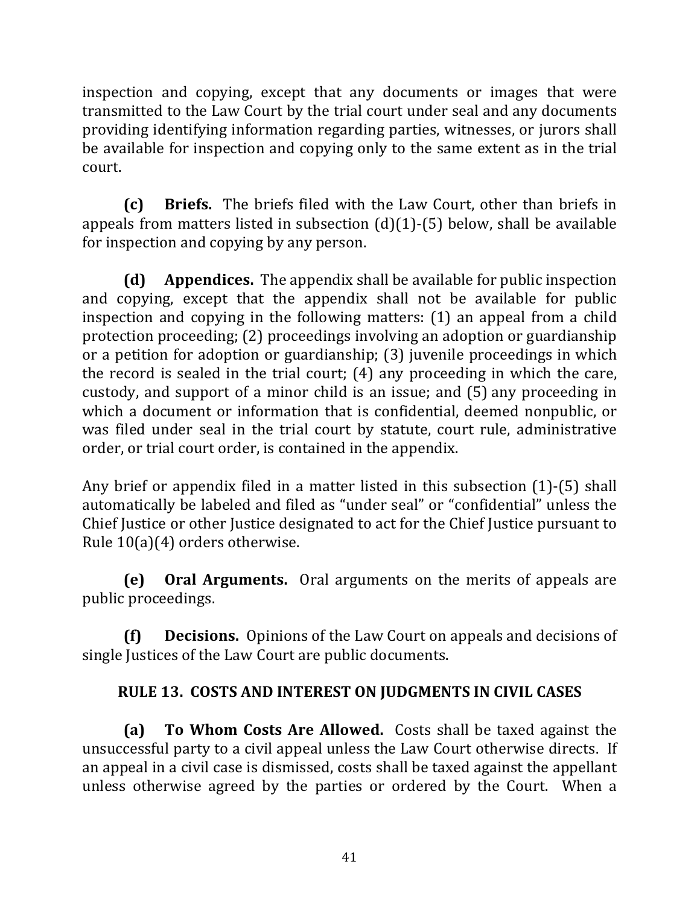inspection and copying, except that any documents or images that were transmitted to the Law Court by the trial court under seal and any documents providing identifying information regarding parties, witnesses, or jurors shall be available for inspection and copying only to the same extent as in the trial court.

**(c) Briefs.** The briefs filed with the Law Court, other than briefs in appeals from matters listed in subsection (d)(1)-(5) below, shall be available for inspection and copying by any person.

**(d) Appendices.** The appendix shall be available for public inspection and copying, except that the appendix shall not be available for public inspection and copying in the following matters: (1) an appeal from a child protection proceeding; (2) proceedings involving an adoption or guardianship or a petition for adoption or guardianship; (3) juvenile proceedings in which the record is sealed in the trial court; (4) any proceeding in which the care, custody, and support of a minor child is an issue; and (5) any proceeding in which a document or information that is confidential, deemed nonpublic, or was filed under seal in the trial court by statute, court rule, administrative order, or trial court order, is contained in the appendix.

Any brief or appendix filed in a matter listed in this subsection (1)-(5) shall automatically be labeled and filed as "under seal" or "confidential" unless the Chief Justice or other Justice designated to act for the Chief Justice pursuant to Rule 10(a)(4) orders otherwise.

**(e) Oral Arguments.** Oral arguments on the merits of appeals are public proceedings.

**(f) Decisions.** Opinions of the Law Court on appeals and decisions of single Justices of the Law Court are public documents.

## RULE 13. COSTS AND INTEREST ON JUDGMENTS IN CIVIL CASES

**(a) To Whom Costs Are Allowed.** Costs shall be taxed against the unsuccessful party to a civil appeal unless the Law Court otherwise directs. If an appeal in a civil case is dismissed, costs shall be taxed against the appellant unless otherwise agreed by the parties or ordered by the Court. When a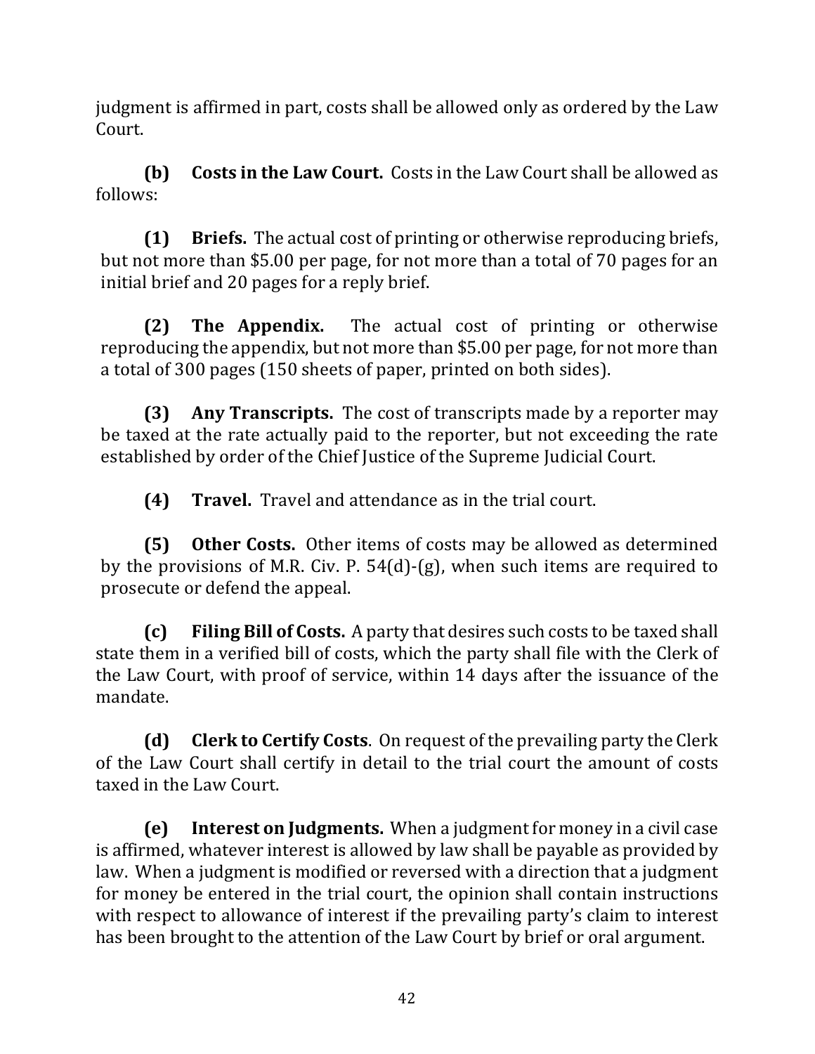judgment is affirmed in part, costs shall be allowed only as ordered by the Law Court.

**(b) Costs in the Law Court.** Costs in the Law Court shall be allowed as follows:

**(1) Briefs.** The actual cost of printing or otherwise reproducing briefs, but not more than $5.00 per page, for not more than a total of 70 pages for an initial brief and 20 pages for a reply brief.

**(2) The Appendix.** The actual cost of printing or otherwise reproducing the appendix, but not more than $5.00 per page, for not more than a total of 300 pages (150 sheets of paper, printed on both sides).

**(3) Any Transcripts.** The cost of transcripts made by a reporter may be taxed at the rate actually paid to the reporter, but not exceeding the rate established by order of the Chief Justice of the Supreme Judicial Court.

**(4) Travel.** Travel and attendance as in the trial court.

**(5) Other Costs.** Other items of costs may be allowed as determined by the provisions of M.R. Civ. P. 54(d)-(g), when such items are required to prosecute or defend the appeal.

**(c) Filing Bill of Costs.** A party that desires such costs to be taxed shall state them in a verified bill of costs, which the party shall file with the Clerk of the Law Court, with proof of service, within 14 days after the issuance of the mandate.

**(d) Clerk to Certify Costs**. On request of the prevailing party the Clerk of the Law Court shall certify in detail to the trial court the amount of costs taxed in the Law Court.

**(e) Interest on Judgments.** When a judgment for money in a civil case is affirmed, whatever interest is allowed by law shall be payable as provided by law. When a judgment is modified or reversed with a direction that a judgment for money be entered in the trial court, the opinion shall contain instructions with respect to allowance of interest if the prevailing party's claim to interest has been brought to the attention of the Law Court by brief or oral argument.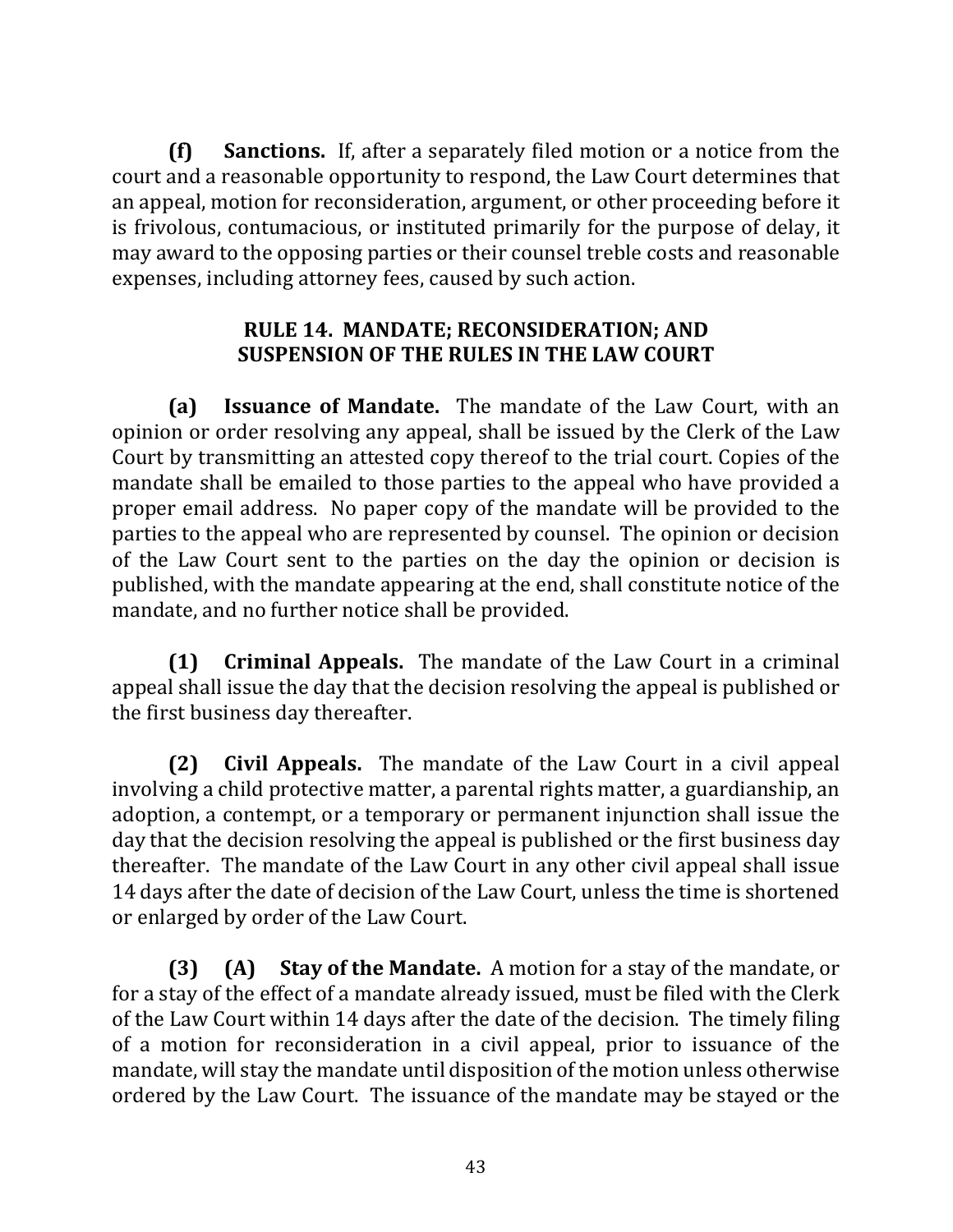**(f) Sanctions.** If, after a separately filed motion or a notice from the court and a reasonable opportunity to respond, the Law Court determines that an appeal, motion for reconsideration, argument, or other proceeding before it is frivolous, contumacious, or instituted primarily for the purpose of delay, it may award to the opposing parties or their counsel treble costs and reasonable expenses, including attorney fees, caused by such action.

## RULE 14. MANDATE; RECONSIDERATION; AND SUSPENSION OF THE RULES IN THE LAW COURT

**(a) Issuance of Mandate.** The mandate of the Law Court, with an opinion or order resolving any appeal, shall be issued by the Clerk of the Law Court by transmitting an attested copy thereof to the trial court. Copies of the mandate shall be emailed to those parties to the appeal who have provided a proper email address. No paper copy of the mandate will be provided to the parties to the appeal who are represented by counsel. The opinion or decision of the Law Court sent to the parties on the day the opinion or decision is published, with the mandate appearing at the end, shall constitute notice of the mandate, and no further notice shall be provided.

**(1) Criminal Appeals.** The mandate of the Law Court in a criminal appeal shall issue the day that the decision resolving the appeal is published or the first business day thereafter.

**(2) Civil Appeals.** The mandate of the Law Court in a civil appeal involving a child protective matter, a parental rights matter, a guardianship, an adoption, a contempt, or a temporary or permanent injunction shall issue the day that the decision resolving the appeal is published or the first business day thereafter. The mandate of the Law Court in any other civil appeal shall issue 14 days after the date of decision of the Law Court, unless the time is shortened or enlarged by order of the Law Court.

**(3) (A) Stay of the Mandate.** A motion for a stay of the mandate, or for a stay of the effect of a mandate already issued, must be filed with the Clerk of the Law Court within 14 days after the date of the decision. The timely filing of a motion for reconsideration in a civil appeal, prior to issuance of the mandate, will stay the mandate until disposition of the motion unless otherwise ordered by the Law Court. The issuance of the mandate may be stayed or the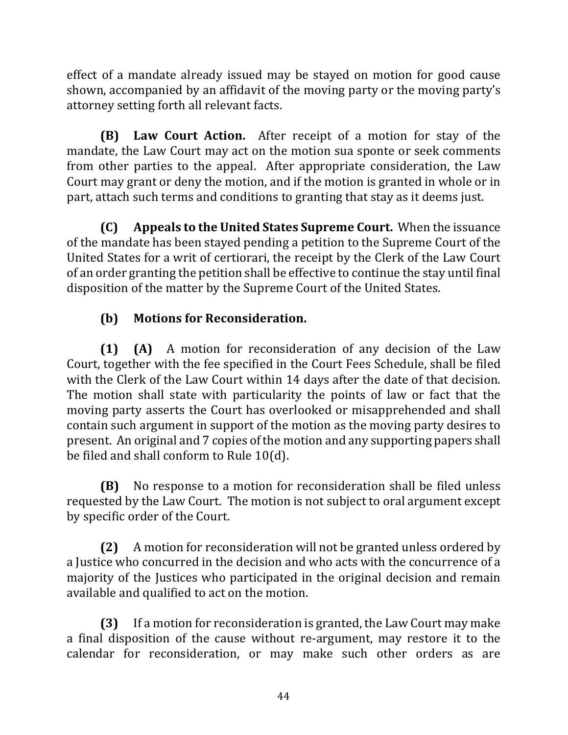effect of a mandate already issued may be stayed on motion for good cause shown, accompanied by an affidavit of the moving party or the moving party's attorney setting forth all relevant facts.

**(B) Law Court Action.** After receipt of a motion for stay of the mandate, the Law Court may act on the motion sua sponte or seek comments from other parties to the appeal. After appropriate consideration, the Law Court may grant or deny the motion, and if the motion is granted in whole or in part, attach such terms and conditions to granting that stay as it deems just.

**(C) Appeals to the United States Supreme Court.** When the issuance of the mandate has been stayed pending a petition to the Supreme Court of the United States for a writ of certiorari, the receipt by the Clerk of the Law Court of an order granting the petition shall be effective to continue the stay until final disposition of the matter by the Supreme Court of the United States.

**(b) Motions for Reconsideration.**

**(1) (A)** A motion for reconsideration of any decision of the Law Court, together with the fee specified in the Court Fees Schedule, shall be filed with the Clerk of the Law Court within 14 days after the date of that decision. The motion shall state with particularity the points of law or fact that the moving party asserts the Court has overlooked or misapprehended and shall contain such argument in support of the motion as the moving party desires to present. An original and 7 copies of the motion and any supporting papers shall be filed and shall conform to Rule 10(d).

**(B)** No response to a motion for reconsideration shall be filed unless requested by the Law Court. The motion is not subject to oral argument except by specific order of the Court.

**(2)** A motion for reconsideration will not be granted unless ordered by a Justice who concurred in the decision and who acts with the concurrence of a majority of the Justices who participated in the original decision and remain available and qualified to act on the motion.

**(3)** If a motion for reconsideration is granted, the Law Court may make a final disposition of the cause without re-argument, may restore it to the calendar for reconsideration, or may make such other orders as are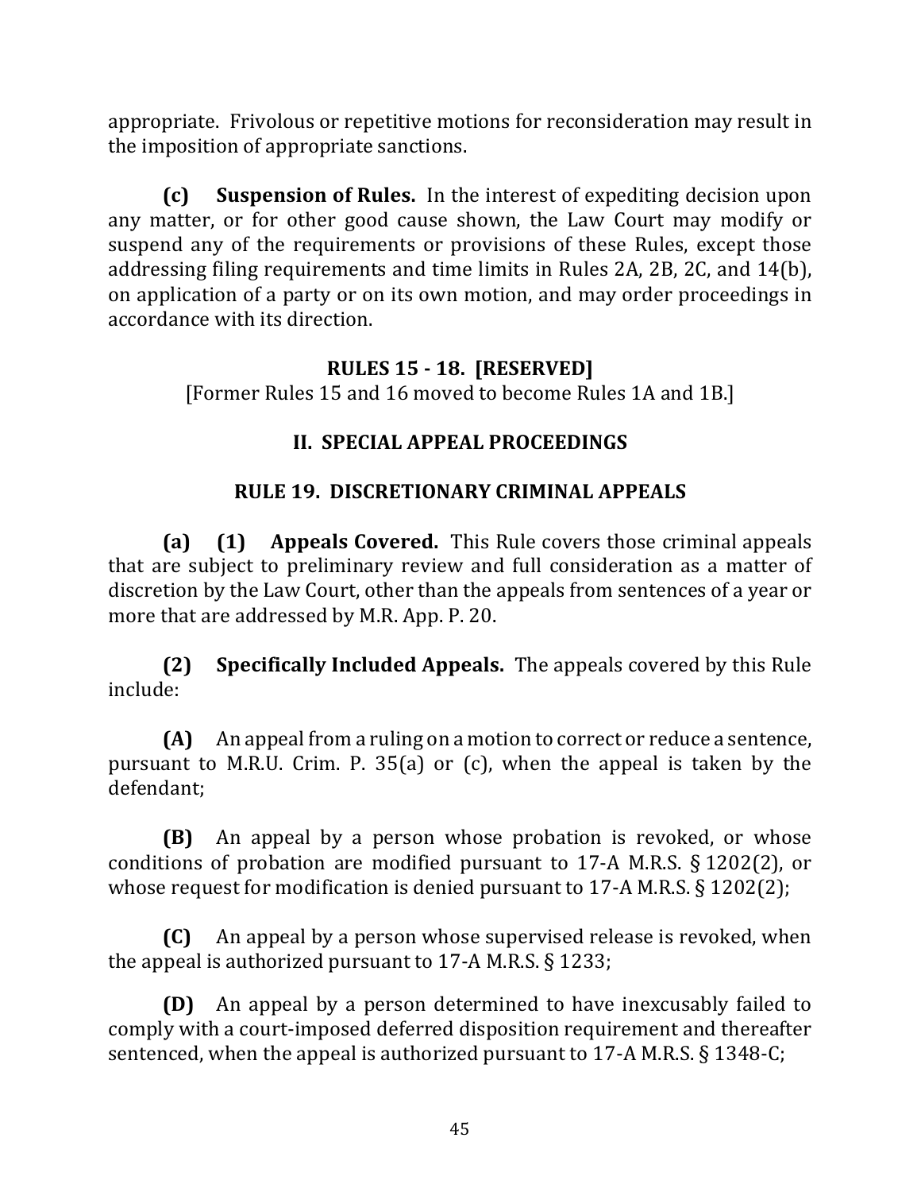appropriate. Frivolous or repetitive motions for reconsideration may result in the imposition of appropriate sanctions.

**(c) Suspension of Rules.** In the interest of expediting decision upon any matter, or for other good cause shown, the Law Court may modify or suspend any of the requirements or provisions of these Rules, except those addressing filing requirements and time limits in Rules 2A, 2B, 2C, and 14(b), on application of a party or on its own motion, and may order proceedings in accordance with its direction.

## RULES 15 - 18. [RESERVED]

[Former Rules 15 and 16 moved to become Rules 1A and 1B.]

## II. SPECIAL APPEAL PROCEEDINGS

## RULE 19. DISCRETIONARY CRIMINAL APPEALS

**(a) (1) Appeals Covered.** This Rule covers those criminal appeals that are subject to preliminary review and full consideration as a matter of discretion by the Law Court, other than the appeals from sentences of a year or more that are addressed by M.R. App. P. 20.

**(2) Specifically Included Appeals.** The appeals covered by this Rule include:

**(A)** An appeal from a ruling on a motion to correct or reduce a sentence, pursuant to M.R.U. Crim. P. 35(a) or (c), when the appeal is taken by the defendant;

**(B)** An appeal by a person whose probation is revoked, or whose conditions of probation are modified pursuant to 17-A M.R.S. § 1202(2), or whose request for modification is denied pursuant to 17-A M.R.S. § 1202(2);

**(C)** An appeal by a person whose supervised release is revoked, when the appeal is authorized pursuant to 17-A M.R.S. § 1233;

**(D)** An appeal by a person determined to have inexcusably failed to comply with a court-imposed deferred disposition requirement and thereafter sentenced, when the appeal is authorized pursuant to 17-A M.R.S. § 1348-C;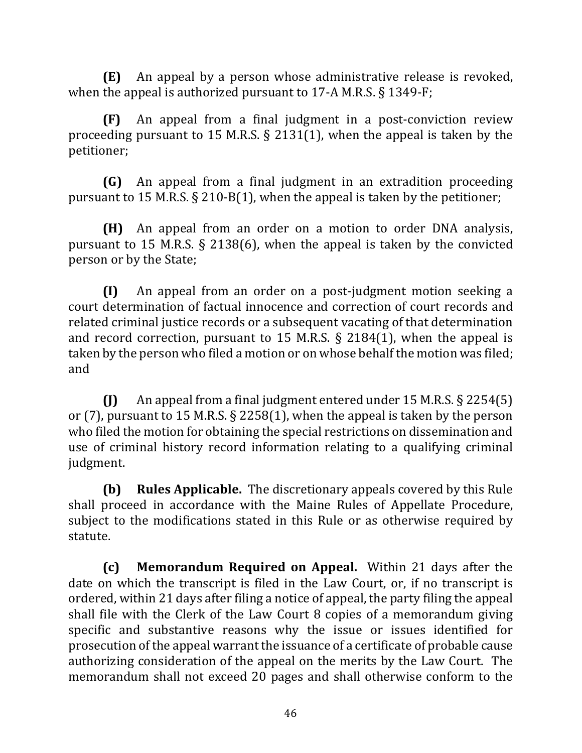**(E)** An appeal by a person whose administrative release is revoked, when the appeal is authorized pursuant to 17-A M.R.S. § 1349-F;

**(F)** An appeal from a final judgment in a post-conviction review proceeding pursuant to 15 M.R.S. § 2131(1), when the appeal is taken by the petitioner;

**(G)** An appeal from a final judgment in an extradition proceeding pursuant to 15 M.R.S. § 210-B(1), when the appeal is taken by the petitioner;

**(H)** An appeal from an order on a motion to order DNA analysis, pursuant to 15 M.R.S. § 2138(6), when the appeal is taken by the convicted person or by the State;

**(I)** An appeal from an order on a post-judgment motion seeking a court determination of factual innocence and correction of court records and related criminal justice records or a subsequent vacating of that determination and record correction, pursuant to 15 M.R.S. § 2184(1), when the appeal is taken by the person who filed a motion or on whose behalf the motion was filed; and

**(J)** An appeal from a final judgment entered under 15 M.R.S. § 2254(5) or (7), pursuant to 15 M.R.S. § 2258(1), when the appeal is taken by the person who filed the motion for obtaining the special restrictions on dissemination and use of criminal history record information relating to a qualifying criminal judgment.

**(b) Rules Applicable.** The discretionary appeals covered by this Rule shall proceed in accordance with the Maine Rules of Appellate Procedure, subject to the modifications stated in this Rule or as otherwise required by statute.

**(c) Memorandum Required on Appeal.** Within 21 days after the date on which the transcript is filed in the Law Court, or, if no transcript is ordered, within 21 days after filing a notice of appeal, the party filing the appeal shall file with the Clerk of the Law Court 8 copies of a memorandum giving specific and substantive reasons why the issue or issues identified for prosecution of the appeal warrant the issuance of a certificate of probable cause authorizing consideration of the appeal on the merits by the Law Court. The memorandum shall not exceed 20 pages and shall otherwise conform to the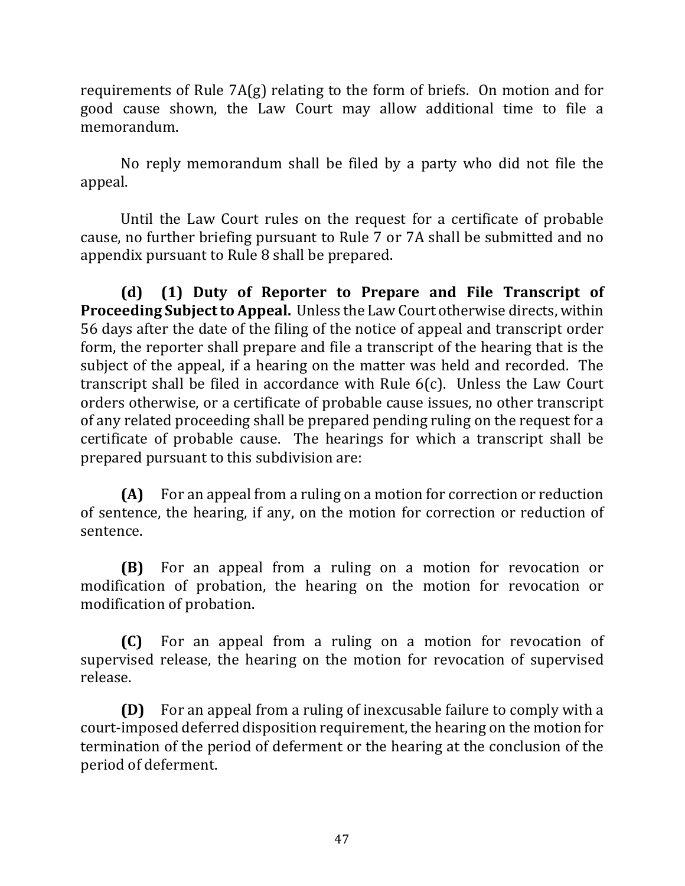requirements of Rule 7A(g) relating to the form of briefs. On motion and for good cause shown, the Law Court may allow additional time to file a memorandum.

No reply memorandum shall be filed by a party who did not file the appeal.

Until the Law Court rules on the request for a certificate of probable cause, no further briefing pursuant to Rule 7 or 7A shall be submitted and no appendix pursuant to Rule 8 shall be prepared.

**(d) (1) Duty of Reporter to Prepare and File Transcript of Proceeding Subject to Appeal.** Unless the Law Court otherwise directs, within 56 days after the date of the filing of the notice of appeal and transcript order form, the reporter shall prepare and file a transcript of the hearing that is the subject of the appeal, if a hearing on the matter was held and recorded. The transcript shall be filed in accordance with Rule 6(c). Unless the Law Court orders otherwise, or a certificate of probable cause issues, no other transcript of any related proceeding shall be prepared pending ruling on the request for a certificate of probable cause. The hearings for which a transcript shall be prepared pursuant to this subdivision are:

**(A)** For an appeal from a ruling on a motion for correction or reduction of sentence, the hearing, if any, on the motion for correction or reduction of sentence.

**(B)** For an appeal from a ruling on a motion for revocation or modification of probation, the hearing on the motion for revocation or modification of probation.

**(C)** For an appeal from a ruling on a motion for revocation of supervised release, the hearing on the motion for revocation of supervised release.

**(D)** For an appeal from a ruling of inexcusable failure to comply with a court-imposed deferred disposition requirement, the hearing on the motion for termination of the period of deferment or the hearing at the conclusion of the period of deferment.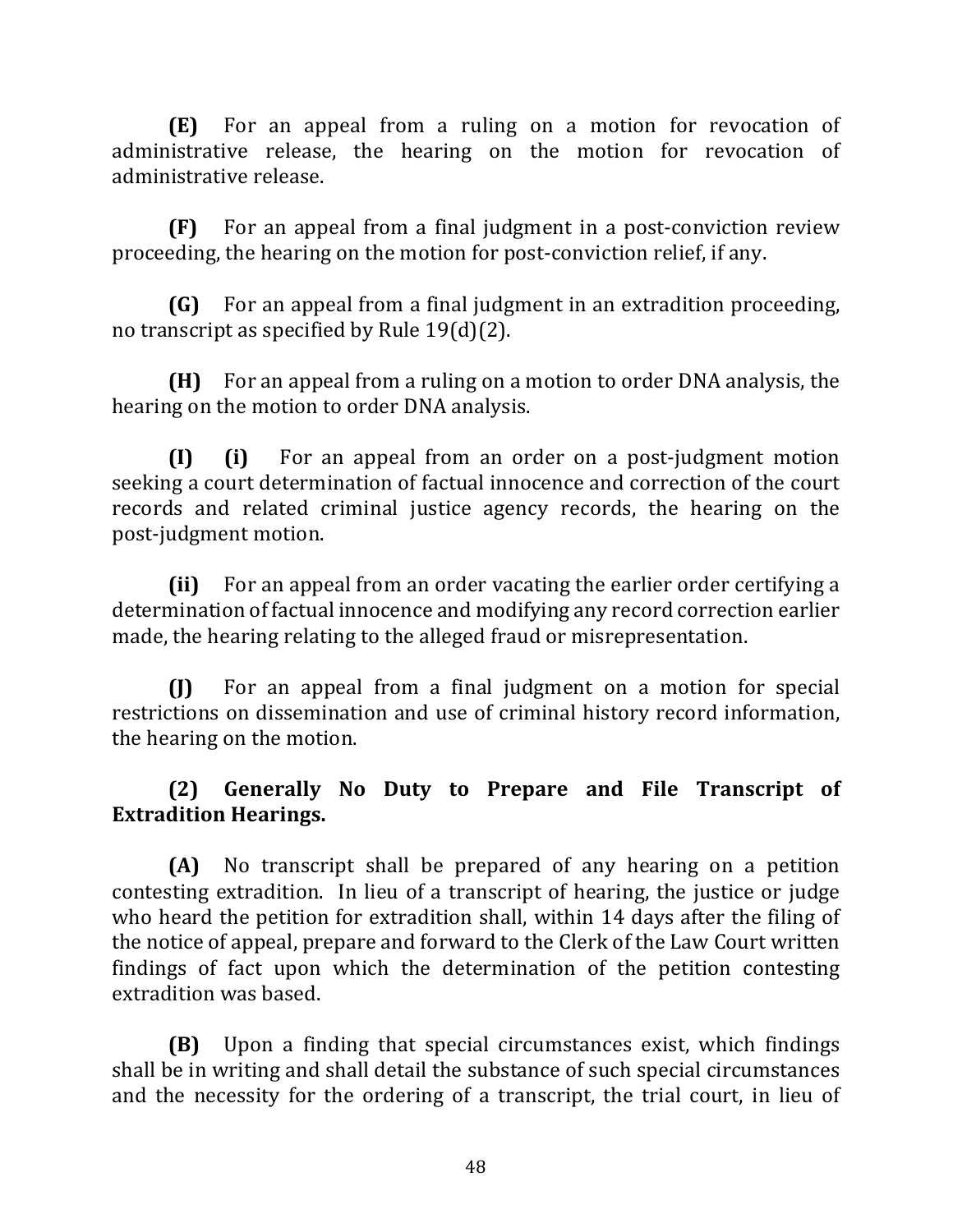**(E)** For an appeal from a ruling on a motion for revocation of administrative release, the hearing on the motion for revocation of administrative release.

**(F)** For an appeal from a final judgment in a post-conviction review proceeding, the hearing on the motion for post-conviction relief, if any.

**(G)** For an appeal from a final judgment in an extradition proceeding, no transcript as specified by Rule 19(d)(2).

**(H)** For an appeal from a ruling on a motion to order DNA analysis, the hearing on the motion to order DNA analysis.

**(I)** **(i)** For an appeal from an order on a post-judgment motion seeking a court determination of factual innocence and correction of the court records and related criminal justice agency records, the hearing on the post-judgment motion.

**(ii)** For an appeal from an order vacating the earlier order certifying a determination of factual innocence and modifying any record correction earlier made, the hearing relating to the alleged fraud or misrepresentation.

**(J)** For an appeal from a final judgment on a motion for special restrictions on dissemination and use of criminal history record information, the hearing on the motion.

**(2) Generally No Duty to Prepare and File Transcript of Extradition Hearings.**

**(A)** No transcript shall be prepared of any hearing on a petition contesting extradition. In lieu of a transcript of hearing, the justice or judge who heard the petition for extradition shall, within 14 days after the filing of the notice of appeal, prepare and forward to the Clerk of the Law Court written findings of fact upon which the determination of the petition contesting extradition was based.

**(B)** Upon a finding that special circumstances exist, which findings shall be in writing and shall detail the substance of such special circumstances and the necessity for the ordering of a transcript, the trial court, in lieu of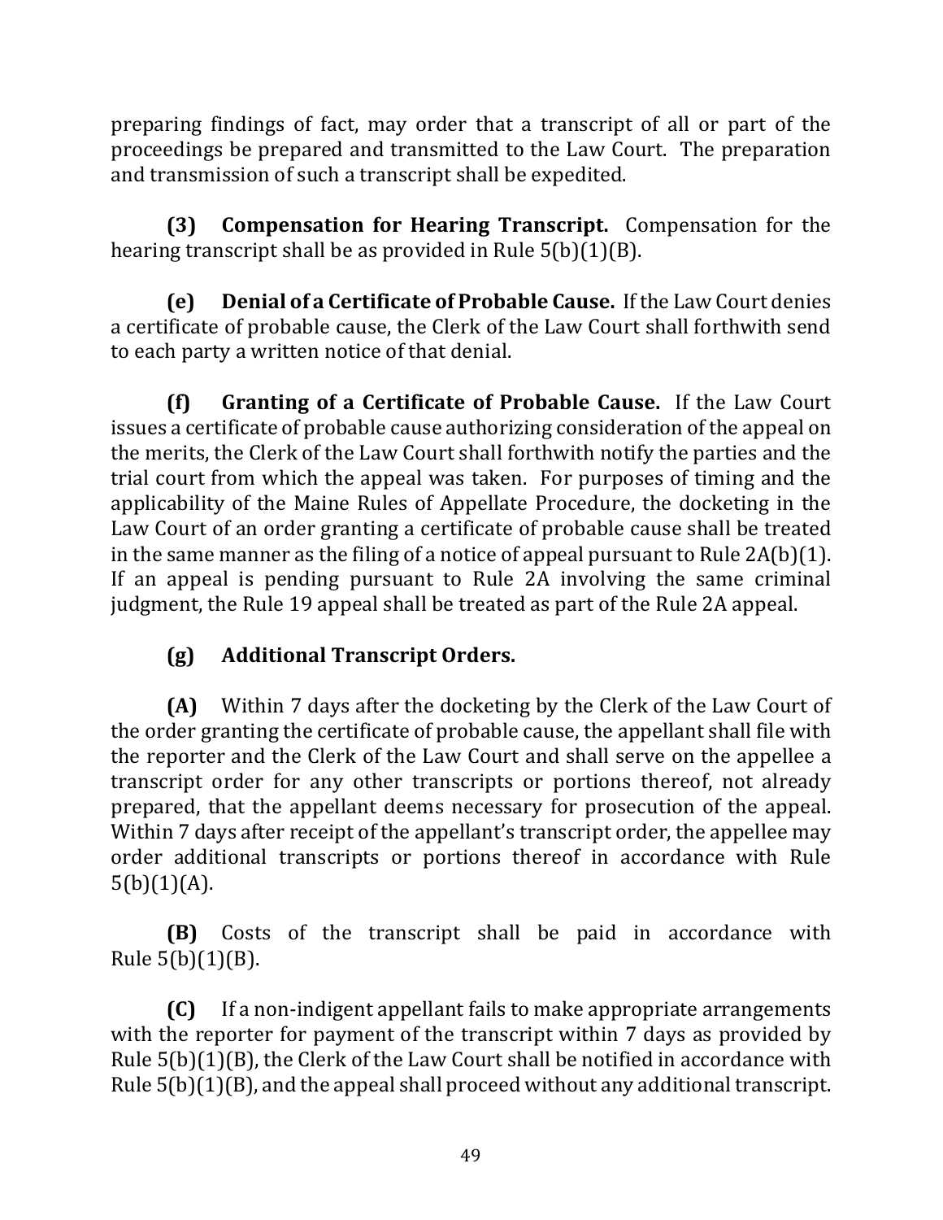preparing findings of fact, may order that a transcript of all or part of the proceedings be prepared and transmitted to the Law Court. The preparation and transmission of such a transcript shall be expedited.

**(3) Compensation for Hearing Transcript.** Compensation for the hearing transcript shall be as provided in Rule 5(b)(1)(B).

**(e) Denial of a Certificate of Probable Cause.** If the Law Court denies a certificate of probable cause, the Clerk of the Law Court shall forthwith send to each party a written notice of that denial.

**(f) Granting of a Certificate of Probable Cause.** If the Law Court issues a certificate of probable cause authorizing consideration of the appeal on the merits, the Clerk of the Law Court shall forthwith notify the parties and the trial court from which the appeal was taken. For purposes of timing and the applicability of the Maine Rules of Appellate Procedure, the docketing in the Law Court of an order granting a certificate of probable cause shall be treated in the same manner as the filing of a notice of appeal pursuant to Rule 2A(b)(1). If an appeal is pending pursuant to Rule 2A involving the same criminal judgment, the Rule 19 appeal shall be treated as part of the Rule 2A appeal.

**(g) Additional Transcript Orders.**

**(A)** Within 7 days after the docketing by the Clerk of the Law Court of the order granting the certificate of probable cause, the appellant shall file with the reporter and the Clerk of the Law Court and shall serve on the appellee a transcript order for any other transcripts or portions thereof, not already prepared, that the appellant deems necessary for prosecution of the appeal. Within 7 days after receipt of the appellant's transcript order, the appellee may order additional transcripts or portions thereof in accordance with Rule 5(b)(1)(A).

**(B)** Costs of the transcript shall be paid in accordance with Rule 5(b)(1)(B).

**(C)** If a non-indigent appellant fails to make appropriate arrangements with the reporter for payment of the transcript within 7 days as provided by Rule 5(b)(1)(B), the Clerk of the Law Court shall be notified in accordance with Rule 5(b)(1)(B), and the appeal shall proceed without any additional transcript.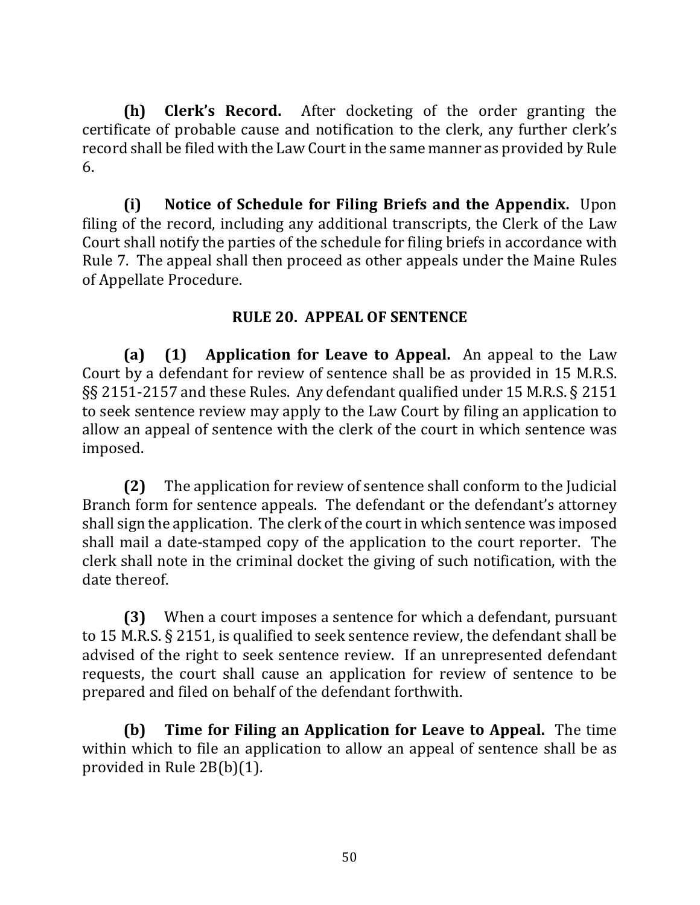**(h) Clerk's Record.** After docketing of the order granting the certificate of probable cause and notification to the clerk, any further clerk's record shall be filed with the Law Court in the same manner as provided by Rule 6.

**(i) Notice of Schedule for Filing Briefs and the Appendix.** Upon filing of the record, including any additional transcripts, the Clerk of the Law Court shall notify the parties of the schedule for filing briefs in accordance with Rule 7. The appeal shall then proceed as other appeals under the Maine Rules of Appellate Procedure.

## RULE 20. APPEAL OF SENTENCE

**(a) (1) Application for Leave to Appeal.** An appeal to the Law Court by a defendant for review of sentence shall be as provided in 15 M.R.S. §§ 2151-2157 and these Rules. Any defendant qualified under 15 M.R.S. § 2151 to seek sentence review may apply to the Law Court by filing an application to allow an appeal of sentence with the clerk of the court in which sentence was imposed.

**(2)** The application for review of sentence shall conform to the Judicial Branch form for sentence appeals. The defendant or the defendant's attorney shall sign the application. The clerk of the court in which sentence was imposed shall mail a date-stamped copy of the application to the court reporter. The clerk shall note in the criminal docket the giving of such notification, with the date thereof.

**(3)** When a court imposes a sentence for which a defendant, pursuant to 15 M.R.S. § 2151, is qualified to seek sentence review, the defendant shall be advised of the right to seek sentence review. If an unrepresented defendant requests, the court shall cause an application for review of sentence to be prepared and filed on behalf of the defendant forthwith.

**(b) Time for Filing an Application for Leave to Appeal.** The time within which to file an application to allow an appeal of sentence shall be as provided in Rule 2B(b)(1).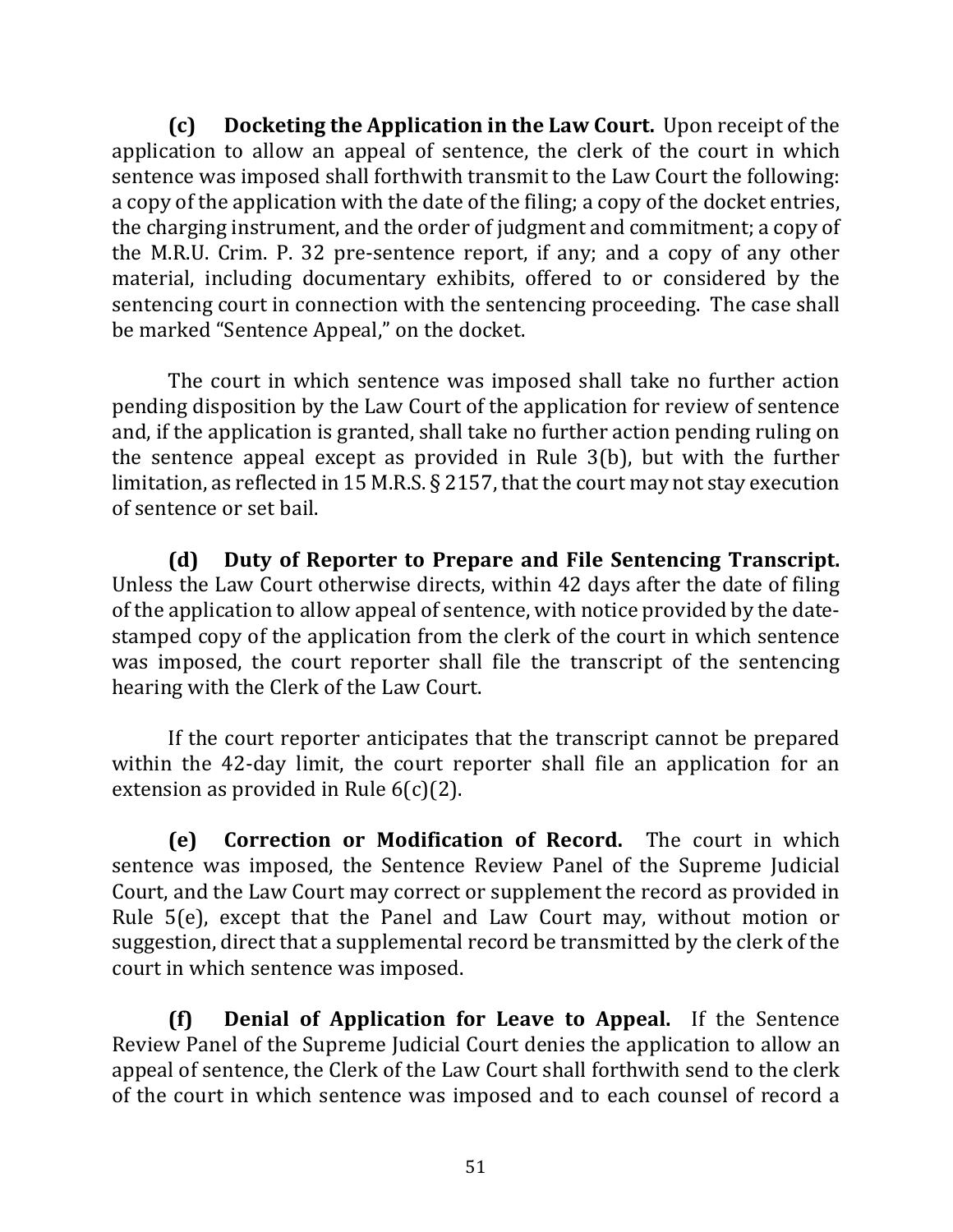**(c) Docketing the Application in the Law Court.** Upon receipt of the application to allow an appeal of sentence, the clerk of the court in which sentence was imposed shall forthwith transmit to the Law Court the following: a copy of the application with the date of the filing; a copy of the docket entries, the charging instrument, and the order of judgment and commitment; a copy of the M.R.U. Crim. P. 32 pre-sentence report, if any; and a copy of any other material, including documentary exhibits, offered to or considered by the sentencing court in connection with the sentencing proceeding. The case shall be marked "Sentence Appeal," on the docket.

The court in which sentence was imposed shall take no further action pending disposition by the Law Court of the application for review of sentence and, if the application is granted, shall take no further action pending ruling on the sentence appeal except as provided in Rule 3(b), but with the further limitation, as reflected in 15 M.R.S. § 2157, that the court may not stay execution of sentence or set bail.

**(d) Duty of Reporter to Prepare and File Sentencing Transcript.** Unless the Law Court otherwise directs, within 42 days after the date of filing of the application to allow appeal of sentence, with notice provided by the date-stamped copy of the application from the clerk of the court in which sentence was imposed, the court reporter shall file the transcript of the sentencing hearing with the Clerk of the Law Court.

If the court reporter anticipates that the transcript cannot be prepared within the 42-day limit, the court reporter shall file an application for an extension as provided in Rule 6(c)(2).

**(e) Correction or Modification of Record.** The court in which sentence was imposed, the Sentence Review Panel of the Supreme Judicial Court, and the Law Court may correct or supplement the record as provided in Rule 5(e), except that the Panel and Law Court may, without motion or suggestion, direct that a supplemental record be transmitted by the clerk of the court in which sentence was imposed.

**(f) Denial of Application for Leave to Appeal.** If the Sentence Review Panel of the Supreme Judicial Court denies the application to allow an appeal of sentence, the Clerk of the Law Court shall forthwith send to the clerk of the court in which sentence was imposed and to each counsel of record a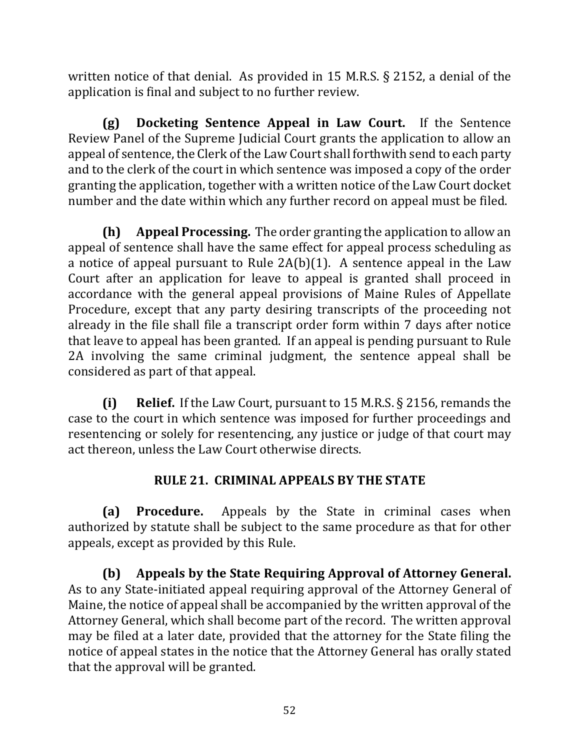written notice of that denial. As provided in 15 M.R.S. § 2152, a denial of the application is final and subject to no further review.

**(g) Docketing Sentence Appeal in Law Court.** If the Sentence Review Panel of the Supreme Judicial Court grants the application to allow an appeal of sentence, the Clerk of the Law Court shall forthwith send to each party and to the clerk of the court in which sentence was imposed a copy of the order granting the application, together with a written notice of the Law Court docket number and the date within which any further record on appeal must be filed.

**(h) Appeal Processing.** The order granting the application to allow an appeal of sentence shall have the same effect for appeal process scheduling as a notice of appeal pursuant to Rule 2A(b)(1). A sentence appeal in the Law Court after an application for leave to appeal is granted shall proceed in accordance with the general appeal provisions of Maine Rules of Appellate Procedure, except that any party desiring transcripts of the proceeding not already in the file shall file a transcript order form within 7 days after notice that leave to appeal has been granted. If an appeal is pending pursuant to Rule 2A involving the same criminal judgment, the sentence appeal shall be considered as part of that appeal.

**(i) Relief.** If the Law Court, pursuant to 15 M.R.S. § 2156, remands the case to the court in which sentence was imposed for further proceedings and resentencing or solely for resentencing, any justice or judge of that court may act thereon, unless the Law Court otherwise directs.

## RULE 21. CRIMINAL APPEALS BY THE STATE

**(a) Procedure.** Appeals by the State in criminal cases when authorized by statute shall be subject to the same procedure as that for other appeals, except as provided by this Rule.

**(b) Appeals by the State Requiring Approval of Attorney General.** As to any State-initiated appeal requiring approval of the Attorney General of Maine, the notice of appeal shall be accompanied by the written approval of the Attorney General, which shall become part of the record. The written approval may be filed at a later date, provided that the attorney for the State filing the notice of appeal states in the notice that the Attorney General has orally stated that the approval will be granted.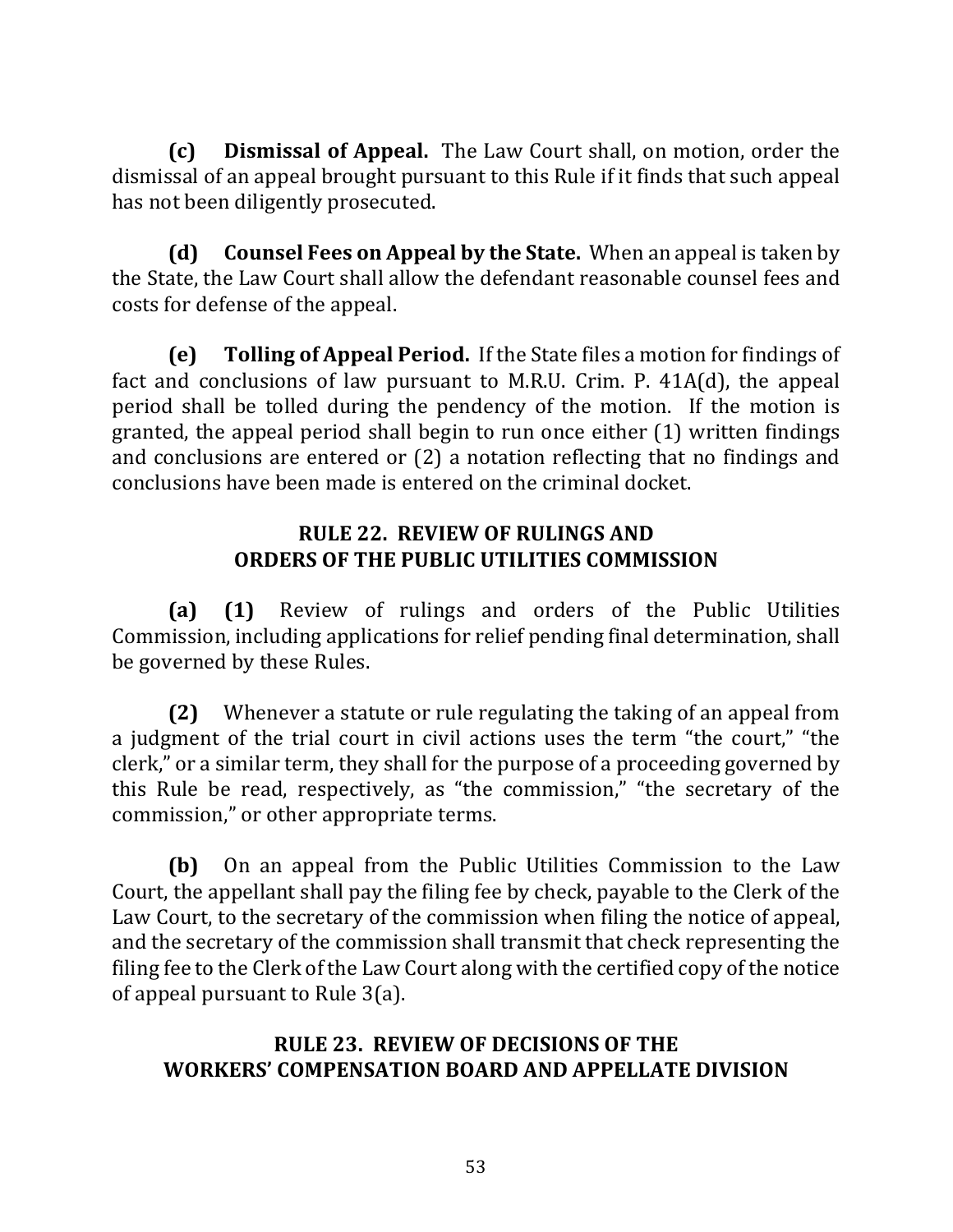**(c) Dismissal of Appeal.** The Law Court shall, on motion, order the dismissal of an appeal brought pursuant to this Rule if it finds that such appeal has not been diligently prosecuted.

**(d) Counsel Fees on Appeal by the State.** When an appeal is taken by the State, the Law Court shall allow the defendant reasonable counsel fees and costs for defense of the appeal.

**(e) Tolling of Appeal Period.** If the State files a motion for findings of fact and conclusions of law pursuant to M.R.U. Crim. P. 41A(d), the appeal period shall be tolled during the pendency of the motion. If the motion is granted, the appeal period shall begin to run once either (1) written findings and conclusions are entered or (2) a notation reflecting that no findings and conclusions have been made is entered on the criminal docket.

## RULE 22. REVIEW OF RULINGS AND ORDERS OF THE PUBLIC UTILITIES COMMISSION

**(a) (1)** Review of rulings and orders of the Public Utilities Commission, including applications for relief pending final determination, shall be governed by these Rules.

**(2)** Whenever a statute or rule regulating the taking of an appeal from a judgment of the trial court in civil actions uses the term "the court," "the clerk," or a similar term, they shall for the purpose of a proceeding governed by this Rule be read, respectively, as "the commission," "the secretary of the commission," or other appropriate terms.

**(b)** On an appeal from the Public Utilities Commission to the Law Court, the appellant shall pay the filing fee by check, payable to the Clerk of the Law Court, to the secretary of the commission when filing the notice of appeal, and the secretary of the commission shall transmit that check representing the filing fee to the Clerk of the Law Court along with the certified copy of the notice of appeal pursuant to Rule 3(a).

## RULE 23. REVIEW OF DECISIONS OF THE WORKERS' COMPENSATION BOARD AND APPELLATE DIVISION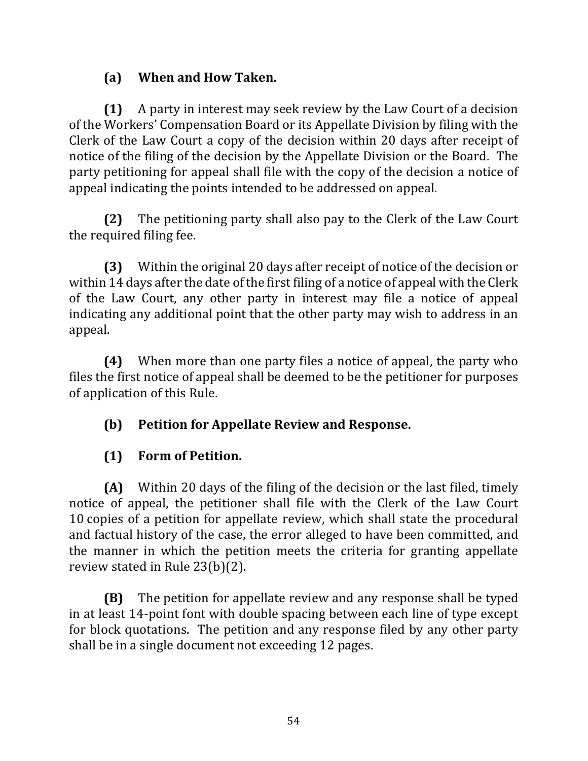**(a) When and How Taken.**

**(1)** A party in interest may seek review by the Law Court of a decision of the Workers' Compensation Board or its Appellate Division by filing with the Clerk of the Law Court a copy of the decision within 20 days after receipt of notice of the filing of the decision by the Appellate Division or the Board. The party petitioning for appeal shall file with the copy of the decision a notice of appeal indicating the points intended to be addressed on appeal.

**(2)** The petitioning party shall also pay to the Clerk of the Law Court the required filing fee.

**(3)** Within the original 20 days after receipt of notice of the decision or within 14 days after the date of the first filing of a notice of appeal with the Clerk of the Law Court, any other party in interest may file a notice of appeal indicating any additional point that the other party may wish to address in an appeal.

**(4)** When more than one party files a notice of appeal, the party who files the first notice of appeal shall be deemed to be the petitioner for purposes of application of this Rule.

**(b) Petition for Appellate Review and Response.**

**(1) Form of Petition.**

**(A)** Within 20 days of the filing of the decision or the last filed, timely notice of appeal, the petitioner shall file with the Clerk of the Law Court 10 copies of a petition for appellate review, which shall state the procedural and factual history of the case, the error alleged to have been committed, and the manner in which the petition meets the criteria for granting appellate review stated in Rule 23(b)(2).

**(B)** The petition for appellate review and any response shall be typed in at least 14-point font with double spacing between each line of type except for block quotations. The petition and any response filed by any other party shall be in a single document not exceeding 12 pages.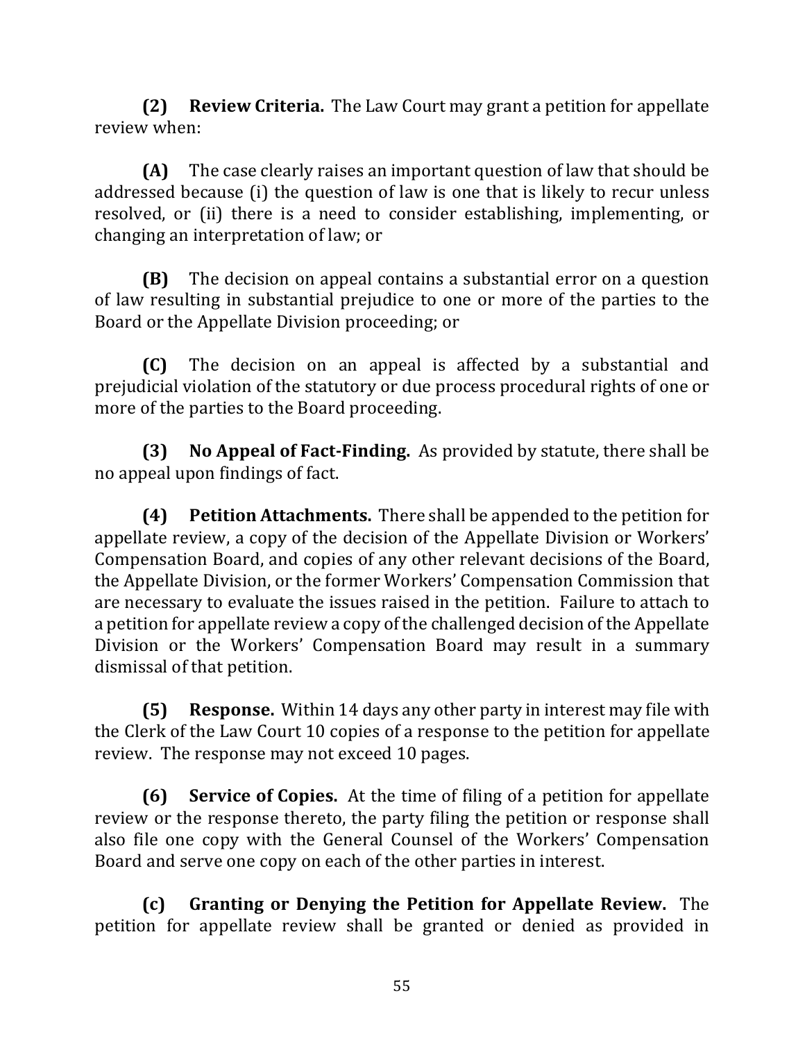**(2) Review Criteria.** The Law Court may grant a petition for appellate review when:

**(A)** The case clearly raises an important question of law that should be addressed because (i) the question of law is one that is likely to recur unless resolved, or (ii) there is a need to consider establishing, implementing, or changing an interpretation of law; or

**(B)** The decision on appeal contains a substantial error on a question of law resulting in substantial prejudice to one or more of the parties to the Board or the Appellate Division proceeding; or

**(C)** The decision on an appeal is affected by a substantial and prejudicial violation of the statutory or due process procedural rights of one or more of the parties to the Board proceeding.

**(3) No Appeal of Fact-Finding.** As provided by statute, there shall be no appeal upon findings of fact.

**(4) Petition Attachments.** There shall be appended to the petition for appellate review, a copy of the decision of the Appellate Division or Workers' Compensation Board, and copies of any other relevant decisions of the Board, the Appellate Division, or the former Workers' Compensation Commission that are necessary to evaluate the issues raised in the petition. Failure to attach to a petition for appellate review a copy of the challenged decision of the Appellate Division or the Workers' Compensation Board may result in a summary dismissal of that petition.

**(5) Response.** Within 14 days any other party in interest may file with the Clerk of the Law Court 10 copies of a response to the petition for appellate review. The response may not exceed 10 pages.

**(6) Service of Copies.** At the time of filing of a petition for appellate review or the response thereto, the party filing the petition or response shall also file one copy with the General Counsel of the Workers' Compensation Board and serve one copy on each of the other parties in interest.

**(c) Granting or Denying the Petition for Appellate Review.** The petition for appellate review shall be granted or denied as provided in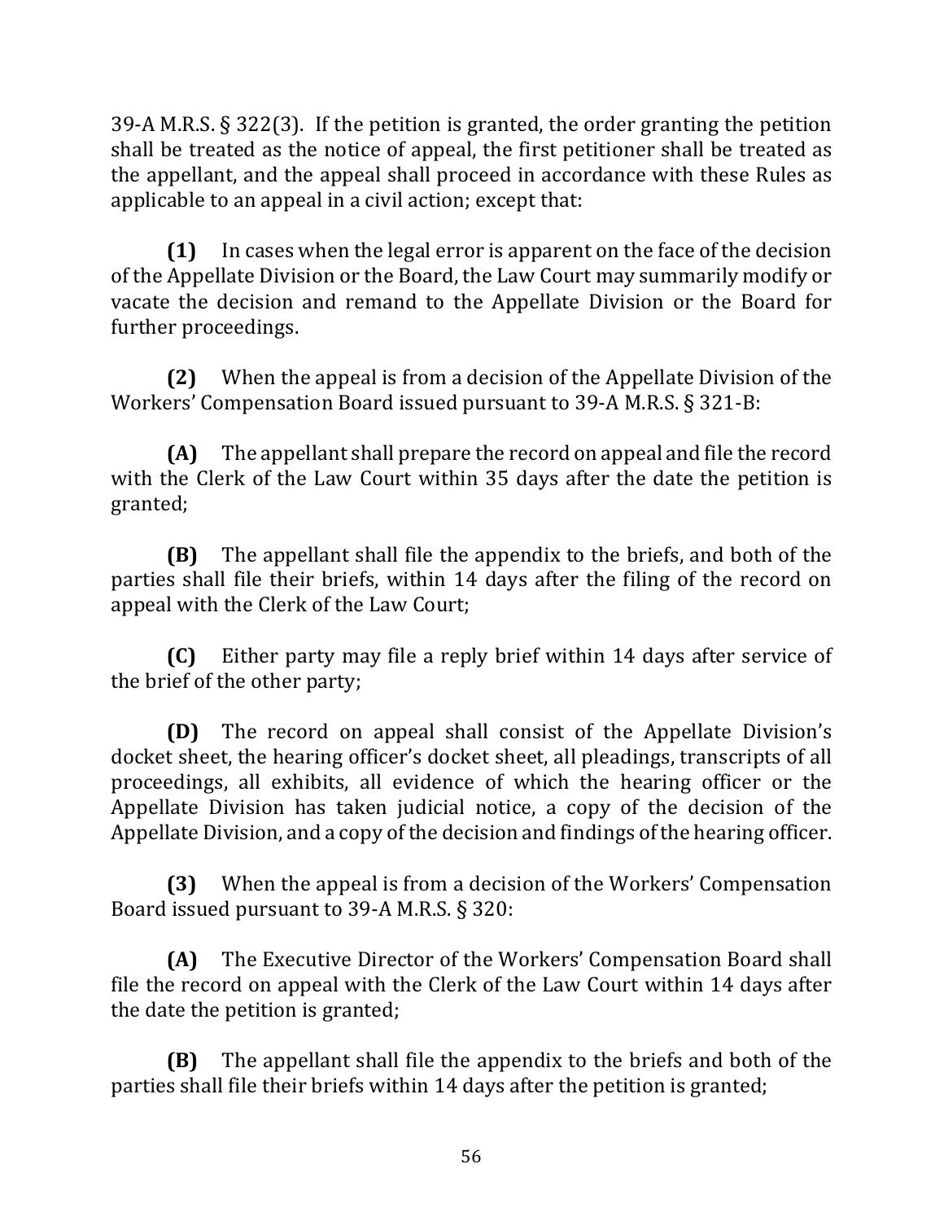39-A M.R.S. § 322(3). If the petition is granted, the order granting the petition shall be treated as the notice of appeal, the first petitioner shall be treated as the appellant, and the appeal shall proceed in accordance with these Rules as applicable to an appeal in a civil action; except that:

**(1)** In cases when the legal error is apparent on the face of the decision of the Appellate Division or the Board, the Law Court may summarily modify or vacate the decision and remand to the Appellate Division or the Board for further proceedings.

**(2)** When the appeal is from a decision of the Appellate Division of the Workers' Compensation Board issued pursuant to 39-A M.R.S. § 321-B:

**(A)** The appellant shall prepare the record on appeal and file the record with the Clerk of the Law Court within 35 days after the date the petition is granted;

**(B)** The appellant shall file the appendix to the briefs, and both of the parties shall file their briefs, within 14 days after the filing of the record on appeal with the Clerk of the Law Court;

**(C)** Either party may file a reply brief within 14 days after service of the brief of the other party;

**(D)** The record on appeal shall consist of the Appellate Division's docket sheet, the hearing officer's docket sheet, all pleadings, transcripts of all proceedings, all exhibits, all evidence of which the hearing officer or the Appellate Division has taken judicial notice, a copy of the decision of the Appellate Division, and a copy of the decision and findings of the hearing officer.

**(3)** When the appeal is from a decision of the Workers' Compensation Board issued pursuant to 39-A M.R.S. § 320:

**(A)** The Executive Director of the Workers' Compensation Board shall file the record on appeal with the Clerk of the Law Court within 14 days after the date the petition is granted;

**(B)** The appellant shall file the appendix to the briefs and both of the parties shall file their briefs within 14 days after the petition is granted;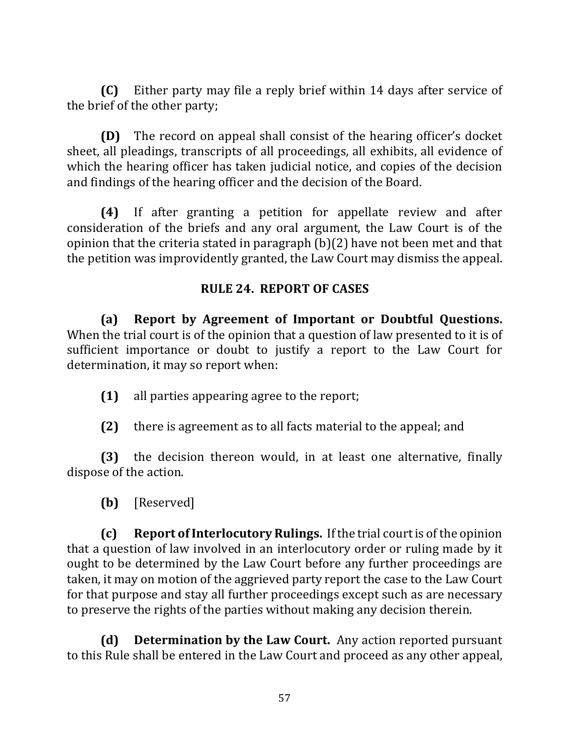**(C)** Either party may file a reply brief within 14 days after service of the brief of the other party;

**(D)** The record on appeal shall consist of the hearing officer's docket sheet, all pleadings, transcripts of all proceedings, all exhibits, all evidence of which the hearing officer has taken judicial notice, and copies of the decision and findings of the hearing officer and the decision of the Board.

**(4)** If after granting a petition for appellate review and after consideration of the briefs and any oral argument, the Law Court is of the opinion that the criteria stated in paragraph (b)(2) have not been met and that the petition was improvidently granted, the Law Court may dismiss the appeal.

## RULE 24. REPORT OF CASES

**(a) Report by Agreement of Important or Doubtful Questions.** When the trial court is of the opinion that a question of law presented to it is of sufficient importance or doubt to justify a report to the Law Court for determination, it may so report when:

**(1)** all parties appearing agree to the report;

**(2)** there is agreement as to all facts material to the appeal; and

**(3)** the decision thereon would, in at least one alternative, finally dispose of the action.

**(b)** [Reserved]

**(c) Report of Interlocutory Rulings.** If the trial court is of the opinion that a question of law involved in an interlocutory order or ruling made by it ought to be determined by the Law Court before any further proceedings are taken, it may on motion of the aggrieved party report the case to the Law Court for that purpose and stay all further proceedings except such as are necessary to preserve the rights of the parties without making any decision therein.

**(d) Determination by the Law Court.** Any action reported pursuant to this Rule shall be entered in the Law Court and proceed as any other appeal,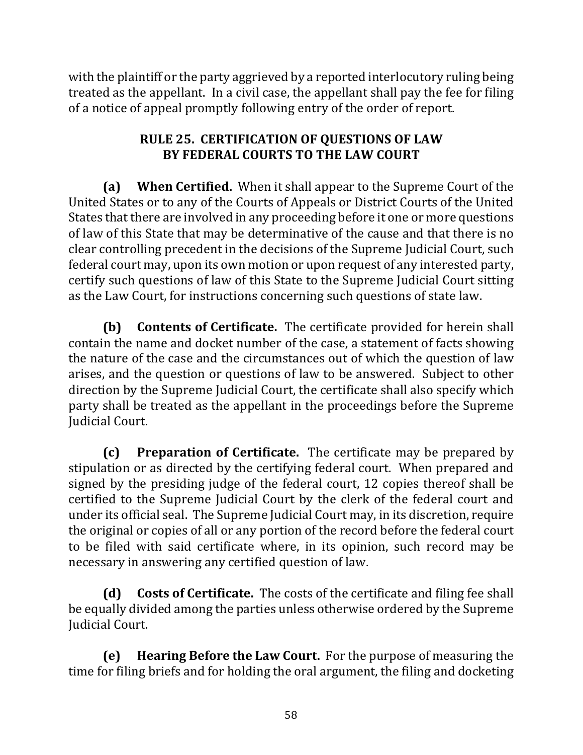with the plaintiff or the party aggrieved by a reported interlocutory ruling being treated as the appellant. In a civil case, the appellant shall pay the fee for filing of a notice of appeal promptly following entry of the order of report.

## RULE 25. CERTIFICATION OF QUESTIONS OF LAW BY FEDERAL COURTS TO THE LAW COURT

**(a) When Certified.** When it shall appear to the Supreme Court of the United States or to any of the Courts of Appeals or District Courts of the United States that there are involved in any proceeding before it one or more questions of law of this State that may be determinative of the cause and that there is no clear controlling precedent in the decisions of the Supreme Judicial Court, such federal court may, upon its own motion or upon request of any interested party, certify such questions of law of this State to the Supreme Judicial Court sitting as the Law Court, for instructions concerning such questions of state law.

**(b) Contents of Certificate.** The certificate provided for herein shall contain the name and docket number of the case, a statement of facts showing the nature of the case and the circumstances out of which the question of law arises, and the question or questions of law to be answered. Subject to other direction by the Supreme Judicial Court, the certificate shall also specify which party shall be treated as the appellant in the proceedings before the Supreme Judicial Court.

**(c) Preparation of Certificate.** The certificate may be prepared by stipulation or as directed by the certifying federal court. When prepared and signed by the presiding judge of the federal court, 12 copies thereof shall be certified to the Supreme Judicial Court by the clerk of the federal court and under its official seal. The Supreme Judicial Court may, in its discretion, require the original or copies of all or any portion of the record before the federal court to be filed with said certificate where, in its opinion, such record may be necessary in answering any certified question of law.

**(d) Costs of Certificate.** The costs of the certificate and filing fee shall be equally divided among the parties unless otherwise ordered by the Supreme Judicial Court.

**(e) Hearing Before the Law Court.** For the purpose of measuring the time for filing briefs and for holding the oral argument, the filing and docketing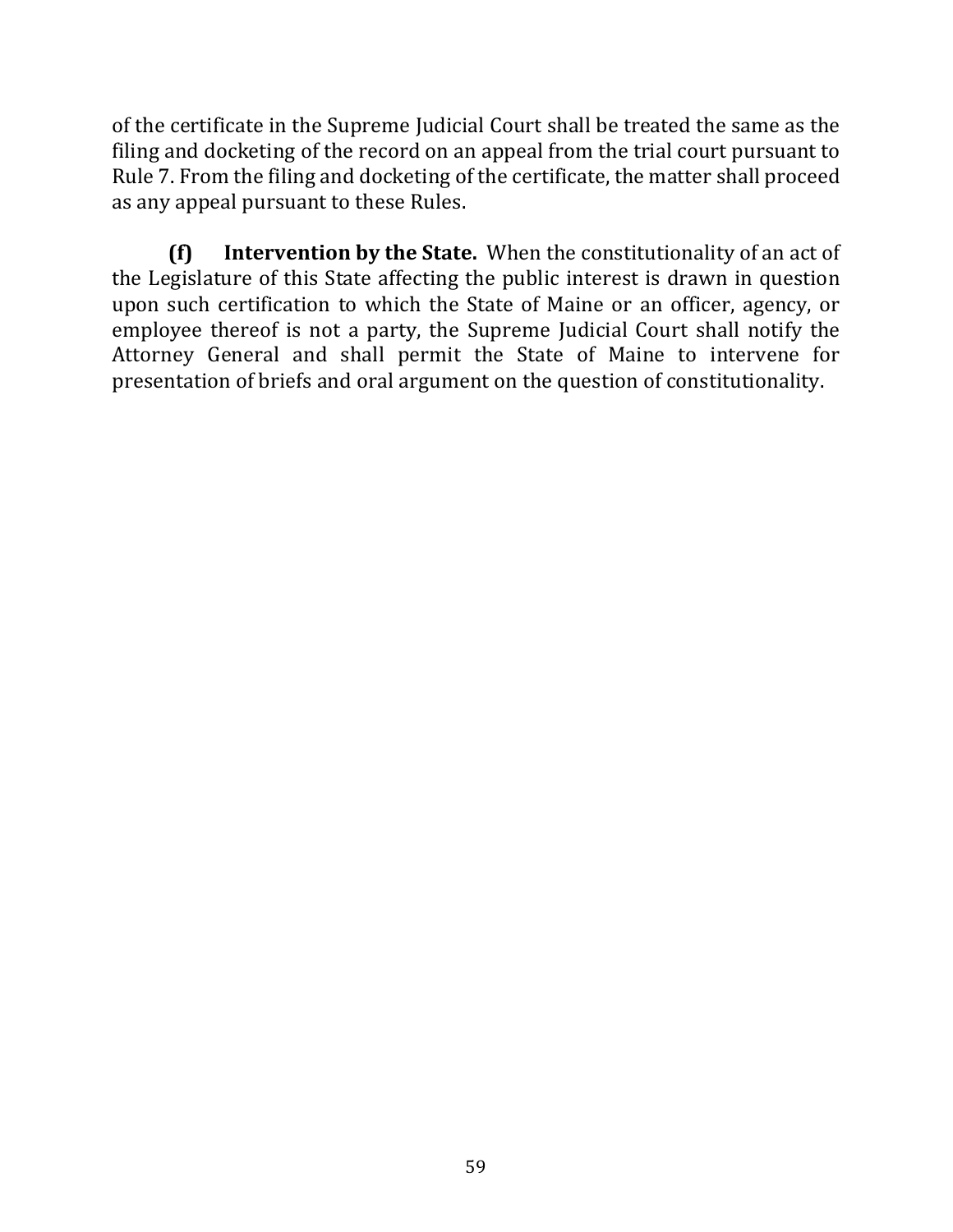of the certificate in the Supreme Judicial Court shall be treated the same as the filing and docketing of the record on an appeal from the trial court pursuant to Rule 7. From the filing and docketing of the certificate, the matter shall proceed as any appeal pursuant to these Rules.

**(f) Intervention by the State.** When the constitutionality of an act of the Legislature of this State affecting the public interest is drawn in question upon such certification to which the State of Maine or an officer, agency, or employee thereof is not a party, the Supreme Judicial Court shall notify the Attorney General and shall permit the State of Maine to intervene for presentation of briefs and oral argument on the question of constitutionality.